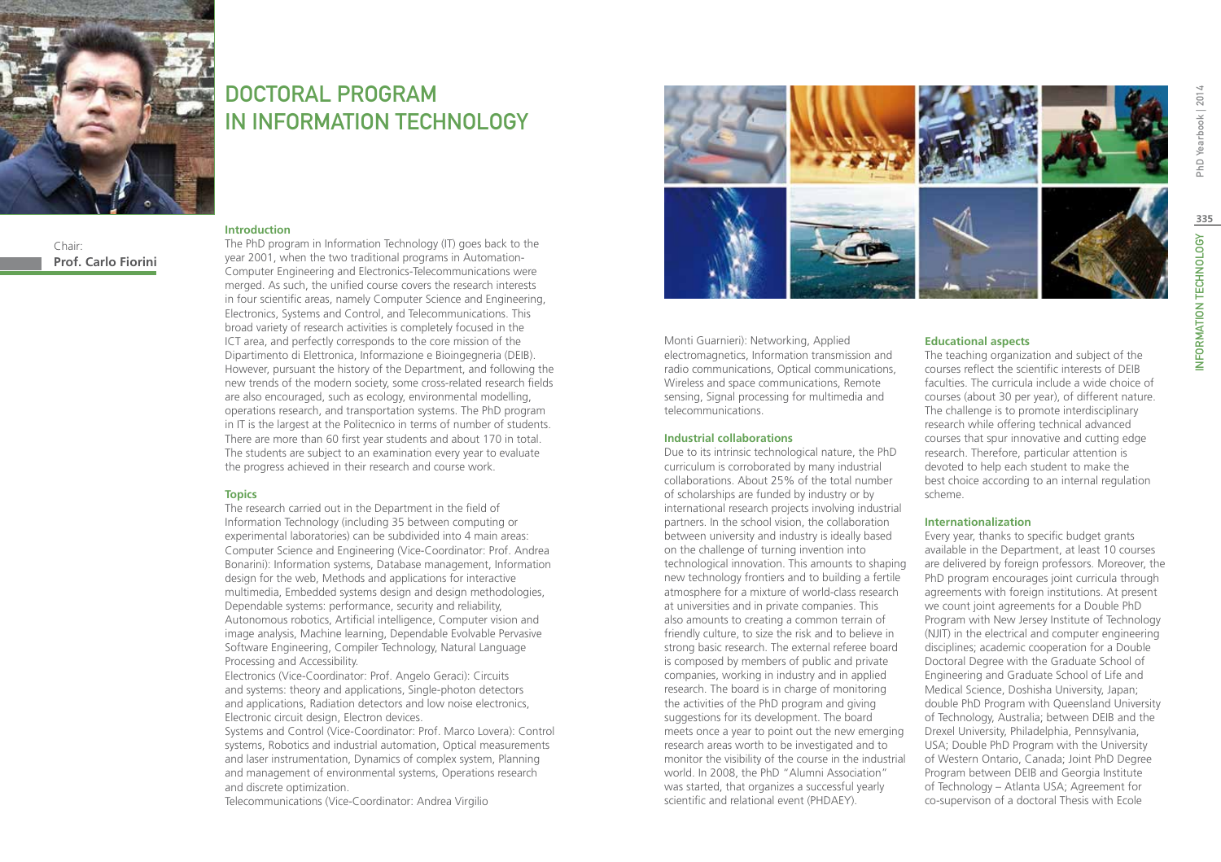# DOCTORAL PROGRAM IN INFORMATION TECHNOLOGY

Chair:
**Prof. Carlo Fiorini**

### Introduction

The PhD program in Information Technology (IT) goes back to the year 2001, when the two traditional programs in Automation-Computer Engineering and Electronics-Telecommunications were merged. As such, the unified course covers the research interests in four scientific areas, namely Computer Science and Engineering, Electronics, Systems and Control, and Telecommunications. This broad variety of research activities is completely focused in the ICT area, and perfectly corresponds to the core mission of the Dipartimento di Elettronica, Informazione e Bioingegneria (DEIB). However, pursuant the history of the Department, and following the new trends of the modern society, some cross-related research fields are also encouraged, such as ecology, environmental modelling, operations research, and transportation systems. The PhD program in IT is the largest at the Politecnico in terms of number of students. There are more than 60 first year students and about 170 in total. The students are subject to an examination every year to evaluate the progress achieved in their research and course work.

### Topics

The research carried out in the Department in the field of Information Technology (including 35 between computing or experimental laboratories) can be subdivided into 4 main areas:
Computer Science and Engineering (Vice-Coordinator: Prof. Andrea Bonarini): Information systems, Database management, Information design for the web, Methods and applications for interactive multimedia, Embedded systems design and design methodologies, Dependable systems: performance, security and reliability, Autonomous robotics, Artificial intelligence, Computer vision and image analysis, Machine learning, Dependable Evolvable Pervasive Software Engineering, Compiler Technology, Natural Language Processing and Accessibility.
Electronics (Vice-Coordinator: Prof. Angelo Geraci): Circuits and systems: theory and applications, Single-photon detectors and applications, Radiation detectors and low noise electronics, Electronic circuit design, Electron devices.
Systems and Control (Vice-Coordinator: Prof. Marco Lovera): Control systems, Robotics and industrial automation, Optical measurements and laser instrumentation, Dynamics of complex system, Planning and management of environmental systems, Operations research and discrete optimization.
Telecommunications (Vice-Coordinator: Andrea Virgilio Monti Guarnieri): Networking, Applied electromagnetics, Information transmission and radio communications, Optical communications, Wireless and space communications, Remote sensing, Signal processing for multimedia and telecommunications.

### Industrial collaborations

Due to its intrinsic technological nature, the PhD curriculum is corroborated by many industrial collaborations. About 25% of the total number of scholarships are funded by industry or by international research projects involving industrial partners. In the school vision, the collaboration between university and industry is ideally based on the challenge of turning invention into technological innovation. This amounts to shaping new technology frontiers and to building a fertile atmosphere for a mixture of world-class research at universities and in private companies. This also amounts to creating a common terrain of friendly culture, to size the risk and to believe in strong basic research. The external referee board is composed by members of public and private companies, working in industry and in applied research. The board is in charge of monitoring the activities of the PhD program and giving suggestions for its development. The board meets once a year to point out the new emerging research areas worth to be investigated and to monitor the visibility of the course in the industrial world. In 2008, the PhD "Alumni Association" was started, that organizes a successful yearly scientific and relational event (PHDAEY).

### Educational aspects

The teaching organization and subject of the courses reflect the scientific interests of DEIB faculties. The curricula include a wide choice of courses (about 30 per year), of different nature. The challenge is to promote interdisciplinary research while offering technical advanced courses that spur innovative and cutting edge research. Therefore, particular attention is devoted to help each student to make the best choice according to an internal regulation scheme.

### Internationalization

Every year, thanks to specific budget grants available in the Department, at least 10 courses are delivered by foreign professors. Moreover, the PhD program encourages joint curricula through agreements with foreign institutions. At present we count joint agreements for a Double PhD Program with New Jersey Institute of Technology (NJIT) in the electrical and computer engineering disciplines; academic cooperation for a Double Doctoral Degree with the Graduate School of Engineering and Graduate School of Life and Medical Science, Doshisha University, Japan; double PhD Program with Queensland University of Technology, Australia; between DEIB and the Drexel University, Philadelphia, Pennsylvania, USA; Double PhD Program with the University of Western Ontario, Canada; Joint PhD Degree Program between DEIB and Georgia Institute of Technology – Atlanta USA; Agreement for co-supervison of a doctoral Thesis with Ecole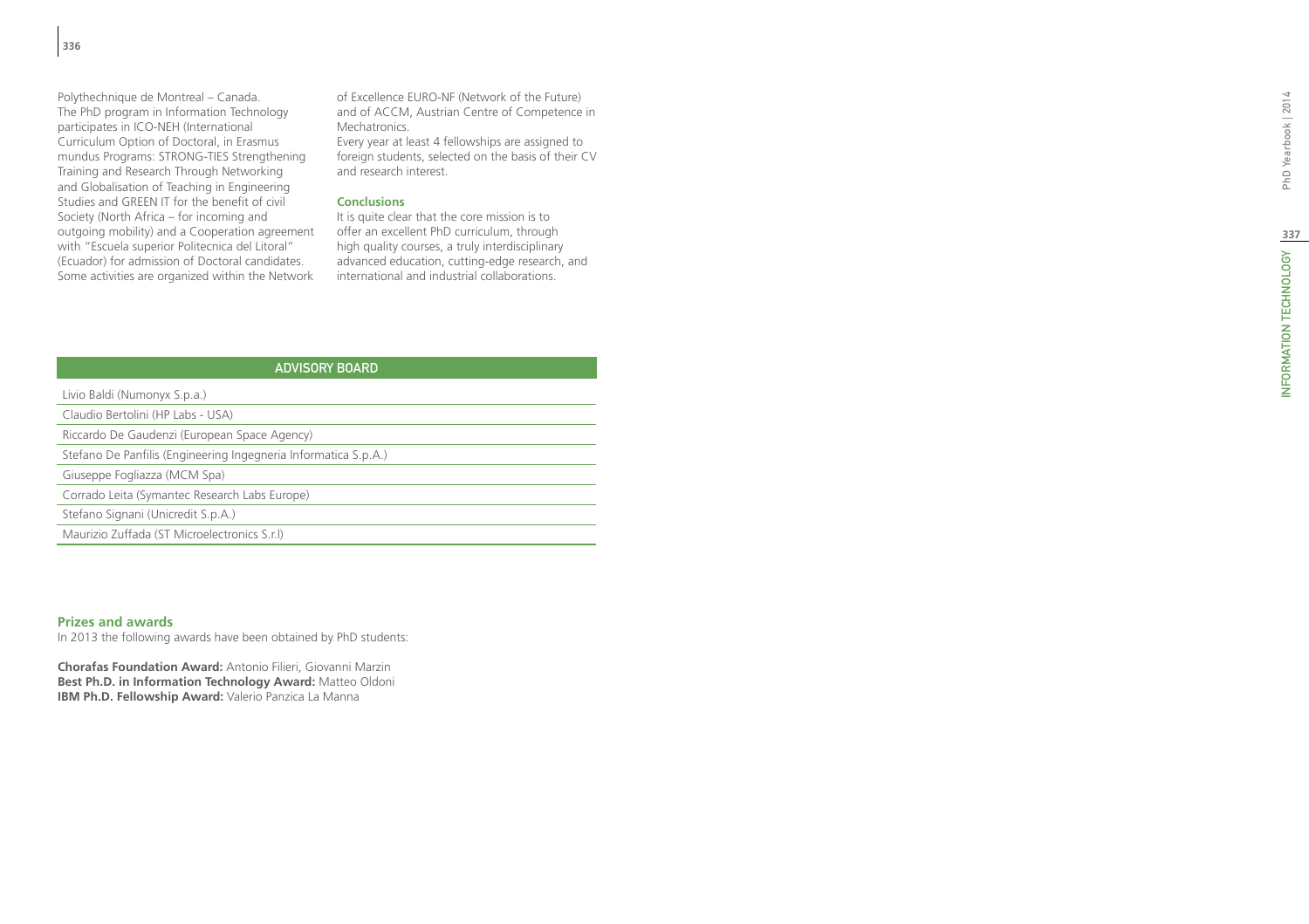Polythechnique de Montreal – Canada.
The PhD program in Information Technology participates in ICO-NEH (International Curriculum Option of Doctoral, in Erasmus mundus Programs: STRONG-TIES Strengthening Training and Research Through Networking and Globalisation of Teaching in Engineering Studies and GREEN IT for the benefit of civil Society (North Africa – for incoming and outgoing mobility) and a Cooperation agreement with "Escuela superior Politecnica del Litoral" (Ecuador) for admission of Doctoral candidates. Some activities are organized within the Network of Excellence EURO-NF (Network of the Future) and of ACCM, Austrian Centre of Competence in Mechatronics.
Every year at least 4 fellowships are assigned to foreign students, selected on the basis of their CV and research interest.

### Conclusions

It is quite clear that the core mission is to offer an excellent PhD curriculum, through high quality courses, a truly interdisciplinary advanced education, cutting-edge research, and international and industrial collaborations.

| ADVISORY BOARD |
|---|
| Livio Baldi (Numonyx S.p.a.) |
| Claudio Bertolini (HP Labs - USA) |
| Riccardo De Gaudenzi (European Space Agency) |
| Stefano De Panfilis (Engineering Ingegneria Informatica S.p.A.) |
| Giuseppe Fogliazza (MCM Spa) |
| Corrado Leita (Symantec Research Labs Europe) |
| Stefano Signani (Unicredit S.p.A.) |
| Maurizio Zuffada (ST Microelectronics S.r.l) |

### Prizes and awards

In 2013 the following awards have been obtained by PhD students:

**Chorafas Foundation Award:** Antonio Filieri, Giovanni Marzin
**Best Ph.D. in Information Technology Award:** Matteo Oldoni
**IBM Ph.D. Fellowship Award:** Valerio Panzica La Manna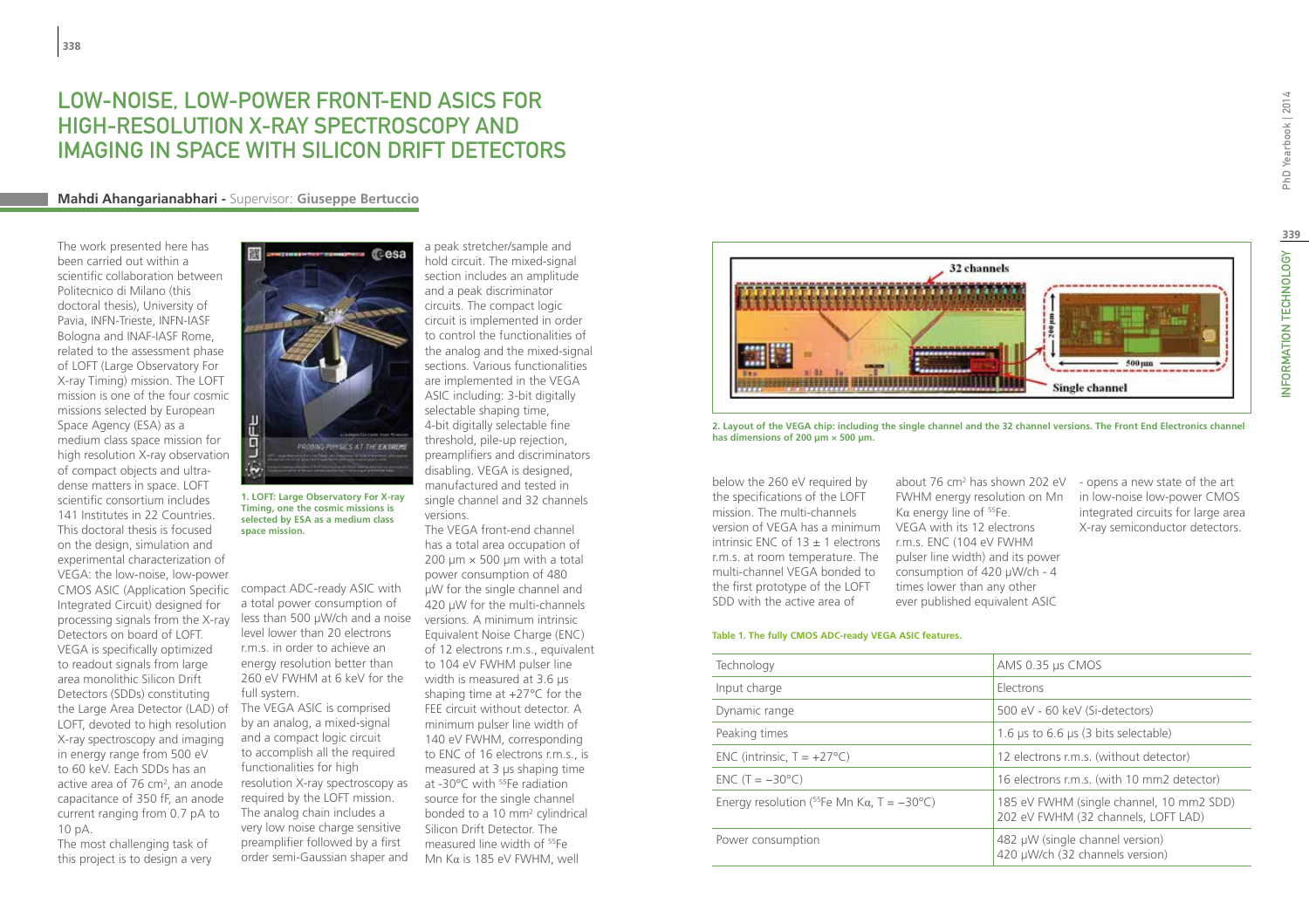# LOW-NOISE, LOW-POWER FRONT-END ASICS FOR HIGH-RESOLUTION X-RAY SPECTROSCOPY AND IMAGING IN SPACE WITH SILICON DRIFT DETECTORS

**Mahdi Ahangarianabhari -** Supervisor: **Giuseppe Bertuccio**

The work presented here has been carried out within a scientific collaboration between Politecnico di Milano (this doctoral thesis), University of Pavia, INFN-Trieste, INFN-IASF Bologna and INAF-IASF Rome, related to the assessment phase of LOFT (Large Observatory For X-ray Timing) mission. The LOFT mission is one of the four cosmic missions selected by European Space Agency (ESA) as a medium class space mission for high resolution X-ray observation of compact objects and ultra-dense matters in space. LOFT scientific consortium includes 141 Institutes in 22 Countries. This doctoral thesis is focused on the design, simulation and experimental characterization of VEGA: the low-noise, low-power CMOS ASIC (Application Specific Integrated Circuit) designed for processing signals from the X-ray Detectors on board of LOFT. VEGA is specifically optimized to readout signals from large area monolithic Silicon Drift Detectors (SDDs) constituting the Large Area Detector (LAD) of LOFT, devoted to high resolution X-ray spectroscopy and imaging in energy range from 500 eV to 60 keV. Each SDDs has an active area of 76 cm², an anode capacitance of 350 fF, an anode current ranging from 0.7 pA to 10 pA.

The most challenging task of this project is to design a very compact ADC-ready ASIC with a total power consumption of less than 500 µW/ch and a noise level lower than 20 electrons r.m.s. in order to achieve an energy resolution better than 260 eV FWHM at 6 keV for the full system.

1. LOFT: Large Observatory For X-ray Timing, one the cosmic missions is selected by ESA as a medium class space mission.

The VEGA ASIC is comprised by an analog, a mixed-signal and a compact logic circuit to accomplish all the required functionalities for high resolution X-ray spectroscopy as required by the LOFT mission. The analog chain includes a very low noise charge sensitive preamplifier followed by a first order semi-Gaussian shaper and a peak stretcher/sample and hold circuit. The mixed-signal section includes an amplitude and a peak discriminator circuits. The compact logic circuit is implemented in order to control the functionalities of the analog and the mixed-signal sections. Various functionalities are implemented in the VEGA ASIC including: 3-bit digitally selectable shaping time, 4-bit digitally selectable fine threshold, pile-up rejection, preamplifiers and discriminators disabling. VEGA is designed, manufactured and tested in single channel and 32 channels versions.

The VEGA front-end channel has a total area occupation of 200 µm × 500 µm with a total power consumption of 480 µW for the single channel and 420 µW for the multi-channels versions. A minimum intrinsic Equivalent Noise Charge (ENC) of 12 electrons r.m.s., equivalent to 104 eV FWHM pulser line width is measured at 3.6 µs shaping time at +27°C for the FEE circuit without detector. A minimum pulser line width of 140 eV FWHM, corresponding to ENC of 16 electrons r.m.s., is measured at 3 µs shaping time at -30°C with $^{55}$Fe radiation source for the single channel bonded to a 10 mm² cylindrical Silicon Drift Detector. The measured line width of $^{55}$Fe Mn Kα is 185 eV FWHM, well below the 260 eV required by the specifications of the LOFT mission. The multi-channels version of VEGA has a minimum intrinsic ENC of 13 ± 1 electrons r.m.s. at room temperature. The multi-channel VEGA bonded to the first prototype of the LOFT SDD with the active area of about 76 cm² has shown 202 eV FWHM energy resolution on Mn Kα energy line of $^{55}$Fe. VEGA with its 12 electrons r.m.s. ENC (104 eV FWHM pulser line width) and its power consumption of 420 µW/ch - 4 times lower than any other ever published equivalent ASIC - opens a new state of the art in low-noise low-power CMOS integrated circuits for large area X-ray semiconductor detectors.

2. Layout of the VEGA chip: including the single channel and the 32 channel versions. The Front End Electronics channel has dimensions of 200 µm × 500 µm.

**Table 1. The fully CMOS ADC-ready VEGA ASIC features.**

| | |
|---|---|
| Technology | AMS 0.35 µs CMOS |
| Input charge | Electrons |
| Dynamic range | 500 eV - 60 keV (Si-detectors) |
| Peaking times | 1.6 µs to 6.6 µs (3 bits selectable) |
| ENC (intrinsic, T = +27°C) | 12 electrons r.m.s. (without detector) |
| ENC (T = −30°C) | 16 electrons r.m.s. (with 10 mm2 detector) |
| Energy resolution ($^{55}$Fe Mn Kα, T = −30°C) | 185 eV FWHM (single channel, 10 mm2 SDD)<br>202 eV FWHM (32 channels, LOFT LAD) |
| Power consumption | 482 µW (single channel version)<br>420 µW/ch (32 channels version) |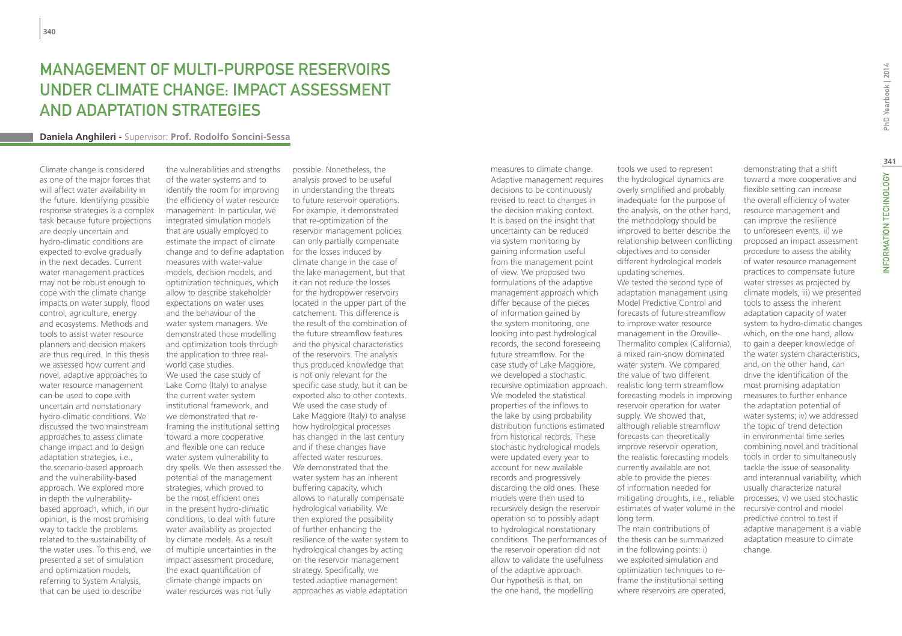# Management of Multi-Purpose Reservoirs Under Climate Change: Impact Assessment and Adaptation Strategies

**Daniela Anghileri** - Supervisor: **Prof. Rodolfo Soncini-Sessa**

Climate change is considered as one of the major forces that will affect water availability in the future. Identifying possible response strategies is a complex task because future projections are deeply uncertain and hydro-climatic conditions are expected to evolve gradually in the next decades. Current water management practices may not be robust enough to cope with the climate change impacts on water supply, flood control, agriculture, energy and ecosystems. Methods and tools to assist water resource planners and decision makers are thus required. In this thesis we assessed how current and novel, adaptive approaches to water resource management can be used to cope with uncertain and nonstationary hydro-climatic conditions. We discussed the two mainstream approaches to assess climate change impact and to design adaptation strategies, i.e., the scenario-based approach and the vulnerability-based approach. We explored more in depth the vulnerability-based approach, which, in our opinion, is the most promising way to tackle the problems related to the sustainability of the water uses. To this end, we presented a set of simulation and optimization models, referring to System Analysis, that can be used to describe the vulnerabilities and strengths of the water systems and to identify the room for improving the efficiency of water resource management. In particular, we integrated simulation models that are usually employed to estimate the impact of climate change and to define adaptation measures with water-value models, decision models, and optimization techniques, which allow to describe stakeholder expectations on water uses and the behaviour of the water system managers. We demonstrated those modelling and optimization tools through the application to three real-world case studies.

We used the case study of Lake Como (Italy) to analyse the current water system institutional framework, and we demonstrated that re-framing the institutional setting toward a more cooperative and flexible one can reduce water system vulnerability to dry spells. We then assessed the potential of the management strategies, which proved to be the most efficient ones in the present hydro-climatic conditions, to deal with future water availability as projected by climate models. As a result of multiple uncertainties in the impact assessment procedure, the exact quantification of climate change impacts on water resources was not fully possible. Nonetheless, the analysis proved to be useful in understanding the threats to future reservoir operations. For example, it demonstrated that re-optimization of the reservoir management policies can only partially compensate for the losses induced by climate change in the case of the lake management, but that it can not reduce the losses for the hydropower reservoirs located in the upper part of the catchment. This difference is the result of the combination of the future streamflow features and the physical characteristics of the reservoirs. The analysis thus produced knowledge that is not only relevant for the specific case study, but it can be exported also to other contexts.

We used the case study of Lake Maggiore (Italy) to analyse how hydrological processes has changed in the last century and if these changes have affected water resources. We demonstrated that the water system has an inherent buffering capacity, which allows to naturally compensate hydrological variability. We then explored the possibility of further enhancing the resilience of the water system to hydrological changes by acting on the reservoir management strategy. Specifically, we tested adaptive management approaches as viable adaptation measures to climate change. Adaptive management requires decisions to be continuously revised to react to changes in the decision making context. It is based on the insight that uncertainty can be reduced via system monitoring by gaining information useful from the management point of view. We proposed two formulations of the adaptive management approach which differ because of the pieces of information gained by the system monitoring, one looking into past hydrological records, the second foreseeing future streamflow. For the case study of Lake Maggiore, we developed a stochastic recursive optimization approach. We modeled the statistical properties of the inflows to the lake by using probability distribution functions estimated from historical records. These stochastic hydrological models were updated every year to account for new available records and progressively discarding the old ones. These models were then used to recursively design the reservoir operation so to possibly adapt to hydrological nonstationary conditions. The performances of the reservoir operation did not allow to validate the usefulness of the adaptive approach. Our hypothesis is that, on the one hand, the modelling tools we used to represent the hydrological dynamics are overly simplified and probably inadequate for the purpose of the analysis, on the other hand, the methodology should be improved to better describe the relationship between conflicting objectives and to consider different hydrological models updating schemes.

We tested the second type of adaptation management using Model Predictive Control and forecasts of future streamflow to improve water resource management in the Oroville-Thermalito complex (California), a mixed rain-snow dominated water system. We compared the value of two different realistic long term streamflow forecasting models in improving reservoir operation for water supply. We showed that, although reliable streamflow forecasts can theoretically improve reservoir operation, the realistic forecasting models currently available are not able to provide the pieces of information needed for mitigating droughts, i.e., reliable estimates of water volume in the long term.

The main contributions of the thesis can be summarized in the following points: i) we exploited simulation and optimization techniques to re-frame the institutional setting where reservoirs are operated, demonstrating that a shift toward a more cooperative and flexible setting can increase the overall efficiency of water resource management and can improve the resilience to unforeseen events, ii) we proposed an impact assessment procedure to assess the ability of water resource management practices to compensate future water stresses as projected by climate models, iii) we presented tools to assess the inherent adaptation capacity of water system to hydro-climatic changes which, on the one hand, allow to gain a deeper knowledge of the water system characteristics, and, on the other hand, can drive the identification of the most promising adaptation measures to further enhance the adaptation potential of water systems; iv) we addressed the topic of trend detection in environmental time series combining novel and traditional tools in order to simultaneously tackle the issue of seasonality and interannual variability, which usually characterize natural processes; v) we used stochastic recursive control and model predictive control to test if adaptive management is a viable adaptation measure to climate change.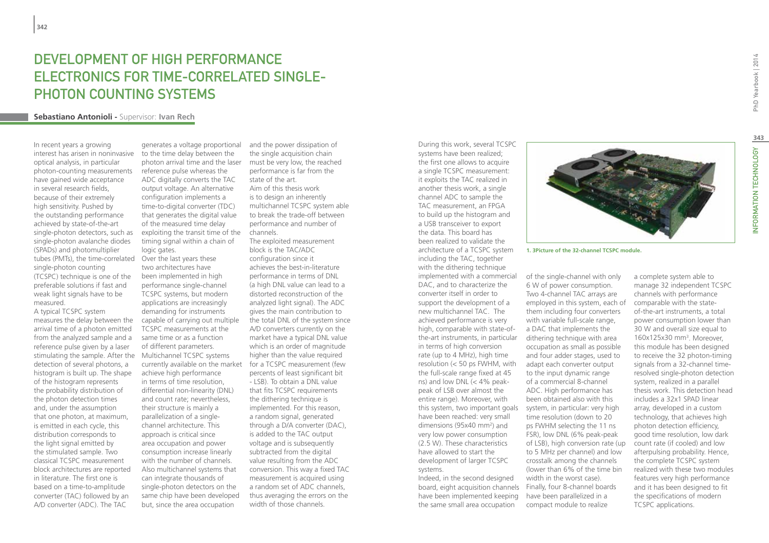# Development of High Performance Electronics for Time-Correlated Single-Photon Counting Systems

**Sebastiano Antonioli** - Supervisor: **Ivan Rech**

In recent years a growing interest has arisen in noninvasive optical analysis, in particular photon-counting measurements have gained wide acceptance in several research fields, because of their extremely high sensitivity. Pushed by the outstanding performance achieved by state-of-the-art single-photon detectors, such as single-photon avalanche diodes (SPADs) and photomultiplier tubes (PMTs), the time-correlated single-photon counting (TCSPC) technique is one of the preferable solutions if fast and weak light signals have to be measured.

A typical TCSPC system measures the delay between the arrival time of a photon emitted from the analyzed sample and a reference pulse given by a laser stimulating the sample. After the detection of several photons, a histogram is built up. The shape of the histogram represents the probability distribution of the photon detection times and, under the assumption that one photon, at maximum, is emitted in each cycle, this distribution corresponds to the light signal emitted by the stimulated sample. Two classical TCSPC measurement block architectures are reported in literature. The first one is based on a time-to-amplitude converter (TAC) followed by an A/D converter (ADC). The TAC generates a voltage proportional to the time delay between the photon arrival time and the laser reference pulse whereas the ADC digitally converts the TAC output voltage. An alternative configuration implements a time-to-digital converter (TDC) that generates the digital value of the measured time delay exploiting the transit time of the timing signal within a chain of logic gates.

Over the last years these two architectures have been implemented in high performance single-channel TCSPC systems, but modern applications are increasingly demanding for instruments capable of carrying out multiple TCSPC measurements at the same time or as a function of different parameters. Multichannel TCSPC systems currently available on the market achieve high performance in terms of time resolution, differential non-linearity (DNL) and count rate; nevertheless, their structure is mainly a parallelization of a single-channel architecture. This approach is critical since area occupation and power consumption increase linearly with the number of channels. Also multichannel systems that can integrate thousands of single-photon detectors on the same chip have been developed but, since the area occupation and the power dissipation of the single acquisition chain must be very low, the reached performance is far from the state of the art.

Aim of this thesis work is to design an inherently multichannel TCSPC system able to break the trade-off between performance and number of channels.

The exploited measurement block is the TAC/ADC configuration since it achieves the best-in-literature performance in terms of DNL (a high DNL value can lead to a distorted reconstruction of the analyzed light signal). The ADC gives the main contribution to the total DNL of the system since A/D converters currently on the market have a typical DNL value which is an order of magnitude higher than the value required for a TCSPC measurement (few percents of least significant bit - LSB). To obtain a DNL value that fits TCSPC requirements the dithering technique is implemented. For this reason, a random signal, generated through a D/A converter (DAC), is added to the TAC output voltage and is subsequently subtracted from the digital value resulting from the ADC conversion. This way a fixed TAC measurement is acquired using a random set of ADC channels, thus averaging the errors on the width of those channels.

During this work, several TCSPC systems have been realized; the first one allows to acquire a single TCSPC measurement: it exploits the TAC realized in another thesis work, a single channel ADC to sample the TAC measurement, an FPGA to build up the histogram and a USB transceiver to export the data. This board has been realized to validate the architecture of a TCSPC system including the TAC, together with the dithering technique implemented with a commercial DAC, and to characterize the converter itself in order to support the development of a new multichannel TAC. The achieved performance is very high, comparable with state-of-the-art instruments, in particular in terms of high conversion rate (up to 4 MHz), high time resolution (< 50 ps FWHM, with the full-scale range fixed at 45 ns) and low DNL (< 4% peak-peak of LSB over almost the entire range). Moreover, with this system, two important goals have been reached: very small dimensions (95x40 mm²) and very low power consumption (2.5 W). These characteristics have allowed to start the development of larger TCSPC systems.

Indeed, in the second designed board, eight acquisition channels have been implemented keeping the same small area occupation of the single-channel with only 6 W of power consumption. Two 4-channel TAC arrays are employed in this system, each of them including four converters with variable full-scale range, a DAC that implements the dithering technique with area occupation as small as possible and four adder stages, used to adapt each converter output to the input dynamic range of a commercial 8-channel ADC. High performance has been obtained also with this system, in particular: very high time resolution (down to 20 ps FWHM selecting the 11 ns FSR), low DNL (6% peak-peak of LSB), high conversion rate (up to 5 MHz per channel) and low crosstalk among the channels (lower than 6% of the time bin width in the worst case).

Finally, four 8-channel boards have been parallelized in a compact module to realize a complete system able to manage 32 independent TCSPC channels with performance comparable with the state-of-the-art instruments, a total power consumption lower than 30 W and overall size equal to 160x125x30 mm³. Moreover, this module has been designed to receive the 32 photon-timing signals from a 32-channel time-resolved single-photon detection system, realized in a parallel thesis work. This detection head includes a 32x1 SPAD linear array, developed in a custom technology, that achieves high photon detection efficiency, good time resolution, low dark count rate (if cooled) and low afterpulsing probability. Hence, the complete TCSPC system realized with these two modules features very high performance and it has been designed to fit the specifications of modern TCSPC applications.

1. 3Picture of the 32-channel TCSPC module.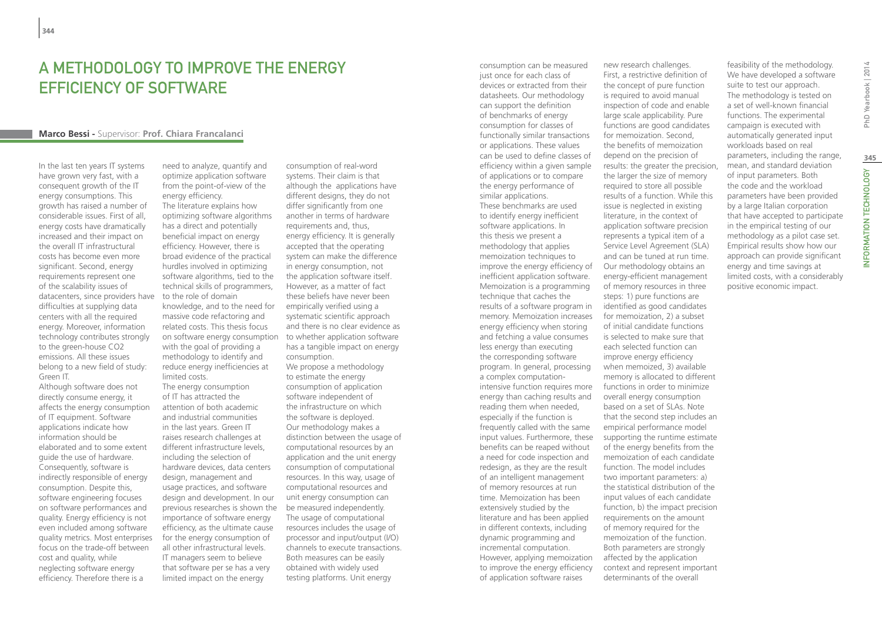# A Methodology to Improve the Energy Efficiency of Software

**Marco Bessi** - Supervisor: **Prof. Chiara Francalanci**

In the last ten years IT systems have grown very fast, with a consequent growth of the IT energy consumptions. This growth has raised a number of considerable issues. First of all, energy costs have dramatically increased and their impact on the overall IT infrastructural costs has become even more significant. Second, energy requirements represent one of the scalability issues of datacenters, since providers have difficulties at supplying data centers with all the required energy. Moreover, information technology contributes strongly to the green-house CO2 emissions. All these issues belong to a new field of study: Green IT.

Although software does not directly consume energy, it affects the energy consumption of IT equipment. Software applications indicate how information should be elaborated and to some extent guide the use of hardware. Consequently, software is indirectly responsible of energy consumption. Despite this, software engineering focuses on software performances and quality. Energy efficiency is not even included among software quality metrics. Most enterprises focus on the trade-off between cost and quality, while neglecting software energy efficiency. Therefore there is a need to analyze, quantify and optimize application software from the point-of-view of the energy efficiency.

The literature explains how optimizing software algorithms has a direct and potentially beneficial impact on energy efficiency. However, there is broad evidence of the practical hurdles involved in optimizing software algorithms, tied to the technical skills of programmers, to the role of domain knowledge, and to the need for massive code refactoring and related costs. This thesis focus on software energy consumption with the goal of providing a methodology to identify and reduce energy inefficiencies at limited costs.

The energy consumption of IT has attracted the attention of both academic and industrial communities in the last years. Green IT raises research challenges at different infrastructure levels, including the selection of hardware devices, data centers design, management and usage practices, and software design and development. In our previous researches is shown the importance of software energy efficiency, as the ultimate cause for the energy consumption of all other infrastructural levels. IT managers seem to believe that software per se has a very limited impact on the energy consumption of real-word systems. Their claim is that although the applications have different designs, they do not differ significantly from one another in terms of hardware requirements and, thus, energy efficiency. It is generally accepted that the operating system can make the difference in energy consumption, not the application software itself. However, as a matter of fact these beliefs have never been empirically verified using a systematic scientific approach and there is no clear evidence as to whether application software has a tangible impact on energy consumption.

We propose a methodology to estimate the energy consumption of application software independent of the infrastructure on which the software is deployed. Our methodology makes a distinction between the usage of computational resources by an application and the unit energy consumption of computational resources. In this way, usage of computational resources and unit energy consumption can be measured independently. The usage of computational resources includes the usage of processor and input/output (I/O) channels to execute transactions. Both measures can be easily obtained with widely used testing platforms. Unit energy consumption can be measured just once for each class of devices or extracted from their datasheets. Our methodology can support the definition of benchmarks of energy consumption for classes of functionally similar transactions or applications. These values can be used to define classes of efficiency within a given sample of applications or to compare the energy performance of similar applications.

These benchmarks are used to identify energy inefficient software applications. In this thesis we present a methodology that applies memoization techniques to improve the energy efficiency of inefficient application software. Memoization is a programming technique that caches the results of a software program in memory. Memoization increases energy efficiency when storing and fetching a value consumes less energy than executing the corresponding software program. In general, processing a complex computation-intensive function requires more energy than caching results and reading them when needed, especially if the function is frequently called with the same input values. Furthermore, these benefits can be reaped without a need for code inspection and redesign, as they are the result of an intelligent management of memory resources at run time. Memoization has been extensively studied by the literature and has been applied in different contexts, including dynamic programming and incremental computation. However, applying memoization to improve the energy efficiency of application software raises new research challenges. First, a restrictive definition of the concept of pure function is required to avoid manual inspection of code and enable large scale applicability. Pure functions are good candidates for memoization. Second, the benefits of memoization depend on the precision of results: the greater the precision, the larger the size of memory required to store all possible results of a function. While this issue is neglected in existing literature, in the context of application software precision represents a typical item of a Service Level Agreement (SLA) and can be tuned at run time. Our methodology obtains an energy-efficient management of memory resources in three steps: 1) pure functions are identified as good candidates for memoization, 2) a subset of initial candidate functions is selected to make sure that each selected function can improve energy efficiency when memoized, 3) available memory is allocated to different functions in order to minimize overall energy consumption based on a set of SLAs. Note that the second step includes an empirical performance model supporting the runtime estimate of the energy benefits from the memoization of each candidate function. The model includes two important parameters: a) the statistical distribution of the input values of each candidate function, b) the impact precision requirements on the amount of memory required for the memoization of the function. Both parameters are strongly affected by the application context and represent important determinants of the overall feasibility of the methodology. We have developed a software suite to test our approach. The methodology is tested on a set of well-known financial functions. The experimental campaign is executed with automatically generated input workloads based on real parameters, including the range, mean, and standard deviation of input parameters. Both the code and the workload parameters have been provided by a large Italian corporation that have accepted to participate in the empirical testing of our methodology as a pilot case set. Empirical results show how our approach can provide significant energy and time savings at limited costs, with a considerably positive economic impact.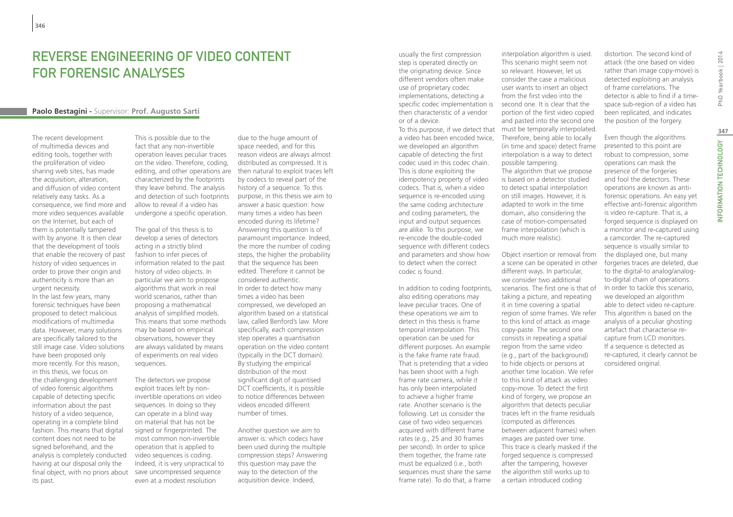# REVERSE ENGINEERING OF VIDEO CONTENT FOR FORENSIC ANALYSES

**Paolo Bestagini** - Supervisor: **Prof. Augusto Sarti**

The recent development of multimedia devices and editing tools, together with the proliferation of video sharing web sites, has made the acquisition, alteration, and diffusion of video content relatively easy tasks. As a consequence, we find more and more video sequences available on the Internet, but each of them is potentially tampered with by anyone. It is then clear that the development of tools that enable the recovery of past history of video sequences in order to prove their origin and authenticity is more than an urgent necessity.
In the last few years, many forensic techniques have been proposed to detect malicious modifications of multimedia data. However, many solutions are specifically tailored to the still image case. Video solutions have been proposed only more recently. For this reason, in this thesis, we focus on the challenging development of video forensic algorithms capable of detecting specific information about the past history of a video sequence, operating in a complete blind fashion. This means that digital content does not need to be signed beforehand, and the analysis is completely conducted having at our disposal only the final object, with no priors about its past.
This is possible due to the fact that any non-invertible operation leaves peculiar traces on the video. Therefore, coding, editing, and other operations are characterized by the footprints they leave behind. The analysis and detection of such footprints allow to reveal if a video has undergone a specific operation.

The goal of this thesis is to develop a series of detectors acting in a strictly blind fashion to infer pieces of information related to the past history of video objects. In particular we aim to propose algorithms that work in real world scenarios, rather than proposing a mathematical analysis of simplified models. This means that some methods may be based on empirical observations, however they are always validated by means of experiments on real video sequences.

The detectors we propose exploit traces left by non-invertible operations on video sequences. In doing so they can operate in a blind way on material that has not be signed or fingerprinted. The most common non-invertible operation that is applied to video sequences is coding. Indeed, it is very unpractical to save uncompressed sequence even at a modest resolution due to the huge amount of space needed, and for this reason videos are always almost distributed as compressed. It is then natural to exploit traces left by codecs to reveal part of the history of a sequence. To this purpose, in this thesis we aim to answer a basic question: how many times a video has been encoded during its lifetime? Answering this question is of paramount importance. Indeed, the more the number of coding steps, the higher the probability that the sequence has been edited. Therefore it cannot be considered authentic.
In order to detect how many times a video has been compressed, we developed an algorithm based on a statistical law, called Benford's law. More specifically, each compression step operates a quantisation operation on the video content (typically in the DCT domain). By studying the empirical distribution of the most significant digit of quantised DCT coefficients, it is possible to notice differences between videos encoded different number of times.

Another question we aim to answer is: which codecs have been used during the multiple compression steps? Answering this question may pave the way to the detection of the acquisition device. Indeed, usually the first compression step is operated directly on the originating device. Since different vendors often make use of proprietary codec implementations, detecting a specific codec implementation is then characteristic of a vendor or of a device.
To this purpose, if we detect that a video has been encoded twice, we developed an algorithm capable of detecting the first codec used in this codec chain. This is done exploiting the idempotency property of video codecs. That is, when a video sequence is re-encoded using the same coding architecture and coding parameters, the input and output sequences are alike. To this purpose, we re-encode the double-coded sequence with different codecs and parameters and show how to detect when the correct codec is found.

In addition to coding footprints, also editing operations may leave peculiar traces. One of these operations we aim to detect in this thesis is frame temporal interpolation. This operation can be used for different purposes. An example is the fake frame rate fraud. That is pretending that a video has been shoot with a high frame rate camera, while it has only been interpolated to achieve a higher frame rate. Another scenario is the following. Let us consider the case of two video sequences acquired with different frame rates (e.g., 25 and 30 frames per second). In order to splice them together, the frame rate must be equalized (i.e., both sequences must share the same frame rate). To do that, a frame interpolation algorithm is used. This scenario might seem not so relevant. However, let us consider the case a malicious user wants to insert an object from the first video into the second one. It is clear that the portion of the first video copied and pasted into the second one must be temporally interpolated. Therefore, being able to locally (in time and space) detect frame interpolation is a way to detect possible tampering.
The algorithm that we propose is based on a detector studied to detect spatial interpolation on still images. However, it is adapted to work in the time domain, also considering the case of motion-compensated frame interpolation (which is much more realistic).

Object insertion or removal from a scene can be operated in other different ways. In particular, we consider two additional scenarios. The first one is that of taking a picture, and repeating it in time covering a spatial region of some frames. We refer to this kind of attack as image copy-paste. The second one consists in repeating a spatial region from the same video (e.g., part of the background) to hide objects or persons at another time location. We refer to this kind of attack as video copy-move. To detect the first kind of forgery, we propose an algorithm that detects peculiar traces left in the frame residuals (computed as differences between adjacent frames) when images are pasted over time. This trace is clearly masked if the forged sequence is compressed after the tampering, however the algorithm still works up to a certain introduced coding distortion. The second kind of attack (the one based on video rather than image copy-move) is detected exploiting an analysis of frame correlations. The detector is able to find if a time-space sub-region of a video has been replicated, and indicates the position of the forgery.

Even though the algorithms presented to this point are robust to compression, some operations can mask the presence of the forgeries and fool the detectors. These operations are known as anti-forensic operations. An easy yet effective anti-forensic algorithm is video re-capture. That is, a forged sequence is displayed on a monitor and re-captured using a camcorder. The re-captured sequence is visually similar to the displayed one, but many forgeries traces are deleted, due to the digital-to analog/analog-to-digital chain of operations. In order to tackle this scenario, we developed an algorithm able to detect video re-capture. This algorithm is based on the analysis of a peculiar ghosting artefact that characterise re-capture from LCD monitors. If a sequence is detected as re-captured, it clearly cannot be considered original.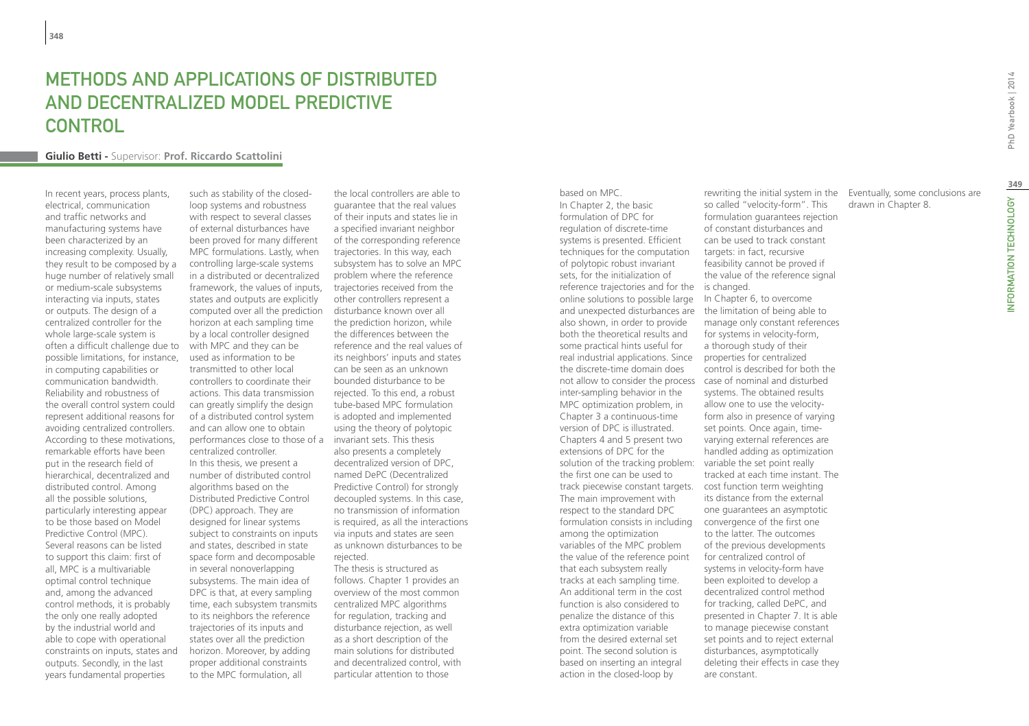# METHODS AND APPLICATIONS OF DISTRIBUTED AND DECENTRALIZED MODEL PREDICTIVE CONTROL

**Giulio Betti** - Supervisor: **Prof. Riccardo Scattolini**

In recent years, process plants, electrical, communication and traffic networks and manufacturing systems have been characterized by an increasing complexity. Usually, they result to be composed by a huge number of relatively small or medium-scale subsystems interacting via inputs, states or outputs. The design of a centralized controller for the whole large-scale system is often a difficult challenge due to possible limitations, for instance, in computing capabilities or communication bandwidth. Reliability and robustness of the overall control system could represent additional reasons for avoiding centralized controllers. According to these motivations, remarkable efforts have been put in the research field of hierarchical, decentralized and distributed control. Among all the possible solutions, particularly interesting appear to be those based on Model Predictive Control (MPC). Several reasons can be listed to support this claim: first of all, MPC is a multivariable optimal control technique and, among the advanced control methods, it is probably the only one really adopted by the industrial world and able to cope with operational constraints on inputs, states and outputs. Secondly, in the last years fundamental properties such as stability of the closed-loop systems and robustness with respect to several classes of external disturbances have been proved for many different MPC formulations. Lastly, when controlling large-scale systems in a distributed or decentralized framework, the values of inputs, states and outputs are explicitly computed over all the prediction horizon at each sampling time by a local controller designed with MPC and they can be used as information to be transmitted to other local controllers to coordinate their actions. This data transmission can greatly simplify the design of a distributed control system and can allow one to obtain performances close to those of a centralized controller.

In this thesis, we present a number of distributed control algorithms based on the Distributed Predictive Control (DPC) approach. They are designed for linear systems subject to constraints on inputs and states, described in state space form and decomposable in several nonoverlapping subsystems. The main idea of DPC is that, at every sampling time, each subsystem transmits to its neighbors the reference trajectories of its inputs and states over all the prediction horizon. Moreover, by adding proper additional constraints to the MPC formulation, all the local controllers are able to guarantee that the real values of their inputs and states lie in a specified invariant neighbor of the corresponding reference trajectories. In this way, each subsystem has to solve an MPC problem where the reference trajectories received from the other controllers represent a disturbance known over all the prediction horizon, while the differences between the reference and the real values of its neighbors' inputs and states can be seen as an unknown bounded disturbance to be rejected. To this end, a robust tube-based MPC formulation is adopted and implemented using the theory of polytopic invariant sets. This thesis also presents a completely decentralized version of DPC, named DePC (Decentralized Predictive Control) for strongly decoupled systems. In this case, no transmission of information is required, as all the interactions via inputs and states are seen as unknown disturbances to be rejected.

The thesis is structured as follows. Chapter 1 provides an overview of the most common centralized MPC algorithms for regulation, tracking and disturbance rejection, as well as a short description of the main solutions for distributed and decentralized control, with particular attention to those based on MPC.

In Chapter 2, the basic formulation of DPC for regulation of discrete-time systems is presented. Efficient techniques for the computation of polytopic robust invariant sets, for the initialization of reference trajectories and for the online solutions to possible large and unexpected disturbances are also shown, in order to provide both the theoretical results and some practical hints useful for real industrial applications. Since the discrete-time domain does not allow to consider the process inter-sampling behavior in the MPC optimization problem, in Chapter 3 a continuous-time version of DPC is illustrated. Chapters 4 and 5 present two extensions of DPC for the solution of the tracking problem: the first one can be used to track piecewise constant targets. The main improvement with respect to the standard DPC formulation consists in including among the optimization variables of the MPC problem the value of the reference point that each subsystem really tracks at each sampling time. An additional term in the cost function is also considered to penalize the distance of this extra optimization variable from the desired external set point. The second solution is based on inserting an integral action in the closed-loop by rewriting the initial system in the so called "velocity-form". This formulation guarantees rejection of constant disturbances and can be used to track constant targets: in fact, recursive feasibility cannot be proved if the value of the reference signal is changed.

In Chapter 6, to overcome the limitation of being able to manage only constant references for systems in velocity-form, a thorough study of their properties for centralized control is described for both the case of nominal and disturbed systems. The obtained results allow one to use the velocity-form also in presence of varying set points. Once again, time-varying external references are handled adding as optimization variable the set point really tracked at each time instant. The cost function term weighting its distance from the external one guarantees an asymptotic convergence of the first one to the latter. The outcomes of the previous developments for centralized control of systems in velocity-form have been exploited to develop a decentralized control method for tracking, called DePC, and presented in Chapter 7. It is able to manage piecewise constant set points and to reject external disturbances, asymptotically deleting their effects in case they are constant.

Eventually, some conclusions are drawn in Chapter 8.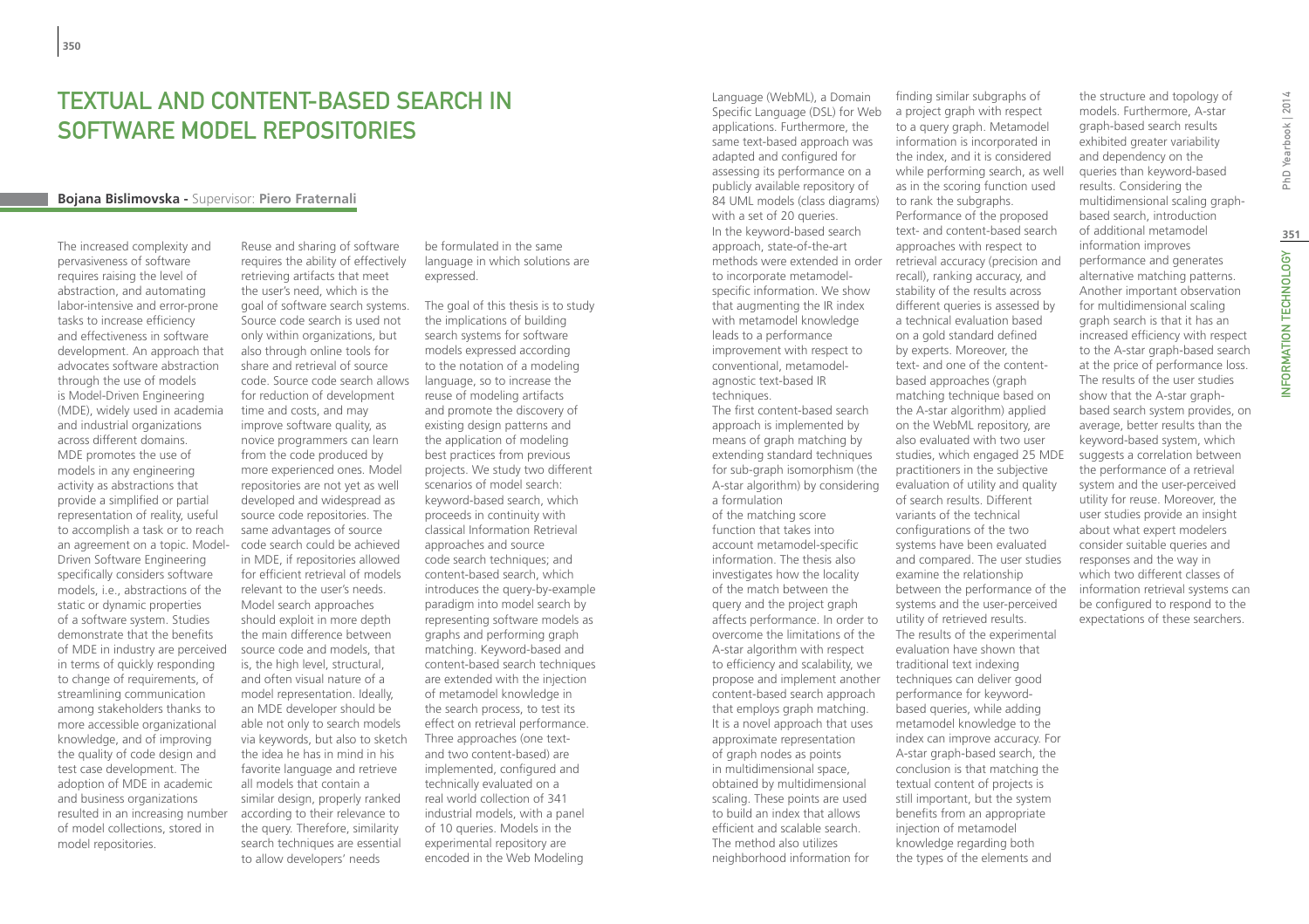# Textual and Content-Based Search in Software Model Repositories

**Bojana Bislimovska** - Supervisor: **Piero Fraternali**

The increased complexity and pervasiveness of software requires raising the level of abstraction, and automating labor-intensive and error-prone tasks to increase efficiency and effectiveness in software development. An approach that advocates software abstraction through the use of models is Model-Driven Engineering (MDE), widely used in academia and industrial organizations across different domains. MDE promotes the use of models in any engineering activity as abstractions that provide a simplified or partial representation of reality, useful to accomplish a task or to reach an agreement on a topic. Model-Driven Software Engineering specifically considers software models, i.e., abstractions of the static or dynamic properties of a software system. Studies demonstrate that the benefits of MDE in industry are perceived in terms of quickly responding to change of requirements, of streamlining communication among stakeholders thanks to more accessible organizational knowledge, and of improving the quality of code design and test case development. The adoption of MDE in academic and business organizations resulted in an increasing number of model collections, stored in model repositories.

Reuse and sharing of software requires the ability of effectively retrieving artifacts that meet the user's need, which is the goal of software search systems. Source code search is used not only within organizations, but also through online tools for share and retrieval of source code. Source code search allows for reduction of development time and costs, and may improve software quality, as novice programmers can learn from the code produced by more experienced ones. Model repositories are not yet as well developed and widespread as source code repositories. The same advantages of source code search could be achieved in MDE, if repositories allowed for efficient retrieval of models relevant to the user's needs. Model search approaches should exploit in more depth the main difference between source code and models, that is, the high level, structural, and often visual nature of a model representation. Ideally, an MDE developer should be able not only to search models via keywords, but also to sketch the idea he has in mind in his favorite language and retrieve all models that contain a similar design, properly ranked according to their relevance to the query. Therefore, similarity search techniques are essential to allow developers' needs be formulated in the same language in which solutions are expressed.

The goal of this thesis is to study the implications of building search systems for software models expressed according to the notation of a modeling language, so to increase the reuse of modeling artifacts and promote the discovery of existing design patterns and the application of modeling best practices from previous projects. We study two different scenarios of model search: keyword-based search, which proceeds in continuity with classical Information Retrieval approaches and source code search techniques; and content-based search, which introduces the query-by-example paradigm into model search by representing software models as graphs and performing graph matching. Keyword-based and content-based search techniques are extended with the injection of metamodel knowledge in the search process, to test its effect on retrieval performance. Three approaches (one text- and two content-based) are implemented, configured and technically evaluated on a real world collection of 341 industrial models, with a panel of 10 queries. Models in the experimental repository are encoded in the Web Modeling Language (WebML), a Domain Specific Language (DSL) for Web applications. Furthermore, the same text-based approach was adapted and configured for assessing its performance on a publicly available repository of 84 UML models (class diagrams) with a set of 20 queries.

In the keyword-based search approach, state-of-the-art methods were extended in order to incorporate metamodel-specific information. We show that augmenting the IR index with metamodel knowledge leads to a performance improvement with respect to conventional, metamodel-agnostic text-based IR techniques.

The first content-based search approach is implemented by means of graph matching by extending standard techniques for sub-graph isomorphism (the A-star algorithm) by considering a formulation of the matching score function that takes into account metamodel-specific information. The thesis also investigates how the locality of the match between the query and the project graph affects performance. In order to overcome the limitations of the A-star algorithm with respect to efficiency and scalability, we propose and implement another content-based search approach that employs graph matching. It is a novel approach that uses approximate representation of graph nodes as points in multidimensional space, obtained by multidimensional scaling. These points are used to build an index that allows efficient and scalable search. The method also utilizes neighborhood information for finding similar subgraphs of a project graph with respect to a query graph. Metamodel information is incorporated in the index, and it is considered while performing search, as well as in the scoring function used to rank the subgraphs.

Performance of the proposed text- and content-based search approaches with respect to retrieval accuracy (precision and recall), ranking accuracy, and stability of the results across different queries is assessed by a technical evaluation based on a gold standard defined by experts. Moreover, the text- and one of the content-based approaches (graph matching technique based on the A-star algorithm) applied on the WebML repository, are also evaluated with two user studies, which engaged 25 MDE practitioners in the subjective evaluation of utility and quality of search results. Different variants of the technical configurations of the two systems have been evaluated and compared. The user studies examine the relationship between the performance of the systems and the user-perceived utility of retrieved results.

The results of the experimental evaluation have shown that traditional text indexing techniques can deliver good performance for keyword-based queries, while adding metamodel knowledge to the index can improve accuracy. For A-star graph-based search, the conclusion is that matching the textual content of projects is still important, but the system benefits from an appropriate injection of metamodel knowledge regarding both the types of the elements and the structure and topology of models. Furthermore, A-star graph-based search results exhibited greater variability and dependency on the queries than keyword-based results. Considering the multidimensional scaling graph-based search, introduction of additional metamodel information improves performance and generates alternative matching patterns. Another important observation for multidimensional scaling graph search is that it has an increased efficiency with respect to the A-star graph-based search at the price of performance loss. The results of the user studies show that the A-star graph-based search system provides, on average, better results than the keyword-based system, which suggests a correlation between the performance of a retrieval system and the user-perceived utility for reuse. Moreover, the user studies provide an insight about what expert modelers consider suitable queries and responses and the way in which two different classes of information retrieval systems can be configured to respond to the expectations of these searchers.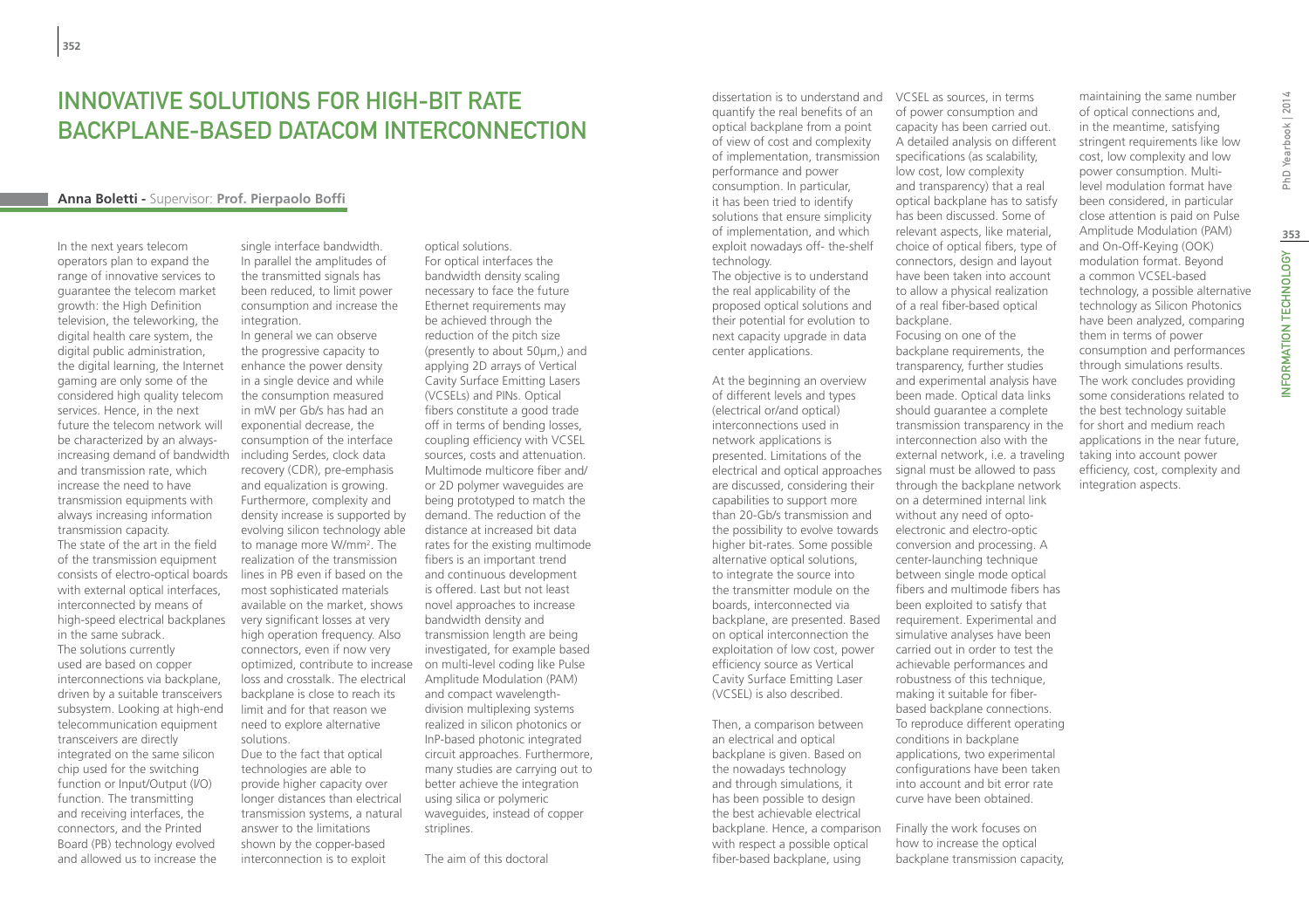# INNOVATIVE SOLUTIONS FOR HIGH-BIT RATE BACKPLANE-BASED DATACOM INTERCONNECTION

**Anna Boletti** - Supervisor: **Prof. Pierpaolo Boffi**

In the next years telecom operators plan to expand the range of innovative services to guarantee the telecom market growth: the High Definition television, the teleworking, the digital health care system, the digital public administration, the digital learning, the Internet gaming are only some of the considered high quality telecom services. Hence, in the next future the telecom network will be characterized by an always-increasing demand of bandwidth and transmission rate, which increase the need to have transmission equipments with always increasing information transmission capacity.

The state of the art in the field of the transmission equipment consists of electro-optical boards with external optical interfaces, interconnected by means of high-speed electrical backplanes in the same subrack.

The solutions currently used are based on copper interconnections via backplane, driven by a suitable transceivers subsystem. Looking at high-end telecommunication equipment transceivers are directly integrated on the same silicon chip used for the switching function or Input/Output (I/O) function. The transmitting and receiving interfaces, the connectors, and the Printed Board (PB) technology evolved and allowed us to increase the single interface bandwidth. In parallel the amplitudes of the transmitted signals has been reduced, to limit power consumption and increase the integration.

In general we can observe the progressive capacity to enhance the power density in a single device and while the consumption measured in mW per Gb/s has had an exponential decrease, the consumption of the interface including Serdes, clock data recovery (CDR), pre-emphasis and equalization is growing. Furthermore, complexity and density increase is supported by evolving silicon technology able to manage more W/mm$^2$. The realization of the transmission lines in PB even if based on the most sophisticated materials available on the market, shows very significant losses at very high operation frequency. Also connectors, even if now very optimized, contribute to increase loss and crosstalk. The electrical backplane is close to reach its limit and for that reason we need to explore alternative solutions.

Due to the fact that optical technologies are able to provide higher capacity over longer distances than electrical transmission systems, a natural answer to the limitations shown by the copper-based interconnection is to exploit optical solutions.

For optical interfaces the bandwidth density scaling necessary to face the future Ethernet requirements may be achieved through the reduction of the pitch size (presently to about 50μm,) and applying 2D arrays of Vertical Cavity Surface Emitting Lasers (VCSELs) and PINs. Optical fibers constitute a good trade off in terms of bending losses, coupling efficiency with VCSEL sources, costs and attenuation. Multimode multicore fiber and/or 2D polymer waveguides are being prototyped to match the demand. The reduction of the distance at increased bit data rates for the existing multimode fibers is an important trend and continuous development is offered. Last but not least novel approaches to increase bandwidth density and transmission length are being investigated, for example based on multi-level coding like Pulse Amplitude Modulation (PAM) and compact wavelength-division multiplexing systems realized in silicon photonics or InP-based photonic integrated circuit approaches. Furthermore, many studies are carrying out to better achieve the integration using silica or polymeric waveguides, instead of copper striplines.

The aim of this doctoral dissertation is to understand and quantify the real benefits of an optical backplane from a point of view of cost and complexity of implementation, transmission performance and power consumption. In particular, it has been tried to identify solutions that ensure simplicity of implementation, and which exploit nowadays off- the-shelf technology.

The objective is to understand the real applicability of the proposed optical solutions and their potential for evolution to next capacity upgrade in data center applications.

At the beginning an overview of different levels and types (electrical or/and optical) interconnections used in network applications is presented. Limitations of the electrical and optical approaches are discussed, considering their capabilities to support more than 20-Gb/s transmission and the possibility to evolve towards higher bit-rates. Some possible alternative optical solutions, to integrate the source into the transmitter module on the boards, interconnected via backplane, are presented. Based on optical interconnection the exploitation of low cost, power efficiency source as Vertical Cavity Surface Emitting Laser (VCSEL) is also described.

Then, a comparison between an electrical and optical backplane is given. Based on the nowadays technology and through simulations, it has been possible to design the best achievable electrical backplane. Hence, a comparison with respect a possible optical fiber-based backplane, using VCSEL as sources, in terms of power consumption and capacity has been carried out. A detailed analysis on different specifications (as scalability, low cost, low complexity and transparency) that a real optical backplane has to satisfy has been discussed. Some of relevant aspects, like material, choice of optical fibers, type of connectors, design and layout have been taken into account to allow a physical realization of a real fiber-based optical backplane.

Focusing on one of the backplane requirements, the transparency, further studies and experimental analysis have been made. Optical data links should guarantee a complete transmission transparency in the interconnection also with the external network, i.e. a traveling signal must be allowed to pass through the backplane network on a determined internal link without any need of opto-electronic and electro-optic conversion and processing. A center-launching technique between single mode optical fibers and multimode fibers has been exploited to satisfy that requirement. Experimental and simulative analyses have been carried out in order to test the achievable performances and robustness of this technique, making it suitable for fiber-based backplane connections. To reproduce different operating conditions in backplane applications, two experimental configurations have been taken into account and bit error rate curve have been obtained.

Finally the work focuses on how to increase the optical backplane transmission capacity, maintaining the same number of optical connections and, in the meantime, satisfying stringent requirements like low cost, low complexity and low power consumption. Multi-level modulation format have been considered, in particular close attention is paid on Pulse Amplitude Modulation (PAM) and On-Off-Keying (OOK) modulation format. Beyond a common VCSEL-based technology, a possible alternative technology as Silicon Photonics have been analyzed, comparing them in terms of power consumption and performances through simulations results. The work concludes providing some considerations related to the best technology suitable for short and medium reach applications in the near future, taking into account power efficiency, cost, complexity and integration aspects.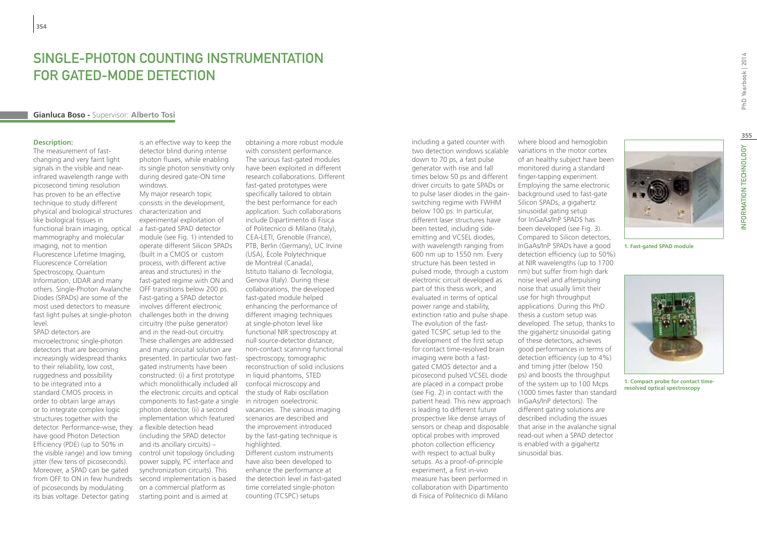# Single-Photon Counting Instrumentation for Gated-Mode Detection

**Gianluca Boso -** Supervisor: **Alberto Tosi**

**Description:**

The measurement of fast-changing and very faint light signals in the visible and near-infrared wavelength range with picosecond timing resolution has proven to be an effective technique to study different physical and biological structures like biological tissues in functional brain imaging, optical mammography and molecular imaging, not to mention Fluorescence Lifetime Imaging, Fluorescence Correlation Spectroscopy, Quantum Information, LIDAR and many others. Single-Photon Avalanche Diodes (SPADs) are some of the most used detectors to measure fast light pulses at single-photon level.

SPAD detectors are microelectronic single-photon detectors that are becoming increasingly widespread thanks to their reliability, low cost, ruggedness and possibility to be integrated into a standard CMOS process in order to obtain large arrays or to integrate complex logic structures together with the detector. Performance-wise, they have good Photon Detection Efficiency (PDE) (up to 50% in the visible range) and low timing jitter (few tens of picoseconds). Moreover, a SPAD can be gated from OFF to ON in few hundreds of picoseconds by modulating its bias voltage. Detector gating is an effective way to keep the detector blind during intense photon fluxes, while enabling its single photon sensitivity only during desired gate-ON time windows.

My major research topic consists in the development, characterization and experimental exploitation of a fast-gated SPAD detector module (see Fig. 1) intended to operate different Silicon SPADs (built in a CMOS or custom process, with different active areas and structures) in the fast-gated regime with ON and OFF transitions below 200 ps. Fast-gating a SPAD detector involves different electronic challenges both in the driving circuitry (the pulse generator) and in the read-out circuitry. These challenges are addressed and many circuital solution are presented. In particular two fast-gated instruments have been constructed: (i) a first prototype which monolithically included all the electronic circuits and optical components to fast-gate a single photon detector, (ii) a second implementation which featured a flexible detection head (including the SPAD detector and its ancillary circuits) – control unit topology (including power supply, PC interface and synchronization circuits). This second implementation is based on a commercial platform as starting point and is aimed at obtaining a more robust module with consistent performance. The various fast-gated modules have been exploited in different research collaborations. Different fast-gated prototypes were specifically tailored to obtain the best performance for each application. Such collaborations include Dipartimento di Fisica of Politecnico di Milano (Italy), CEA-LETI, Grenoble (France), PTB, Berlin (Germany), UC Irvine (USA), École Polytechnique de Montréal (Canada), Istituto Italiano di Tecnologia, Genova (Italy). During these collaborations, the developed fast-gated module helped enhancing the performance of different imaging techniques at single-photon level like functional NIR spectroscopy at null source-detector distance, non-contact scanning functional spectroscopy, tomographic reconstruction of solid inclusions in liquid phantoms, STED confocal microscopy and the study of Rabi oscillation in nitrogen isoelectronic vacancies. The various imaging scenarios are described and the improvement introduced by the fast-gating technique is highlighted.

Different custom instruments have also been developed to enhance the performance at the detection level in fast-gated time correlated single-photon counting (TCSPC) setups including a gated counter with two detection windows scalable down to 70 ps, a fast pulse generator with rise and fall times below 50 ps and different driver circuits to gate SPADs or to pulse laser diodes in the gain-switching regime with FWHM below 100 ps. In particular, different laser structures have been tested, including side-emitting and VCSEL diodes, with wavelength ranging from 600 nm up to 1550 nm. Every structure has been tested in pulsed mode, through a custom electronic circuit developed as part of this thesis work, and evaluated in terms of optical power range and stability, extinction ratio and pulse shape. The evolution of the fast-gated TCSPC setup led to the development of the first setup for contact time-resolved brain imaging were both a fast-gated CMOS detector and a picosecond pulsed VCSEL diode are placed in a compact probe (see Fig. 2) in contact with the patient head. This new approach is leading to different future prospective like dense arrays of sensors or cheap and disposable optical probes with improved photon collection efficiency with respect to actual bulky setups. As a proof-of-principle experiment, a first in-vivo measure has been performed in collaboration with Dipartimento di Fisica of Politecnico di Milano where blood and hemoglobin variations in the motor cortex of an healthy subject have been monitored during a standard finger-tapping experiment.

Employing the same electronic background used to fast-gate Silicon SPADs, a gigahertz sinusoidal gating setup for InGaAs/InP SPADS has been developed (see Fig. 3). Compared to Silicon detectors, InGaAs/InP SPADs have a good detection efficiency (up to 50%) at NIR wavelengths (up to 1700 nm) but suffer from high dark noise level and afterpulsing noise that usually limit their use for high throughput applications. During this PhD thesis a custom setup was developed. The setup, thanks to the gigahertz sinusoidal gating of these detectors, achieves good performances in terms of detection efficiency (up to 4%) and timing jitter (below 150 ps) and boosts the throughput of the system up to 100 Mcps (1000 times faster than standard InGaAs/InP detectors). The different gating solutions are described including the issues that arise in the avalanche signal read-out when a SPAD detector is enabled with a gigahertz sinusoidal bias.

1. Fast-gated SPAD module

1. Compact probe for contact time-resolved optical spectroscopy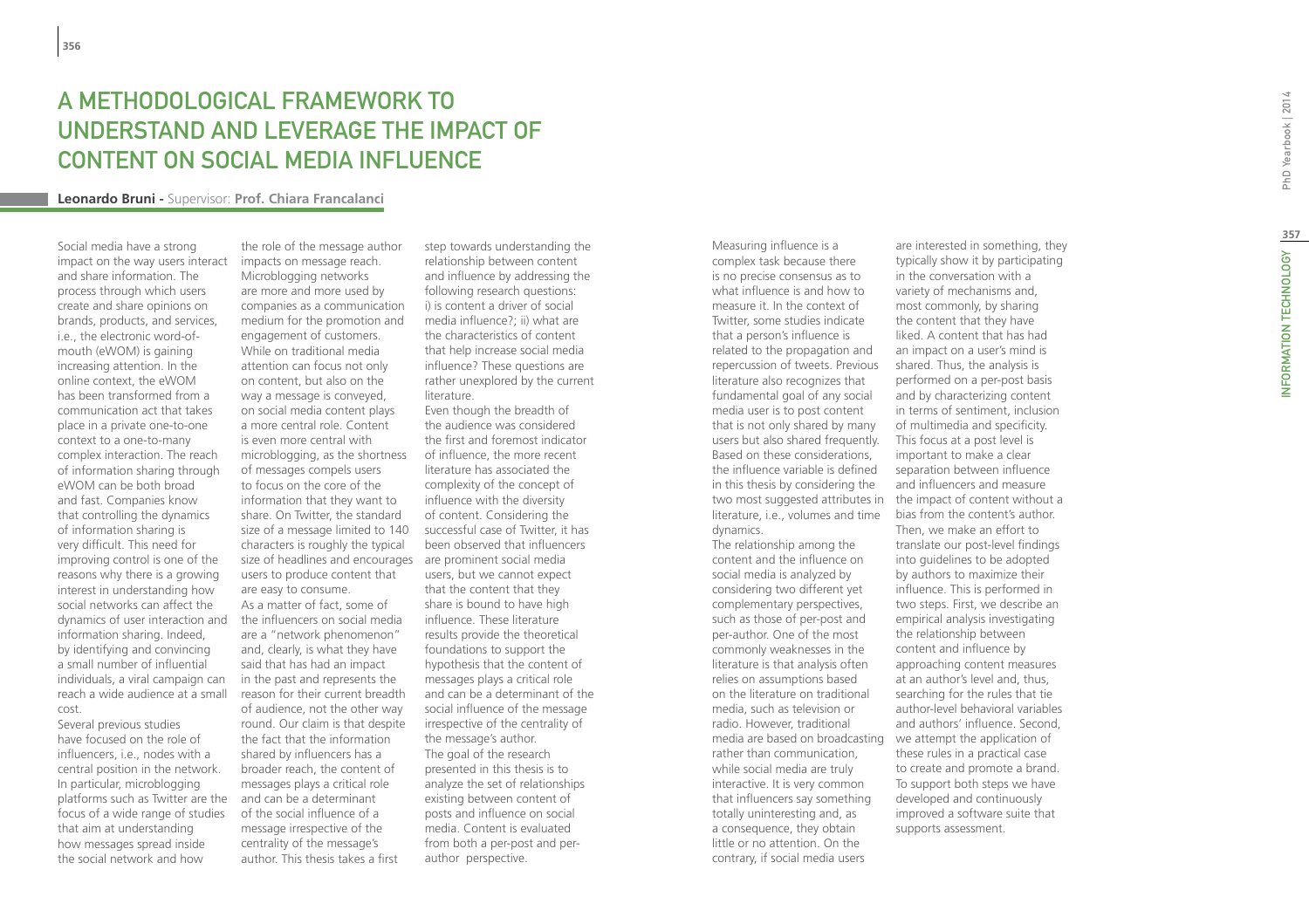# A METHODOLOGICAL FRAMEWORK TO UNDERSTAND AND LEVERAGE THE IMPACT OF CONTENT ON SOCIAL MEDIA INFLUENCE

**Leonardo Bruni** - Supervisor: **Prof. Chiara Francalanci**

Social media have a strong impact on the way users interact and share information. The process through which users create and share opinions on brands, products, and services, i.e., the electronic word-of-mouth (eWOM) is gaining increasing attention. In the online context, the eWOM has been transformed from a communication act that takes place in a private one-to-one context to a one-to-many complex interaction. The reach of information sharing through eWOM can be both broad and fast. Companies know that controlling the dynamics of information sharing is very difficult. This need for improving control is one of the reasons why there is a growing interest in understanding how social networks can affect the dynamics of user interaction and information sharing. Indeed, by identifying and convincing a small number of influential individuals, a viral campaign can reach a wide audience at a small cost.

Several previous studies have focused on the role of influencers, i.e., nodes with a central position in the network. In particular, microblogging platforms such as Twitter are the focus of a wide range of studies that aim at understanding how messages spread inside the social network and how the role of the message author impacts on message reach. Microblogging networks are more and more used by companies as a communication medium for the promotion and engagement of customers. While on traditional media attention can focus not only on content, but also on the way a message is conveyed, on social media content plays a more central role. Content is even more central with microblogging, as the shortness of messages compels users to focus on the core of the information that they want to share. On Twitter, the standard size of a message limited to 140 characters is roughly the typical size of headlines and encourages users to produce content that are easy to consume.

As a matter of fact, some of the influencers on social media are a "network phenomenon" and, clearly, is what they have said that has had an impact in the past and represents the reason for their current breadth of audience, not the other way round. Our claim is that despite the fact that the information shared by influencers has a broader reach, the content of messages plays a critical role and can be a determinant of the social influence of a message irrespective of the centrality of the message's author. This thesis takes a first step towards understanding the relationship between content and influence by addressing the following research questions: i) is content a driver of social media influence?; ii) what are the characteristics of content that help increase social media influence? These questions are rather unexplored by the current literature.

Even though the breadth of the audience was considered the first and foremost indicator of influence, the more recent literature has associated the complexity of the concept of influence with the diversity of content. Considering the successful case of Twitter, it has been observed that influencers are prominent social media users, but we cannot expect that the content that they share is bound to have high influence. These literature results provide the theoretical foundations to support the hypothesis that the content of messages plays a critical role and can be a determinant of the social influence of the message irrespective of the centrality of the message's author.

The goal of the research presented in this thesis is to analyze the set of relationships existing between content of posts and influence on social media. Content is evaluated from both a per-post and per-author perspective.

Measuring influence is a complex task because there is no precise consensus as to what influence is and how to measure it. In the context of Twitter, some studies indicate that a person's influence is related to the propagation and repercussion of tweets. Previous literature also recognizes that fundamental goal of any social media user is to post content that is not only shared by many users but also shared frequently. Based on these considerations, the influence variable is defined in this thesis by considering the two most suggested attributes in literature, i.e., volumes and time dynamics.

The relationship among the content and the influence on social media is analyzed by considering two different yet complementary perspectives, such as those of per-post and per-author. One of the most commonly weaknesses in the literature is that analysis often relies on assumptions based on the literature on traditional media, such as television or radio. However, traditional media are based on broadcasting rather than communication, while social media are truly interactive. It is very common that influencers say something totally uninteresting and, as a consequence, they obtain little or no attention. On the contrary, if social media users are interested in something, they typically show it by participating in the conversation with a variety of mechanisms and, most commonly, by sharing the content that they have liked. A content that has had an impact on a user's mind is shared. Thus, the analysis is performed on a per-post basis and by characterizing content in terms of sentiment, inclusion of multimedia and specificity. This focus at a post level is important to make a clear separation between influence and influencers and measure the impact of content without a bias from the content's author. Then, we make an effort to translate our post-level findings into guidelines to be adopted by authors to maximize their influence. This is performed in two steps. First, we describe an empirical analysis investigating the relationship between content and influence by approaching content measures at an author's level and, thus, searching for the rules that tie author-level behavioral variables and authors' influence. Second, we attempt the application of these rules in a practical case to create and promote a brand. To support both steps we have developed and continuously improved a software suite that supports assessment.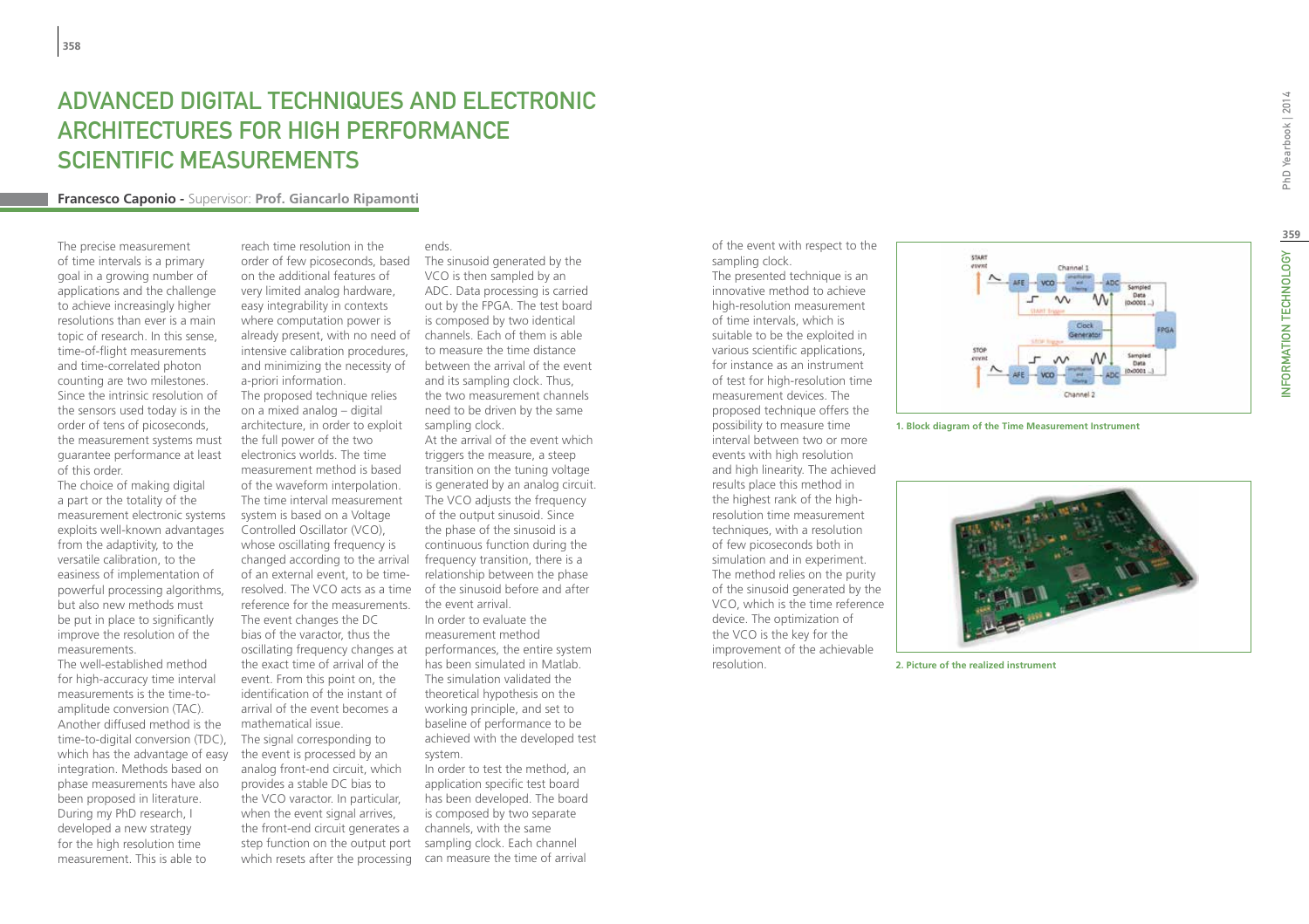# ADVANCED DIGITAL TECHNIQUES AND ELECTRONIC ARCHITECTURES FOR HIGH PERFORMANCE SCIENTIFIC MEASUREMENTS

**Francesco Caponio -** Supervisor: **Prof. Giancarlo Ripamonti**

The precise measurement of time intervals is a primary goal in a growing number of applications and the challenge to achieve increasingly higher resolutions than ever is a main topic of research. In this sense, time-of-flight measurements and time-correlated photon counting are two milestones. Since the intrinsic resolution of the sensors used today is in the order of tens of picoseconds, the measurement systems must guarantee performance at least of this order.

The choice of making digital a part or the totality of the measurement electronic systems exploits well-known advantages from the adaptivity, to the versatile calibration, to the easiness of implementation of powerful processing algorithms, but also new methods must be put in place to significantly improve the resolution of the measurements.

The well-established method for high-accuracy time interval measurements is the time-to-amplitude conversion (TAC). Another diffused method is the time-to-digital conversion (TDC), which has the advantage of easy integration. Methods based on phase measurements have also been proposed in literature. During my PhD research, I developed a new strategy for the high resolution time measurement. This is able to reach time resolution in the order of few picoseconds, based on the additional features of very limited analog hardware, easy integrability in contexts where computation power is already present, with no need of intensive calibration procedures, and minimizing the necessity of a-priori information.

The proposed technique relies on a mixed analog – digital architecture, in order to exploit the full power of the two electronics worlds. The time measurement method is based of the waveform interpolation. The time interval measurement system is based on a Voltage Controlled Oscillator (VCO), whose oscillating frequency is changed according to the arrival of an external event, to be time-resolved. The VCO acts as a time reference for the measurements. The event changes the DC bias of the varactor, thus the oscillating frequency changes at the exact time of arrival of the event. From this point on, the identification of the instant of arrival of the event becomes a mathematical issue.

The signal corresponding to the event is processed by an analog front-end circuit, which provides a stable DC bias to the VCO varactor. In particular, when the event signal arrives, the front-end circuit generates a step function on the output port which resets after the processing ends.

The sinusoid generated by the VCO is then sampled by an ADC. Data processing is carried out by the FPGA. The test board is composed by two identical channels. Each of them is able to measure the time distance between the arrival of the event and its sampling clock. Thus, the two measurement channels need to be driven by the same sampling clock.

At the arrival of the event which triggers the measure, a steep transition on the tuning voltage is generated by an analog circuit. The VCO adjusts the frequency of the output sinusoid. Since the phase of the sinusoid is a continuous function during the frequency transition, there is a relationship between the phase of the sinusoid before and after the event arrival.

In order to evaluate the measurement method performances, the entire system has been simulated in Matlab. The simulation validated the theoretical hypothesis on the working principle, and set to baseline of performance to be achieved with the developed test system.

In order to test the method, an application specific test board has been developed. The board is composed by two separate channels, with the same sampling clock. Each channel can measure the time of arrival of the event with respect to the sampling clock.

The presented technique is an innovative method to achieve high-resolution measurement of time intervals, which is suitable to be the exploited in various scientific applications, for instance as an instrument of test for high-resolution time measurement devices. The proposed technique offers the possibility to measure time interval between two or more events with high resolution and high linearity. The achieved results place this method in the highest rank of the high-resolution time measurement techniques, with a resolution of few picoseconds both in simulation and in experiment. The method relies on the purity of the sinusoid generated by the VCO, which is the time reference device. The optimization of the VCO is the key for the improvement of the achievable resolution.

**1. Block diagram of the Time Measurement Instrument**

**2. Picture of the realized instrument**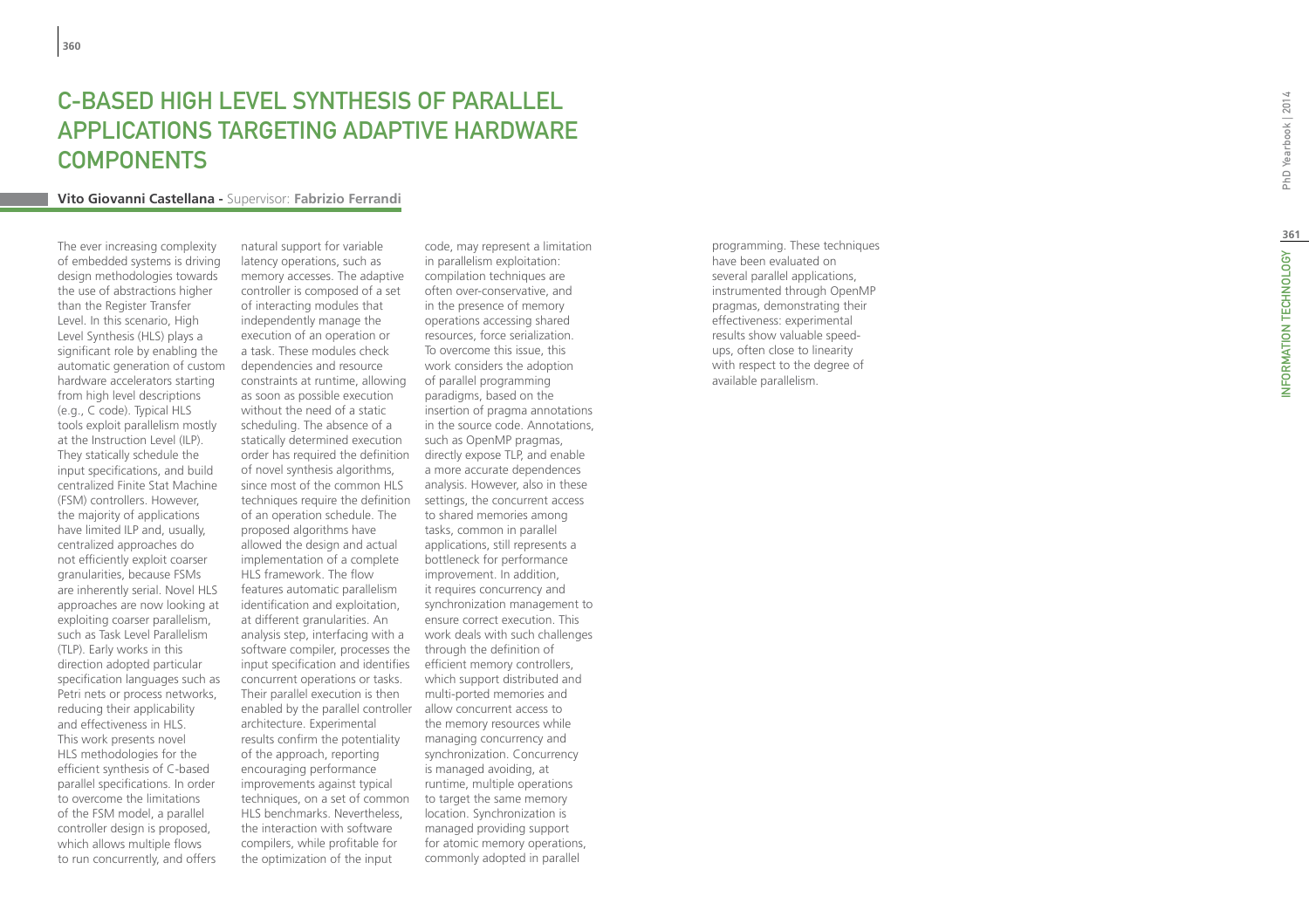# C-BASED HIGH LEVEL SYNTHESIS OF PARALLEL APPLICATIONS TARGETING ADAPTIVE HARDWARE COMPONENTS

**Vito Giovanni Castellana** - Supervisor: **Fabrizio Ferrandi**

The ever increasing complexity of embedded systems is driving design methodologies towards the use of abstractions higher than the Register Transfer Level. In this scenario, High Level Synthesis (HLS) plays a significant role by enabling the automatic generation of custom hardware accelerators starting from high level descriptions (e.g., C code). Typical HLS tools exploit parallelism mostly at the Instruction Level (ILP). They statically schedule the input specifications, and build centralized Finite Stat Machine (FSM) controllers. However, the majority of applications have limited ILP and, usually, centralized approaches do not efficiently exploit coarser granularities, because FSMs are inherently serial. Novel HLS approaches are now looking at exploiting coarser parallelism, such as Task Level Parallelism (TLP). Early works in this direction adopted particular specification languages such as Petri nets or process networks, reducing their applicability and effectiveness in HLS.
This work presents novel HLS methodologies for the efficient synthesis of C-based parallel specifications. In order to overcome the limitations of the FSM model, a parallel controller design is proposed, which allows multiple flows to run concurrently, and offers natural support for variable latency operations, such as memory accesses. The adaptive controller is composed of a set of interacting modules that independently manage the execution of an operation or a task. These modules check dependencies and resource constraints at runtime, allowing as soon as possible execution without the need of a static scheduling. The absence of a statically determined execution order has required the definition of novel synthesis algorithms, since most of the common HLS techniques require the definition of an operation schedule. The proposed algorithms have allowed the design and actual implementation of a complete HLS framework. The flow features automatic parallelism identification and exploitation, at different granularities. An analysis step, interfacing with a software compiler, processes the input specification and identifies concurrent operations or tasks. Their parallel execution is then enabled by the parallel controller architecture. Experimental results confirm the potentiality of the approach, reporting encouraging performance improvements against typical techniques, on a set of common HLS benchmarks. Nevertheless, the interaction with software compilers, while profitable for the optimization of the input code, may represent a limitation in parallelism exploitation: compilation techniques are often over-conservative, and in the presence of memory operations accessing shared resources, force serialization. To overcome this issue, this work considers the adoption of parallel programming paradigms, based on the insertion of pragma annotations in the source code. Annotations, such as OpenMP pragmas, directly expose TLP, and enable a more accurate dependences analysis. However, also in these settings, the concurrent access to shared memories among tasks, common in parallel applications, still represents a bottleneck for performance improvement. In addition, it requires concurrency and synchronization management to ensure correct execution. This work deals with such challenges through the definition of efficient memory controllers, which support distributed and multi-ported memories and allow concurrent access to the memory resources while managing concurrency and synchronization. Concurrency is managed avoiding, at runtime, multiple operations to target the same memory location. Synchronization is managed providing support for atomic memory operations, commonly adopted in parallel programming. These techniques have been evaluated on several parallel applications, instrumented through OpenMP pragmas, demonstrating their effectiveness: experimental results show valuable speed-ups, often close to linearity with respect to the degree of available parallelism.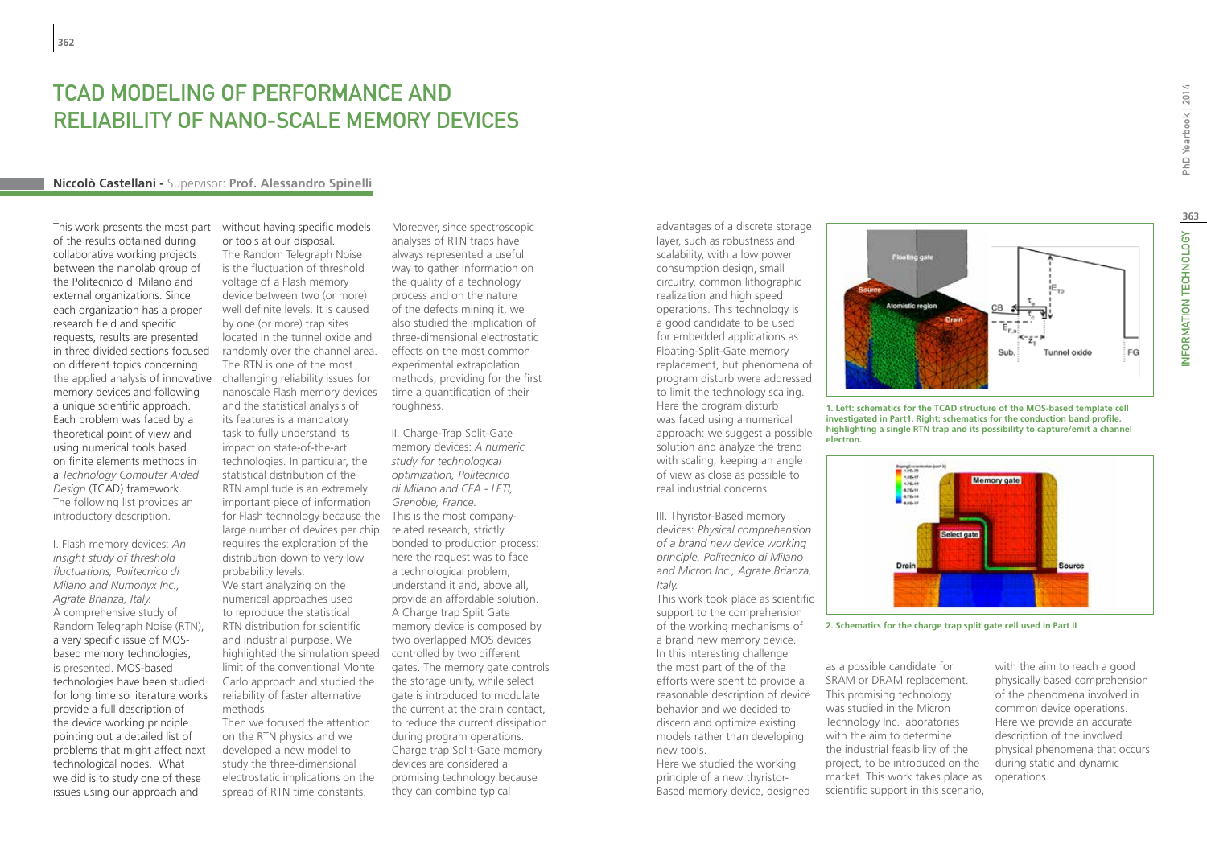# TCAD MODELING OF PERFORMANCE AND RELIABILITY OF NANO-SCALE MEMORY DEVICES

**Niccolò Castellani -** Supervisor: **Prof. Alessandro Spinelli**

This work presents the most part of the results obtained during collaborative working projects between the nanolab group of the Politecnico di Milano and external organizations. Since each organization has a proper research field and specific requests, results are presented in three divided sections focused on different topics concerning the applied analysis of innovative memory devices and following a unique scientific approach. Each problem was faced by a theoretical point of view and using numerical tools based on finite elements methods in a *Technology Computer Aided Design* (TCAD) framework. The following list provides an introductory description.

I. Flash memory devices: *An insight study of threshold fluctuations, Politecnico di Milano and Numonyx Inc., Agrate Brianza, Italy.*
A comprehensive study of Random Telegraph Noise (RTN), a very specific issue of MOS-based memory technologies, is presented. MOS-based technologies have been studied for long time so literature works provide a full description of the device working principle pointing out a detailed list of problems that might affect next technological nodes. What we did is to study one of these issues using our approach and without having specific models or tools at our disposal.
The Random Telegraph Noise is the fluctuation of threshold voltage of a Flash memory device between two (or more) well definite levels. It is caused by one (or more) trap sites located in the tunnel oxide and randomly over the channel area. The RTN is one of the most challenging reliability issues for nanoscale Flash memory devices and the statistical analysis of its features is a mandatory task to fully understand its impact on state-of-the-art technologies. In particular, the statistical distribution of the RTN amplitude is an extremely important piece of information for Flash technology because the large number of devices per chip requires the exploration of the distribution down to very low probability levels.
We start analyzing on the numerical approaches used to reproduce the statistical RTN distribution for scientific and industrial purpose. We highlighted the simulation speed limit of the conventional Monte Carlo approach and studied the reliability of faster alternative methods.
Then we focused the attention on the RTN physics and we developed a new model to study the three-dimensional electrostatic implications on the spread of RTN time constants. Moreover, since spectroscopic analyses of RTN traps have always represented a useful way to gather information on the quality of a technology process and on the nature of the defects mining it, we also studied the implication of three-dimensional electrostatic effects on the most common experimental extrapolation methods, providing for the first time a quantification of their roughness.

II. Charge-Trap Split-Gate memory devices: *A numeric study for technological optimization, Politecnico di Milano and CEA - LETI, Grenoble, France.*
This is the most company-related research, strictly bonded to production process: here the request was to face a technological problem, understand it and, above all, provide an affordable solution. A Charge trap Split Gate memory device is composed by two overlapped MOS devices controlled by two different gates. The memory gate controls the storage unity, while select gate is introduced to modulate the current at the drain contact, to reduce the current dissipation during program operations. Charge trap Split-Gate memory devices are considered a promising technology because they can combine typical advantages of a discrete storage layer, such as robustness and scalability, with a low power consumption design, small circuitry, common lithographic realization and high speed operations. This technology is a good candidate to be used for embedded applications as Floating-Split-Gate memory replacement, but phenomena of program disturb were addressed to limit the technology scaling. Here the program disturb was faced using a numerical approach: we suggest a possible solution and analyze the trend with scaling, keeping an angle of view as close as possible to real industrial concerns.

III. Thyristor-Based memory devices: *Physical comprehension of a brand new device working principle, Politecnico di Milano and Micron Inc., Agrate Brianza, Italy.*
This work took place as scientific support to the comprehension of the working mechanisms of a brand new memory device. In this interesting challenge the most part of the of the efforts were spent to provide a reasonable description of device behavior and we decided to discern and optimize existing models rather than developing new tools.
Here we studied the working principle of a new thyristor-Based memory device, designed as a possible candidate for SRAM or DRAM replacement. This promising technology was studied in the Micron Technology Inc. laboratories with the aim to determine the industrial feasibility of the project, to be introduced on the market. This work takes place as scientific support in this scenario, with the aim to reach a good physically based comprehension of the phenomena involved in common device operations. Here we provide an accurate description of the involved physical phenomena that occurs during static and dynamic operations.

1. Left: schematics for the TCAD structure of the MOS-based template cell investigated in Part1. Right: schematics for the conduction band profile, highlighting a single RTN trap and its possibility to capture/emit a channel electron.

2. Schematics for the charge trap split gate cell used in Part II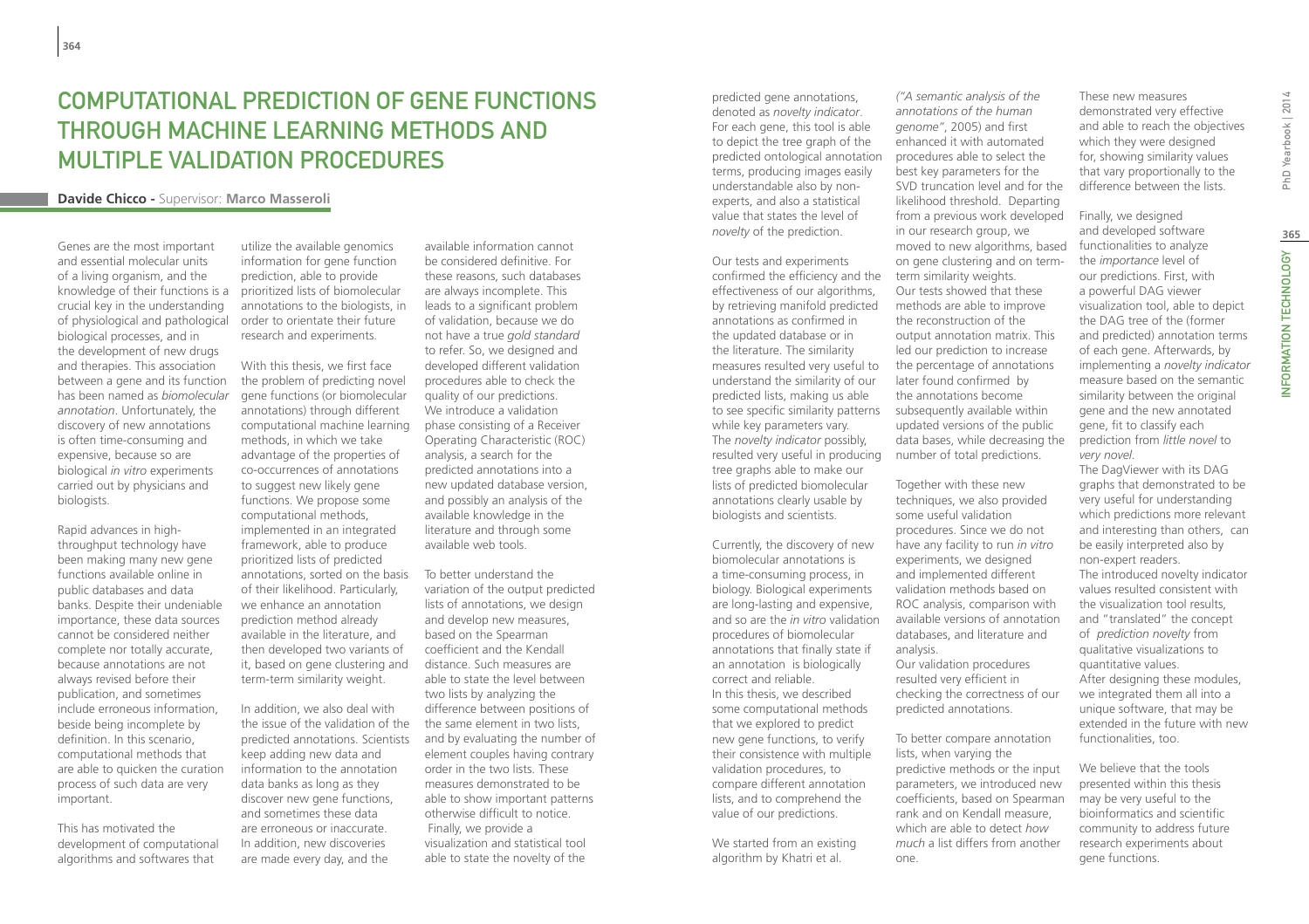# Computational Prediction of Gene Functions through Machine Learning Methods and Multiple Validation Procedures

**Davide Chicco** - Supervisor: **Marco Masseroli**

Genes are the most important and essential molecular units of a living organism, and the knowledge of their functions is a crucial key in the understanding of physiological and pathological biological processes, and in the development of new drugs and therapies. This association between a gene and its function has been named as *biomolecular annotation*. Unfortunately, the discovery of new annotations is often time-consuming and expensive, because so are biological *in vitro* experiments carried out by physicians and biologists.

Rapid advances in high-throughput technology have been making many new gene functions available online in public databases and data banks. Despite their undeniable importance, these data sources cannot be considered neither complete nor totally accurate, because annotations are not always revised before their publication, and sometimes include erroneous information, beside being incomplete by definition. In this scenario, computational methods that are able to quicken the curation process of such data are very important.

This has motivated the development of computational algorithms and softwares that utilize the available genomics information for gene function prediction, able to provide prioritized lists of biomolecular annotations to the biologists, in order to orientate their future research and experiments.

With this thesis, we first face the problem of predicting novel gene functions (or biomolecular annotations) through different computational machine learning methods, in which we take advantage of the properties of co-occurrences of annotations to suggest new likely gene functions. We propose some computational methods, implemented in an integrated framework, able to produce prioritized lists of predicted annotations, sorted on the basis of their likelihood. Particularly, we enhance an annotation prediction method already available in the literature, and then developed two variants of it, based on gene clustering and term-term similarity weight.

In addition, we also deal with the issue of the validation of the predicted annotations. Scientists keep adding new data and information to the annotation data banks as long as they discover new gene functions, and sometimes these data are erroneous or inaccurate. In addition, new discoveries are made every day, and the available information cannot be considered definitive. For these reasons, such databases are always incomplete. This leads to a significant problem of validation, because we do not have a true *gold standard* to refer. So, we designed and developed different validation procedures able to check the quality of our predictions. We introduce a validation phase consisting of a Receiver Operating Characteristic (ROC) analysis, a search for the predicted annotations into a new updated database version, and possibly an analysis of the available knowledge in the literature and through some available web tools.

To better understand the variation of the output predicted lists of annotations, we design and develop new measures, based on the Spearman coefficient and the Kendall distance. Such measures are able to state the level between two lists by analyzing the difference between positions of the same element in two lists, and by evaluating the number of element couples having contrary order in the two lists. These measures demonstrated to be able to show important patterns otherwise difficult to notice.
Finally, we provide a visualization and statistical tool able to state the novelty of the predicted gene annotations, denoted as *novelty indicator*. For each gene, this tool is able to depict the tree graph of the predicted ontological annotation terms, producing images easily understandable also by non-experts, and also a statistical value that states the level of *novelty* of the prediction.

Our tests and experiments confirmed the efficiency and the effectiveness of our algorithms, by retrieving manifold predicted annotations as confirmed in the updated database or in the literature. The similarity measures resulted very useful to understand the similarity of our predicted lists, making us able to see specific similarity patterns while key parameters vary. The *novelty indicator* possibly, resulted very useful in producing tree graphs able to make our lists of predicted biomolecular annotations clearly usable by biologists and scientists.

Currently, the discovery of new biomolecular annotations is a time-consuming process, in biology. Biological experiments are long-lasting and expensive, and so are the *in vitro* validation procedures of biomolecular annotations that finally state if an annotation is biologically correct and reliable.
In this thesis, we described some computational methods that we explored to predict new gene functions, to verify their consistence with multiple validation procedures, to compare different annotation lists, and to comprehend the value of our predictions.

We started from an existing algorithm by Khatri et al. *("A semantic analysis of the annotations of the human genome"*, 2005) and first enhanced it with automated procedures able to select the best key parameters for the SVD truncation level and for the likelihood threshold. Departing from a previous work developed in our research group, we moved to new algorithms, based on gene clustering and on term-term similarity weights.
Our tests showed that these methods are able to improve the reconstruction of the output annotation matrix. This led our prediction to increase the percentage of annotations later found confirmed by the annotations become subsequently available within updated versions of the public data bases, while decreasing the number of total predictions.

Together with these new techniques, we also provided some useful validation procedures. Since we do not have any facility to run *in vitro* experiments, we designed and implemented different validation methods based on ROC analysis, comparison with available versions of annotation databases, and literature and analysis.
Our validation procedures resulted very efficient in checking the correctness of our predicted annotations.

To better compare annotation lists, when varying the predictive methods or the input parameters, we introduced new coefficients, based on Spearman rank and on Kendall measure, which are able to detect *how much* a list differs from another one.

These new measures demonstrated very effective and able to reach the objectives which they were designed for, showing similarity values that vary proportionally to the difference between the lists.

Finally, we designed and developed software functionalities to analyze the *importance* level of our predictions. First, with a powerful DAG viewer visualization tool, able to depict the DAG tree of the (former and predicted) annotation terms of each gene. Afterwards, by implementing a *novelty indicator* measure based on the semantic similarity between the original gene and the new annotated gene, fit to classify each prediction from *little novel* to *very novel*.
The DagViewer with its DAG graphs that demonstrated to be very useful for understanding which predictions more relevant and interesting than others, can be easily interpreted also by non-expert readers.
The introduced novelty indicator values resulted consistent with the visualization tool results, and "translated" the concept of *prediction novelty* from qualitative visualizations to quantitative values.
After designing these modules, we integrated them all into a unique software, that may be extended in the future with new functionalities, too.

We believe that the tools presented within this thesis may be very useful to the bioinformatics and scientific community to address future research experiments about gene functions.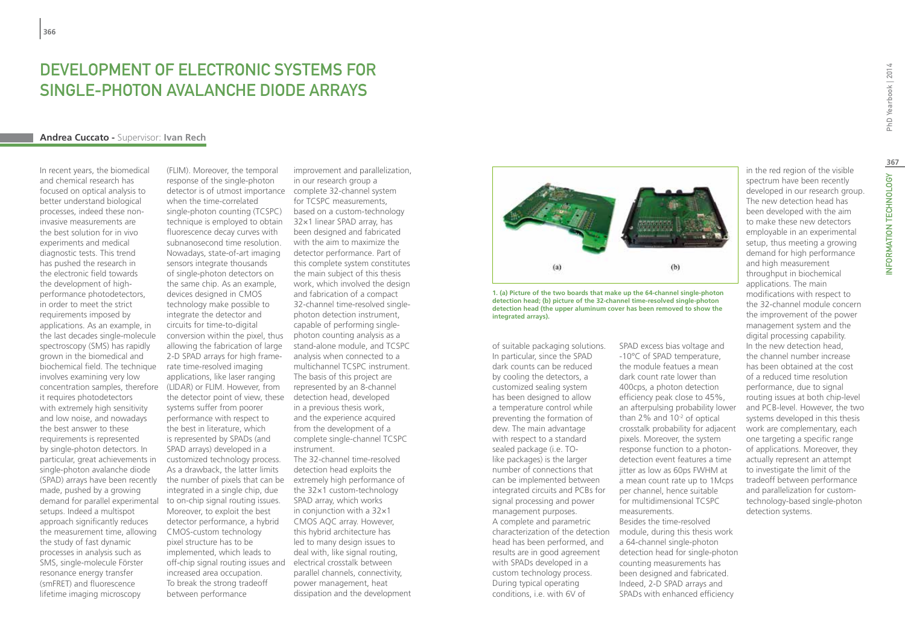# DEVELOPMENT OF ELECTRONIC SYSTEMS FOR SINGLE-PHOTON AVALANCHE DIODE ARRAYS

**Andrea Cuccato -** Supervisor: **Ivan Rech**

In recent years, the biomedical and chemical research has focused on optical analysis to better understand biological processes, indeed these non-invasive measurements are the best solution for in vivo experiments and medical diagnostic tests. This trend has pushed the research in the electronic field towards the development of high-performance photodetectors, in order to meet the strict requirements imposed by applications. As an example, in the last decades single-molecule spectroscopy (SMS) has rapidly grown in the biomedical and biochemical field. The technique involves examining very low concentration samples, therefore it requires photodetectors with extremely high sensitivity and low noise, and nowadays the best answer to these requirements is represented by single-photon detectors. In particular, great achievements in single-photon avalanche diode (SPAD) arrays have been recently made, pushed by a growing demand for parallel experimental setups. Indeed a multispot approach significantly reduces the measurement time, allowing the study of fast dynamic processes in analysis such as SMS, single-molecule Förster resonance energy transfer (smFRET) and fluorescence lifetime imaging microscopy (FLIM). Moreover, the temporal response of the single-photon detector is of utmost importance when the time-correlated single-photon counting (TCSPC) technique is employed to obtain fluorescence decay curves with subnanosecond time resolution. Nowadays, state-of-art imaging sensors integrate thousands of single-photon detectors on the same chip. As an example, devices designed in CMOS technology make possible to integrate the detector and circuits for time-to-digital conversion within the pixel, thus allowing the fabrication of large 2-D SPAD arrays for high frame-rate time-resolved imaging applications, like laser ranging (LIDAR) or FLIM. However, from the detector point of view, these systems suffer from poorer performance with respect to the best in literature, which is represented by SPADs (and SPAD arrays) developed in a customized technology process. As a drawback, the latter limits the number of pixels that can be integrated in a single chip, due to on-chip signal routing issues. Moreover, to exploit the best detector performance, a hybrid CMOS-custom technology pixel structure has to be implemented, which leads to off-chip signal routing issues and increased area occupation. To break the strong tradeoff between performance improvement and parallelization, in our research group a complete 32-channel system for TCSPC measurements, based on a custom-technology 32×1 linear SPAD array, has been designed and fabricated with the aim to maximize the detector performance. Part of this complete system constitutes the main subject of this thesis work, which involved the design and fabrication of a compact 32-channel time-resolved single-photon detection instrument, capable of performing single-photon counting analysis as a stand-alone module, and TCSPC analysis when connected to a multichannel TCSPC instrument. The basis of this project are represented by an 8-channel detection head, developed in a previous thesis work, and the experience acquired from the development of a complete single-channel TCSPC instrument.

The 32-channel time-resolved detection head exploits the extremely high performance of the 32×1 custom-technology SPAD array, which works in conjunction with a 32×1 CMOS AQC array. However, this hybrid architecture has led to many design issues to deal with, like signal routing, electrical crosstalk between parallel channels, connectivity, power management, heat dissipation and the development of suitable packaging solutions. In particular, since the SPAD dark counts can be reduced by cooling the detectors, a customized sealing system has been designed to allow a temperature control while preventing the formation of dew. The main advantage with respect to a standard sealed package (i.e. TO-like packages) is the larger number of connections that can be implemented between integrated circuits and PCBs for signal processing and power management purposes.

A complete and parametric characterization of the detection head has been performed, and results are in good agreement with SPADs developed in a custom technology process. During typical operating conditions, i.e. with 6V of SPAD excess bias voltage and -10°C of SPAD temperature, the module featues a mean dark count rate lower than 400cps, a photon detection efficiency peak close to 45%, an afterpulsing probability lower than 2% and $10^{-2}$ of optical crosstalk probability for adjacent pixels. Moreover, the system response function to a photon-detection event features a time jitter as low as 60ps FWHM at a mean count rate up to 1Mcps per channel, hence suitable for multidimensional TCSPC measurements.

Besides the time-resolved module, during this thesis work a 64-channel single-photon detection head for single-photon counting measurements has been designed and fabricated. Indeed, 2-D SPAD arrays and SPADs with enhanced efficiency in the red region of the visible spectrum have been recently developed in our research group. The new detection head has been developed with the aim to make these new detectors employable in an experimental setup, thus meeting a growing demand for high performance and high measurement throughput in biochemical applications. The main modifications with respect to the 32-channel module concern the improvement of the power management system and the digital processing capability. In the new detection head, the channel number increase has been obtained at the cost of a reduced time resolution performance, due to signal routing issues at both chip-level and PCB-level. However, the two systems developed in this thesis work are complementary, each one targeting a specific range of applications. Moreover, they actually represent an attempt to investigate the limit of the tradeoff between performance and parallelization for custom-technology-based single-photon detection systems.

(a) (b)

**1. (a) Picture of the two boards that make up the 64-channel single-photon detection head; (b) picture of the 32-channel time-resolved single-photon detection head (the upper aluminum cover has been removed to show the integrated arrays).**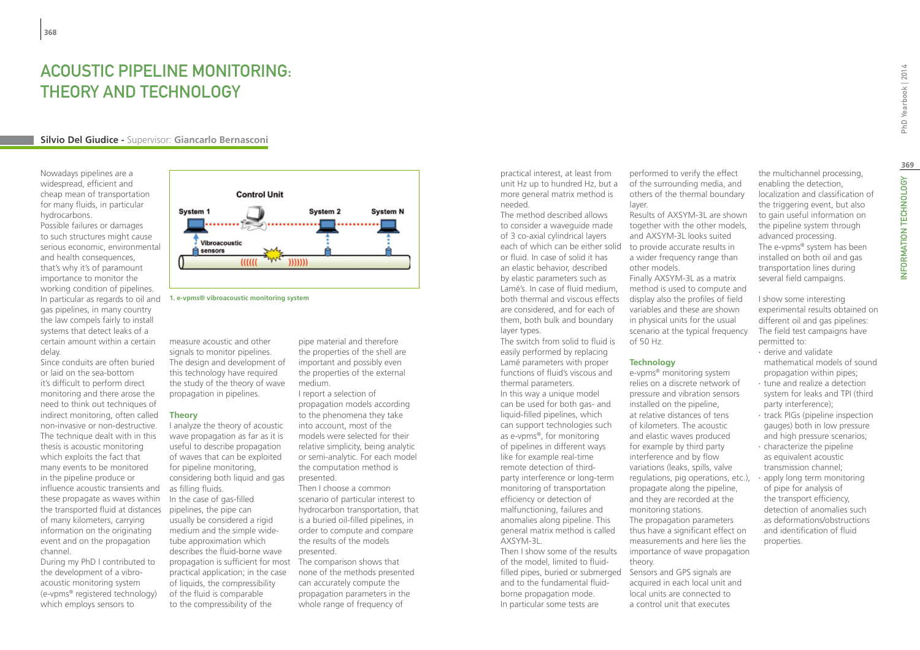# ACOUSTIC PIPELINE MONITORING: THEORY AND TECHNOLOGY

**Silvio Del Giudice** - Supervisor: **Giancarlo Bernasconi**

Nowadays pipelines are a widespread, efficient and cheap mean of transportation for many fluids, in particular hydrocarbons.

Possible failures or damages to such structures might cause serious economic, environmental and health consequences, that's why it's of paramount importance to monitor the working condition of pipelines. In particular as regards to oil and gas pipelines, in many country the law compels fairly to install systems that detect leaks of a certain amount within a certain delay.

Since conduits are often buried or laid on the sea-bottom it's difficult to perform direct monitoring and there arose the need to think out techniques of indirect monitoring, often called non-invasive or non-destructive. The technique dealt with in this thesis is acoustic monitoring which exploits the fact that many events to be monitored in the pipeline produce or influence acoustic transients and these propagate as waves within the transported fluid at distances of many kilometers, carrying information on the originating event and on the propagation channel.

During my PhD I contributed to the development of a vibro-acoustic monitoring system (e-vpms® registered technology) which employs sensors to measure acoustic and other signals to monitor pipelines. The design and development of this technology have required the study of the theory of wave propagation in pipelines.

1. e-vpms® vibroacoustic monitoring system

## Theory

I analyze the theory of acoustic wave propagation as far as it is useful to describe propagation of waves that can be exploited for pipeline monitoring, considering both liquid and gas as filling fluids.

In the case of gas-filled pipelines, the pipe can usually be considered a rigid medium and the simple wide-tube approximation which describes the fluid-borne wave propagation is sufficient for most practical application; in the case of liquids, the compressibility of the fluid is comparable to the compressibility of the pipe material and therefore the properties of the shell are important and possibly even the properties of the external medium.

I report a selection of propagation models according to the phenomena they take into account, most of the models were selected for their relative simplicity, being analytic or semi-analytic. For each model the computation method is presented.

Then I choose a common scenario of particular interest to hydrocarbon transportation, that is a buried oil-filled pipelines, in order to compute and compare the results of the models presented.

The comparison shows that none of the methods presented can accurately compute the propagation parameters in the whole range of frequency of practical interest, at least from unit Hz up to hundred Hz, but a more general matrix method is needed.

The method described allows to consider a waveguide made of 3 co-axial cylindrical layers each of which can be either solid or fluid. In case of solid it has an elastic behavior, described by elastic parameters such as Lamé's. In case of fluid medium, both thermal and viscous effects are considered, and for each of them, both bulk and boundary layer types.

The switch from solid to fluid is easily performed by replacing Lamé parameters with proper functions of fluid's viscous and thermal parameters.

In this way a unique model can be used for both gas- and liquid-filled pipelines, which can support technologies such as e-vpms®, for monitoring of pipelines in different ways like for example real-time remote detection of third-party interference or long-term monitoring of transportation efficiency or detection of malfunctioning, failures and anomalies along pipeline. This general matrix method is called AXSYM-3L.

Then I show some of the results of the model, limited to fluid-filled pipes, buried or submerged and to the fundamental fluid-borne propagation mode.

In particular some tests are performed to verify the effect of the surrounding media, and others of the thermal boundary layer.

Results of AXSYM-3L are shown together with the other models, and AXSYM-3L looks suited to provide accurate results in a wider frequency range than other models.

Finally AXSYM-3L as a matrix method is used to compute and display also the profiles of field variables and these are shown in physical units for the usual scenario at the typical frequency of 50 Hz.

## Technology

e-vpms® monitoring system relies on a discrete network of pressure and vibration sensors installed on the pipeline, at relative distances of tens of kilometers. The acoustic and elastic waves produced for example by third party interference and by flow variations (leaks, spills, valve regulations, pig operations, etc.), propagate along the pipeline, and they are recorded at the monitoring stations.

The propagation parameters thus have a significant effect on measurements and here lies the importance of wave propagation theory.

Sensors and GPS signals are acquired in each local unit and local units are connected to a control unit that executes the multichannel processing, enabling the detection, localization and classification of the triggering event, but also to gain useful information on the pipeline system through advanced processing.

The e-vpms® system has been installed on both oil and gas transportation lines during several field campaigns.

I show some interesting experimental results obtained on different oil and gas pipelines: The field test campaigns have permitted to:

- derive and validate mathematical models of sound propagation within pipes;
- tune and realize a detection system for leaks and TPI (third party interference);
- track PIGs (pipeline inspection gauges) both in low pressure and high pressure scenarios;
- characterize the pipeline as equivalent acoustic transmission channel;
- apply long term monitoring of pipe for analysis of the transport efficiency, detection of anomalies such as deformations/obstructions and identification of fluid properties.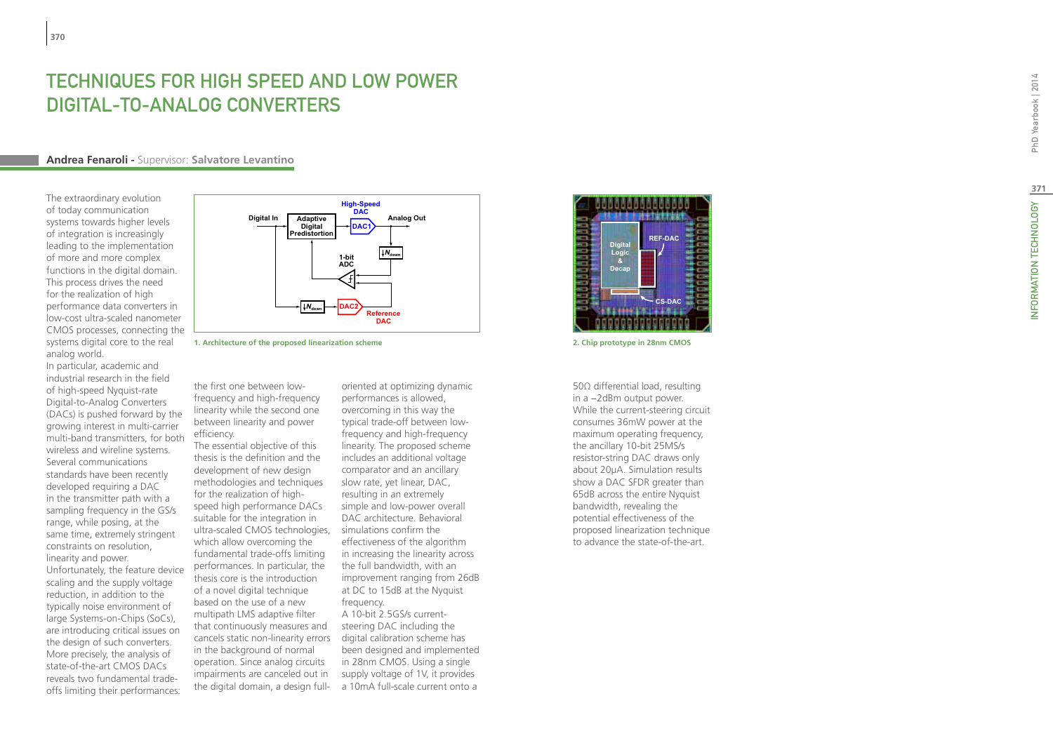# TECHNIQUES FOR HIGH SPEED AND LOW POWER DIGITAL-TO-ANALOG CONVERTERS

**Andrea Fenaroli -** Supervisor: **Salvatore Levantino**

The extraordinary evolution of today communication systems towards higher levels of integration is increasingly leading to the implementation of more and more complex functions in the digital domain. This process drives the need for the realization of high performance data converters in low-cost ultra-scaled nanometer CMOS processes, connecting the systems digital core to the real analog world.
In particular, academic and industrial research in the field of high-speed Nyquist-rate Digital-to-Analog Converters (DACs) is pushed forward by the growing interest in multi-carrier multi-band transmitters, for both wireless and wireline systems. Several communications standards have been recently developed requiring a DAC in the transmitter path with a sampling frequency in the GS/s range, while posing, at the same time, extremely stringent constraints on resolution, linearity and power.
Unfortunately, the feature device scaling and the supply voltage reduction, in addition to the typically noise environment of large Systems-on-Chips (SoCs), are introducing critical issues on the design of such converters. More precisely, the analysis of state-of-the-art CMOS DACs reveals two fundamental trade-offs limiting their performances: the first one between low-frequency and high-frequency linearity while the second one between linearity and power efficiency.
The essential objective of this thesis is the definition and the development of new design methodologies and techniques for the realization of high-speed high performance DACs suitable for the integration in ultra-scaled CMOS technologies, which allow overcoming the fundamental trade-offs limiting performances. In particular, the thesis core is the introduction of a novel digital technique based on the use of a new multipath LMS adaptive filter that continuously measures and cancels static non-linearity errors in the background of normal operation. Since analog circuits impairments are canceled out in the digital domain, a design full-oriented at optimizing dynamic performances is allowed, overcoming in this way the typical trade-off between low-frequency and high-frequency linearity. The proposed scheme includes an additional voltage comparator and an ancillary slow rate, yet linear, DAC, resulting in an extremely simple and low-power overall DAC architecture. Behavioral simulations confirm the effectiveness of the algorithm in increasing the linearity across the full bandwidth, with an improvement ranging from 26dB at DC to 15dB at the Nyquist frequency.
A 10-bit 2.5GS/s current-steering DAC including the digital calibration scheme has been designed and implemented in 28nm CMOS. Using a single supply voltage of 1V, it provides a 10mA full-scale current onto a 50Ω differential load, resulting in a −2dBm output power. While the current-steering circuit consumes 36mW power at the maximum operating frequency, the ancillary 10-bit 25MS/s resistor-string DAC draws only about 20μA. Simulation results show a DAC SFDR greater than 65dB across the entire Nyquist bandwidth, revealing the potential effectiveness of the proposed linearization technique to advance the state-of-the-art.

**1. Architecture of the proposed linearization scheme**

**2. Chip prototype in 28nm CMOS**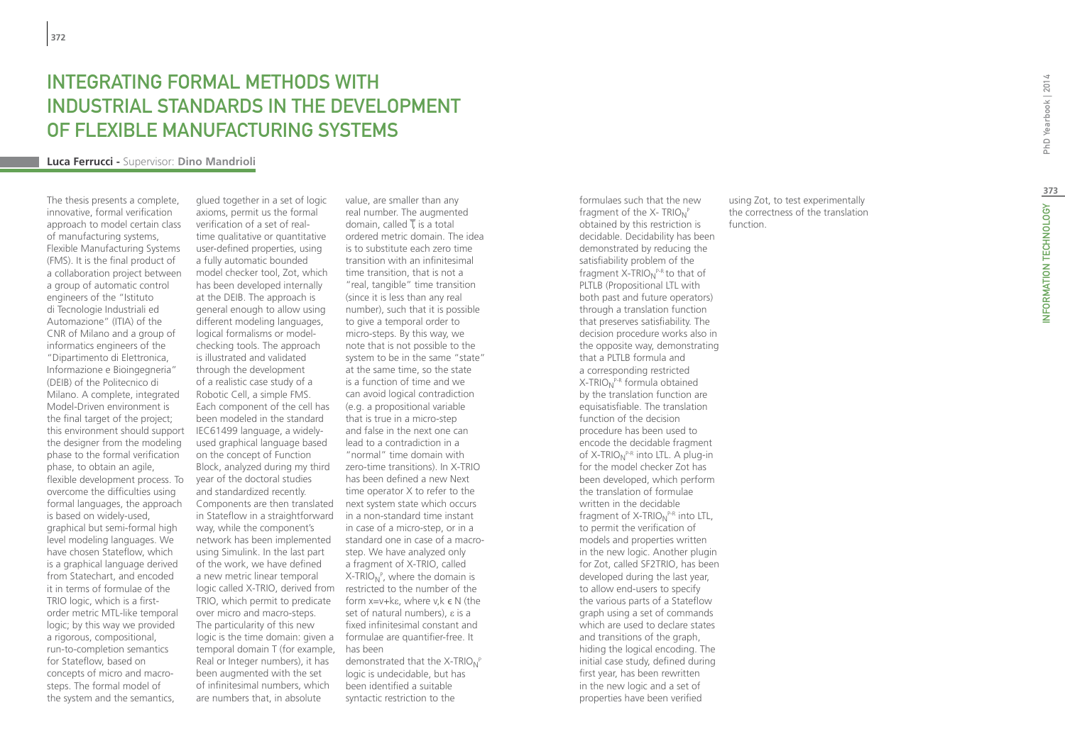# INTEGRATING FORMAL METHODS WITH INDUSTRIAL STANDARDS IN THE DEVELOPMENT OF FLEXIBLE MANUFACTURING SYSTEMS

**Luca Ferrucci -** Supervisor: **Dino Mandrioli**

The thesis presents a complete, innovative, formal verification approach to model certain class of manufacturing systems, Flexible Manufacturing Systems (FMS). It is the final product of a collaboration project between a group of automatic control engineers of the "Istituto di Tecnologie Industriali ed Automazione" (ITIA) of the CNR of Milano and a group of informatics engineers of the "Dipartimento di Elettronica, Informazione e Bioingegneria" (DEIB) of the Politecnico di Milano. A complete, integrated Model-Driven environment is the final target of the project; this environment should support the designer from the modeling phase to the formal verification phase, to obtain an agile, flexible development process. To overcome the difficulties using formal languages, the approach is based on widely-used, graphical but semi-formal high level modeling languages. We have chosen Stateflow, which is a graphical language derived from Statechart, and encoded it in terms of formulae of the TRIO logic, which is a first-order metric MTL-like temporal logic; by this way we provided a rigorous, compositional, run-to-completion semantics for Stateflow, based on concepts of micro and macro-steps. The formal model of the system and the semantics, glued together in a set of logic axioms, permit us the formal verification of a set of real-time qualitative or quantitative user-defined properties, using a fully automatic bounded model checker tool, Zot, which has been developed internally at the DEIB. The approach is general enough to allow using different modeling languages, logical formalisms or model-checking tools. The approach is illustrated and validated through the development of a realistic case study of a Robotic Cell, a simple FMS. Each component of the cell has been modeled in the standard IEC61499 language, a widely-used graphical language based on the concept of Function Block, analyzed during my third year of the doctoral studies and standardized recently. Components are then translated in Stateflow in a straightforward way, while the component's network has been implemented using Simulink. In the last part of the work, we have defined a new metric linear temporal logic called X-TRIO, derived from TRIO, which permit to predicate over micro and macro-steps. The particularity of this new logic is the time domain: given a temporal domain T (for example, Real or Integer numbers), it has been augmented with the set of infinitesimal numbers, which are numbers that, in absolute value, are smaller than any real number. The augmented domain, called $\overline{T}$, is a total ordered metric domain. The idea is to substitute each zero time transition with an infinitesimal time transition, that is not a "real, tangible" time transition (since it is less than any real number), such that it is possible to give a temporal order to micro-steps. By this way, we note that is not possible to the system to be in the same "state" at the same time, so the state is a function of time and we can avoid logical contradiction (e.g. a propositional variable that is true in a micro-step and false in the next one can lead to a contradiction in a "normal" time domain with zero-time transitions). In X-TRIO has been defined a new Next time operator X to refer to the next system state which occurs in a non-standard time instant in case of a micro-step, or in a standard one in case of a macro-step. We have analyzed only a fragment of X-TRIO, called $X\text{-}TRIO_N^P$, where the domain is restricted to the number of the form $x=v+k\varepsilon$, where $v,k \in N$ (the set of natural numbers), $\varepsilon$ is a fixed infinitesimal constant and formulae are quantifier-free. It has been demonstrated that the $X\text{-}TRIO_N^P$ logic is undecidable, but has been identified a suitable syntactic restriction to the formulaes such that the new fragment of the $X\text{-}TRIO_N^P$ obtained by this restriction is decidable. Decidability has been demonstrated by reducing the satisfiability problem of the fragment $X\text{-}TRIO_N^{P\text{-}R}$ to that of PLTLB (Propositional LTL with both past and future operators) through a translation function that preserves satisfiability. The decision procedure works also in the opposite way, demonstrating that a PLTLB formula and a corresponding restricted $X\text{-}TRIO_N^{P\text{-}R}$ formula obtained by the translation function are equisatisfiable. The translation function of the decision procedure has been used to encode the decidable fragment of $X\text{-}TRIO_N^{P\text{-}R}$ into LTL. A plug-in for the model checker Zot has been developed, which perform the translation of formulae written in the decidable fragment of $X\text{-}TRIO_N^{P\text{-}R}$ into LTL, to permit the verification of models and properties written in the new logic. Another plugin for Zot, called SF2TRIO, has been developed during the last year, to allow end-users to specify the various parts of a Stateflow graph using a set of commands which are used to declare states and transitions of the graph, hiding the logical encoding. The initial case study, defined during first year, has been rewritten in the new logic and a set of properties have been verified using Zot, to test experimentally the correctness of the translation function.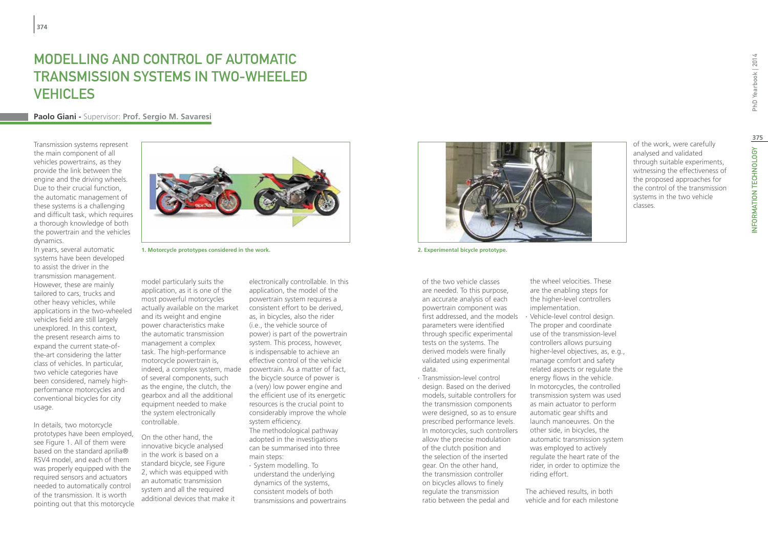# MODELLING AND CONTROL OF AUTOMATIC TRANSMISSION SYSTEMS IN TWO-WHEELED VEHICLES

**Paolo Giani -** Supervisor: **Prof. Sergio M. Savaresi**

Transmission systems represent the main component of all vehicles powertrains, as they provide the link between the engine and the driving wheels. Due to their crucial function, the automatic management of these systems is a challenging and difficult task, which requires a thorough knowledge of both the powertrain and the vehicles dynamics.

In years, several automatic systems have been developed to assist the driver in the transmission management. However, these are mainly tailored to cars, trucks and other heavy vehicles, while applications in the two-wheeled vehicles field are still largely unexplored. In this context, the present research aims to expand the current state-of-the-art considering the latter class of vehicles. In particular, two vehicle categories have been considered, namely high-performance motorcycles and conventional bicycles for city usage.

In details, two motorcycle prototypes have been employed, see Figure 1. All of them were based on the standard aprilia® RSV4 model, and each of them was properly equipped with the required sensors and actuators needed to automatically control of the transmission. It is worth pointing out that this motorcycle model particularly suits the application, as it is one of the most powerful motorcycles actually available on the market and its weight and engine power characteristics make the automatic transmission management a complex task. The high-performance motorcycle powertrain is, indeed, a complex system, made of several components, such as the engine, the clutch, the gearbox and all the additional equipment needed to make the system electronically controllable.

**1. Motorcycle prototypes considered in the work.**

On the other hand, the innovative bicycle analysed in the work is based on a standard bicycle, see Figure 2, which was equipped with an automatic transmission system and all the required additional devices that make it electronically controllable. In this application, the model of the powertrain system requires a consistent effort to be derived, as, in bicycles, also the rider (i.e., the vehicle source of power) is part of the powertrain system. This process, however, is indispensable to achieve an effective control of the vehicle powertrain. As a matter of fact, the bicycle source of power is a (very) low power engine and the efficient use of its energetic resources is the crucial point to considerably improve the whole system efficiency.

The methodological pathway adopted in the investigations can be summarised into three main steps:

- System modelling. To understand the underlying dynamics of the systems, consistent models of both transmissions and powertrains of the two vehicle classes are needed. To this purpose, an accurate analysis of each powertrain component was first addressed, and the models parameters were identified through specific experimental tests on the systems. The derived models were finally validated using experimental data.
- Transmission-level control design. Based on the derived models, suitable controllers for the transmission components were designed, so as to ensure prescribed performance levels. In motorcycles, such controllers allow the precise modulation of the clutch position and the selection of the inserted gear. On the other hand, the transmission controller on bicycles allows to finely regulate the transmission ratio between the pedal and the wheel velocities. These are the enabling steps for the higher-level controllers implementation.
- Vehicle-level control design. The proper and coordinate use of the transmission-level controllers allows pursuing higher-level objectives, as, e.g., manage comfort and safety related aspects or regulate the energy flows in the vehicle. In motorcycles, the controlled transmission system was used as main actuator to perform automatic gear shifts and launch manoeuvres. On the other side, in bicycles, the automatic transmission system was employed to actively regulate the heart rate of the rider, in order to optimize the riding effort.

**2. Experimental bicycle prototype.**

The achieved results, in both vehicle and for each milestone of the work, were carefully analysed and validated through suitable experiments, witnessing the effectiveness of the proposed approaches for the control of the transmission systems in the two vehicle classes.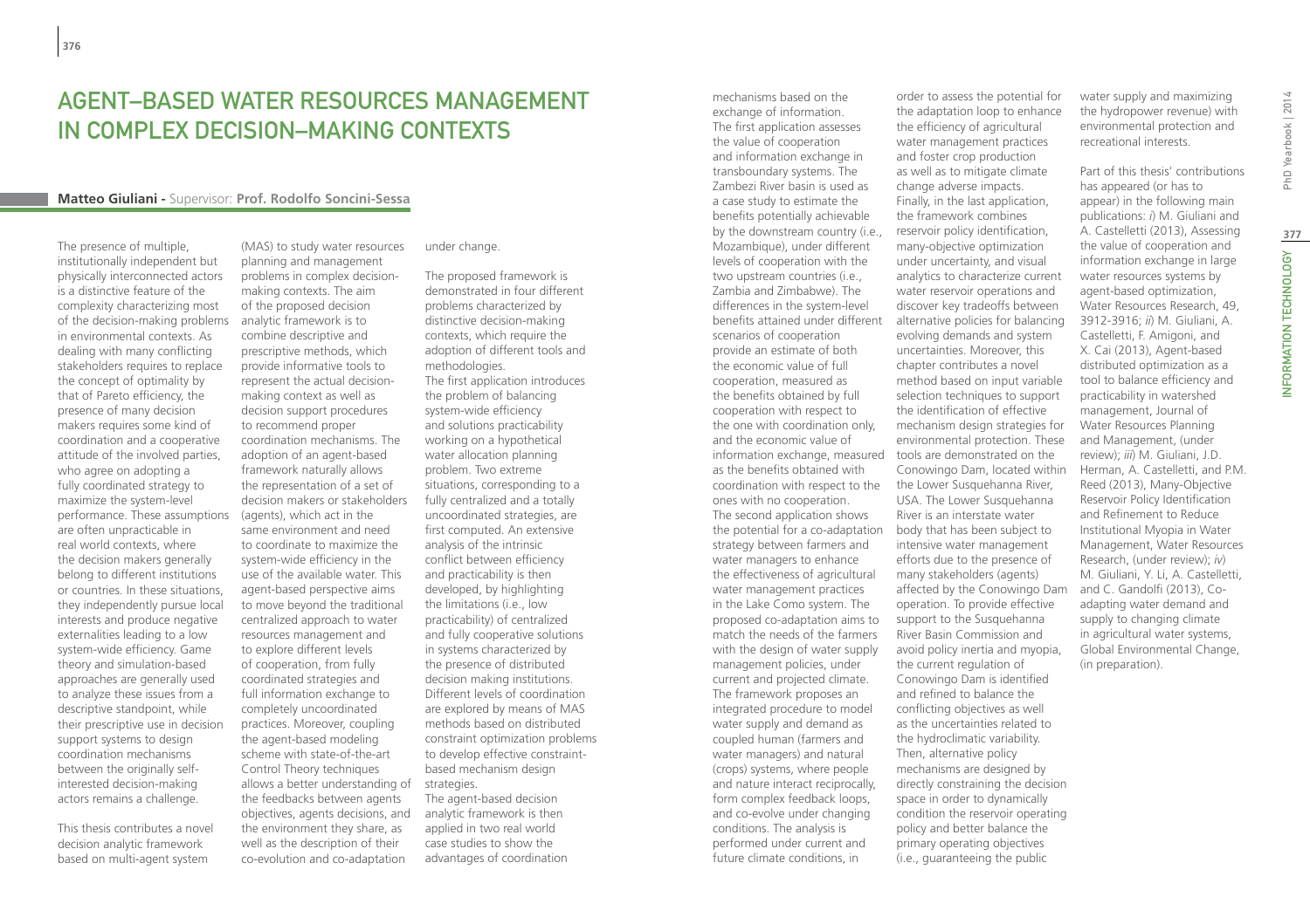# Agent–Based Water Resources Management in Complex Decision–Making Contexts

**Matteo Giuliani - Supervisor: Prof. Rodolfo Soncini-Sessa**

The presence of multiple, institutionally independent but physically interconnected actors is a distinctive feature of the complexity characterizing most of the decision-making problems in environmental contexts. As dealing with many conflicting stakeholders requires to replace the concept of optimality by that of Pareto efficiency, the presence of many decision makers requires some kind of coordination and a cooperative attitude of the involved parties, who agree on adopting a fully coordinated strategy to maximize the system-level performance. These assumptions are often unpracticable in real world contexts, where the decision makers generally belong to different institutions or countries. In these situations, they independently pursue local interests and produce negative externalities leading to a low system-wide efficiency. Game theory and simulation-based approaches are generally used to analyze these issues from a descriptive standpoint, while their prescriptive use in decision support systems to design coordination mechanisms between the originally self-interested decision-making actors remains a challenge.

This thesis contributes a novel decision analytic framework based on multi-agent system (MAS) to study water resources planning and management problems in complex decision-making contexts. The aim of the proposed decision analytic framework is to combine descriptive and prescriptive methods, which provide informative tools to represent the actual decision-making context as well as decision support procedures to recommend proper coordination mechanisms. The adoption of an agent-based framework naturally allows the representation of a set of decision makers or stakeholders (agents), which act in the same environment and need to coordinate to maximize the system-wide efficiency in the use of the available water. This agent-based perspective aims to move beyond the traditional centralized approach to water resources management and to explore different levels of cooperation, from fully coordinated strategies and full information exchange to completely uncoordinated practices. Moreover, coupling the agent-based modeling scheme with state-of-the-art Control Theory techniques allows a better understanding of the feedbacks between agents objectives, agents decisions, and the environment they share, as well as the description of their co-evolution and co-adaptation under change.

The proposed framework is demonstrated in four different problems characterized by distinctive decision-making contexts, which require the adoption of different tools and methodologies.
The first application introduces the problem of balancing system-wide efficiency and solutions practicability working on a hypothetical water allocation planning problem. Two extreme situations, corresponding to a fully centralized and a totally uncoordinated strategies, are first computed. An extensive analysis of the intrinsic conflict between efficiency and practicability is then developed, by highlighting the limitations (i.e., low practicability) of centralized and fully cooperative solutions in systems characterized by the presence of distributed decision making institutions. Different levels of coordination are explored by means of MAS methods based on distributed constraint optimization problems to develop effective constraint-based mechanism design strategies.
The agent-based decision analytic framework is then applied in two real world case studies to show the advantages of coordination mechanisms based on the exchange of information.
The first application assesses the value of cooperation and information exchange in transboundary systems. The Zambezi River basin is used as a case study to estimate the benefits potentially achievable by the downstream country (i.e., Mozambique), under different levels of cooperation with the two upstream countries (i.e., Zambia and Zimbabwe). The differences in the system-level benefits attained under different scenarios of cooperation provide an estimate of both the economic value of full cooperation, measured as the benefits obtained by full cooperation with respect to the one with coordination only, and the economic value of information exchange, measured as the benefits obtained with coordination with respect to the ones with no cooperation.
The second application shows the potential for a co-adaptation strategy between farmers and water managers to enhance the effectiveness of agricultural water management practices in the Lake Como system. The proposed co-adaptation aims to match the needs of the farmers with the design of water supply management policies, under current and projected climate. The framework proposes an integrated procedure to model water supply and demand as coupled human (farmers and water managers) and natural (crops) systems, where people and nature interact reciprocally, form complex feedback loops, and co-evolve under changing conditions. The analysis is performed under current and future climate conditions, in order to assess the potential for the adaptation loop to enhance the efficiency of agricultural water management practices and foster crop production as well as to mitigate climate change adverse impacts.
Finally, in the last application, the framework combines reservoir policy identification, many-objective optimization under uncertainty, and visual analytics to characterize current water reservoir operations and discover key tradeoffs between alternative policies for balancing evolving demands and system uncertainties. Moreover, this chapter contributes a novel method based on input variable selection techniques to support the identification of effective mechanism design strategies for environmental protection. These tools are demonstrated on the Conowingo Dam, located within the Lower Susquehanna River, USA. The Lower Susquehanna River is an interstate water body that has been subject to intensive water management efforts due to the presence of many stakeholders (agents) affected by the Conowingo Dam operation. To provide effective support to the Susquehanna River Basin Commission and avoid policy inertia and myopia, the current regulation of Conowingo Dam is identified and refined to balance the conflicting objectives as well as the uncertainties related to the hydroclimatic variability. Then, alternative policy mechanisms are designed by directly constraining the decision space in order to dynamically condition the reservoir operating policy and better balance the primary operating objectives (i.e., guaranteeing the public water supply and maximizing the hydropower revenue) with environmental protection and recreational interests.

Part of this thesis' contributions has appeared (or has to appear) in the following main publications: *i*) M. Giuliani and A. Castelletti (2013), Assessing the value of cooperation and information exchange in large water resources systems by agent-based optimization, Water Resources Research, 49, 3912-3916; *ii*) M. Giuliani, A. Castelletti, F. Amigoni, and X. Cai (2013), Agent-based distributed optimization as a tool to balance efficiency and practicability in watershed management, Journal of Water Resources Planning and Management, (under review); *iii*) M. Giuliani, J.D. Herman, A. Castelletti, and P.M. Reed (2013), Many-Objective Reservoir Policy Identification and Refinement to Reduce Institutional Myopia in Water Management, Water Resources Research, (under review); *iv*) M. Giuliani, Y. Li, A. Castelletti, and C. Gandolfi (2013), Co-adapting water demand and supply to changing climate in agricultural water systems, Global Environmental Change, (in preparation).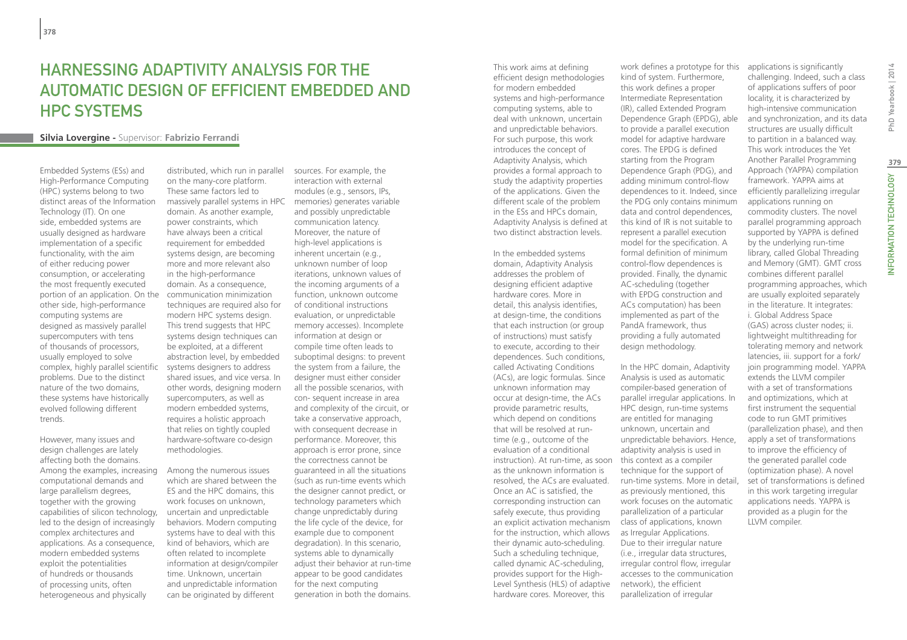# Harnessing Adaptivity Analysis for the Automatic Design of Efficient Embedded and HPC Systems

**Silvia Lovergine** - Supervisor: **Fabrizio Ferrandi**

Embedded Systems (ESs) and High-Performance Computing (HPC) systems belong to two distinct areas of the Information Technology (IT). On one side, embedded systems are usually designed as hardware implementation of a specific functionality, with the aim of either reducing power consumption, or accelerating the most frequently executed portion of an application. On the other side, high-performance computing systems are designed as massively parallel supercomputers with tens of thousands of processors, usually employed to solve complex, highly parallel scientific problems. Due to the distinct nature of the two domains, these systems have historically evolved following different trends.

However, many issues and design challenges are lately affecting both the domains. Among the examples, increasing computational demands and large parallelism degrees, together with the growing capabilities of silicon technology, led to the design of increasingly complex architectures and applications. As a consequence, modern embedded systems exploit the potentialities of hundreds or thousands of processing units, often heterogeneous and physically distributed, which run in parallel on the many-core platform. These same factors led to massively parallel systems in HPC domain. As another example, power constraints, which have always been a critical requirement for embedded systems design, are becoming more and more relevant also in the high-performance domain. As a consequence, communication minimization techniques are required also for modern HPC systems design. This trend suggests that HPC systems design techniques can be exploited, at a different abstraction level, by embedded systems designers to address shared issues, and vice versa. In other words, designing modern supercomputers, as well as modern embedded systems, requires a holistic approach that relies on tightly coupled hardware-software co-design methodologies.

Among the numerous issues which are shared between the ES and the HPC domains, this work focuses on unknown, uncertain and unpredictable behaviors. Modern computing systems have to deal with this kind of behaviors, which are often related to incomplete information at design/compiler time. Unknown, uncertain and unpredictable information can be originated by different sources. For example, the interaction with external modules (e.g., sensors, IPs, memories) generates variable and possibly unpredictable communication latency. Moreover, the nature of high-level applications is inherent uncertain (e.g., unknown number of loop iterations, unknown values of the incoming arguments of a function, unknown outcome of conditional instructions evaluation, or unpredictable memory accesses). Incomplete information at design or compile time often leads to suboptimal designs: to prevent the system from a failure, the designer must either consider all the possible scenarios, with con- sequent increase in area and complexity of the circuit, or take a conservative approach, with consequent decrease in performance. Moreover, this approach is error prone, since the correctness cannot be guaranteed in all the situations (such as run-time events which the designer cannot predict, or technology parameters which change unpredictably during the life cycle of the device, for example due to component degradation). In this scenario, systems able to dynamically adjust their behavior at run-time appear to be good candidates for the next computing generation in both the domains.

This work aims at defining efficient design methodologies for modern embedded systems and high-performance computing systems, able to deal with unknown, uncertain and unpredictable behaviors. For such purpose, this work introduces the concept of Adaptivity Analysis, which provides a formal approach to study the adaptivity properties of the applications. Given the different scale of the problem in the ESs and HPCs domain, Adaptivity Analysis is defined at two distinct abstraction levels.

In the embedded systems domain, Adaptivity Analysis addresses the problem of designing efficient adaptive hardware cores. More in detail, this analysis identifies, at design-time, the conditions that each instruction (or group of instructions) must satisfy to execute, according to their dependences. Such conditions, called Activating Conditions (ACs), are logic formulas. Since unknown information may occur at design-time, the ACs provide parametric results, which depend on conditions that will be resolved at run-time (e.g., outcome of the evaluation of a conditional instruction). At run-time, as soon as the unknown information is resolved, the ACs are evaluated. Once an AC is satisfied, the corresponding instruction can safely execute, thus providing an explicit activation mechanism for the instruction, which allows their dynamic auto-scheduling. Such a scheduling technique, called dynamic AC-scheduling, provides support for the High-Level Synthesis (HLS) of adaptive hardware cores. Moreover, this work defines a prototype for this kind of system. Furthermore, this work defines a proper Intermediate Representation (IR), called Extended Program Dependence Graph (EPDG), able to provide a parallel execution model for adaptive hardware cores. The EPDG is defined starting from the Program Dependence Graph (PDG), and adding minimum control-flow dependences to it. Indeed, since the PDG only contains minimum data and control dependences, this kind of IR is not suitable to represent a parallel execution model for the specification. A formal definition of minimum control-flow dependences is provided. Finally, the dynamic AC-scheduling (together with EPDG construction and ACs computation) has been implemented as part of the PandA framework, thus providing a fully automated design methodology.

In the HPC domain, Adaptivity Analysis is used as automatic compiler-based generation of parallel irregular applications. In HPC design, run-time systems are entitled for managing unknown, uncertain and unpredictable behaviors. Hence, adaptivity analysis is used in this context as a compiler technique for the support of run-time systems. More in detail, as previously mentioned, this work focuses on the automatic parallelization of a particular class of applications, known as Irregular Applications. Due to their irregular nature (i.e., irregular data structures, irregular control flow, irregular accesses to the communication network), the efficient parallelization of irregular applications is significantly challenging. Indeed, such a class of applications suffers of poor locality, it is characterized by high-intensive communication and synchronization, and its data structures are usually difficult to partition in a balanced way. This work introduces the Yet Another Parallel Programming Approach (YAPPA) compilation framework. YAPPA aims at efficiently parallelizing irregular applications running on commodity clusters. The novel parallel programming approach supported by YAPPA is defined by the underlying run-time library, called Global Threading and Memory (GMT). GMT cross combines different parallel programming approaches, which are usually exploited separately in the literature. It integrates: i. Global Address Space (GAS) across cluster nodes; ii. lightweight multithreading for tolerating memory and network latencies, iii. support for a fork/join programming model. YAPPA extends the LLVM compiler with a set of transformations and optimizations, which at first instrument the sequential code to run GMT primitives (parallelization phase), and then apply a set of transformations to improve the efficiency of the generated parallel code (optimization phase). A novel set of transformations is defined in this work targeting irregular applications needs. YAPPA is provided as a plugin for the LLVM compiler.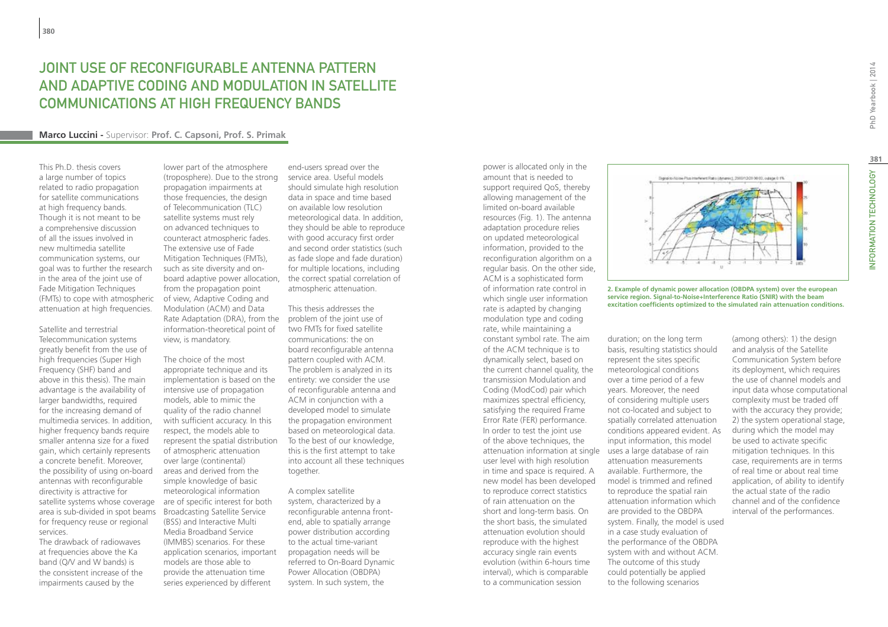# Joint Use of Reconfigurable Antenna Pattern and Adaptive Coding and Modulation in Satellite Communications at High Frequency Bands

**Marco Luccini** - Supervisor: **Prof. C. Capsoni, Prof. S. Primak**

This Ph.D. thesis covers a large number of topics related to radio propagation for satellite communications at high frequency bands. Though it is not meant to be a comprehensive discussion of all the issues involved in new multimedia satellite communication systems, our goal was to further the research in the area of the joint use of Fade Mitigation Techniques (FMTs) to cope with atmospheric attenuation at high frequencies.

Satellite and terrestrial Telecommunication systems greatly benefit from the use of high frequencies (Super High Frequency (SHF) band and above in this thesis). The main advantage is the availability of larger bandwidths, required for the increasing demand of multimedia services. In addition, higher frequency bands require smaller antenna size for a fixed gain, which certainly represents a concrete benefit. Moreover, the possibility of using on-board antennas with reconfigurable directivity is attractive for satellite systems whose coverage area is sub-divided in spot beams for frequency reuse or regional services.

The drawback of radiowaves at frequencies above the Ka band (Q/V and W bands) is the consistent increase of the impairments caused by the lower part of the atmosphere (troposphere). Due to the strong propagation impairments at those frequencies, the design of Telecommunication (TLC) satellite systems must rely on advanced techniques to counteract atmospheric fades. The extensive use of Fade Mitigation Techniques (FMTs), such as site diversity and on-board adaptive power allocation, from the propagation point of view, Adaptive Coding and Modulation (ACM) and Data Rate Adaptation (DRA), from the information-theoretical point of view, is mandatory.

The choice of the most appropriate technique and its implementation is based on the intensive use of propagation models, able to mimic the quality of the radio channel with sufficient accuracy. In this respect, the models able to represent the spatial distribution of atmospheric attenuation over large (continental) areas and derived from the simple knowledge of basic meteorological information are of specific interest for both Broadcasting Satellite Service (BSS) and Interactive Multi Media Broadband Service (IMMBS) scenarios. For these application scenarios, important models are those able to provide the attenuation time series experienced by different end-users spread over the service area. Useful models should simulate high resolution data in space and time based on available low resolution meteorological data. In addition, they should be able to reproduce with good accuracy first order and second order statistics (such as fade slope and fade duration) for multiple locations, including the correct spatial correlation of atmospheric attenuation.

This thesis addresses the problem of the joint use of two FMTs for fixed satellite communications: the on board reconfigurable antenna pattern coupled with ACM. The problem is analyzed in its entirety: we consider the use of reconfigurable antenna and ACM in conjunction with a developed model to simulate the propagation environment based on meteorological data. To the best of our knowledge, this is the first attempt to take into account all these techniques together.

A complex satellite system, characterized by a reconfigurable antenna front-end, able to spatially arrange power distribution according to the actual time-variant propagation needs will be referred to On-Board Dynamic Power Allocation (OBDPA) system. In such system, the power is allocated only in the amount that is needed to support required QoS, thereby allowing management of the limited on-board available resources (Fig. 1). The antenna adaptation procedure relies on updated meteorological information, provided to the reconfiguration algorithm on a regular basis. On the other side, ACM is a sophisticated form of information rate control in which single user information rate is adapted by changing modulation type and coding rate, while maintaining a constant symbol rate. The aim of the ACM technique is to dynamically select, based on the current channel quality, the transmission Modulation and Coding (ModCod) pair which maximizes spectral efficiency, satisfying the required Frame Error Rate (FER) performance. In order to test the joint use of the above techniques, the attenuation information at single user level with high resolution in time and space is required. A new model has been developed to reproduce correct statistics of rain attenuation on the short and long-term basis. On the short basis, the simulated attenuation evolution should reproduce with the highest accuracy single rain events evolution (within 6-hours time interval), which is comparable to a communication session duration; on the long term basis, resulting statistics should represent the sites specific meteorological conditions over a time period of a few years. Moreover, the need of considering multiple users not co-located and subject to spatially correlated attenuation conditions appeared evident. As input information, this model uses a large database of rain attenuation measurements available. Furthermore, the model is trimmed and refined to reproduce the spatial rain attenuation information which are provided to the OBDPA system. Finally, the model is used in a case study evaluation of the performance of the OBDPA system with and without ACM. The outcome of this study could potentially be applied to the following scenarios (among others): 1) the design and analysis of the Satellite Communication System before its deployment, which requires the use of channel models and input data whose computational complexity must be traded off with the accuracy they provide; 2) the system operational stage, during which the model may be used to activate specific mitigation techniques. In this case, requirements are in terms of real time or about real time application, of ability to identify the actual state of the radio channel and of the confidence interval of the performances.

**2. Example of dynamic power allocation (OBDPA system) over the european service region. Signal-to-Noise+Interference Ratio (SNIR) with the beam excitation coefficients optimized to the simulated rain attenuation conditions.**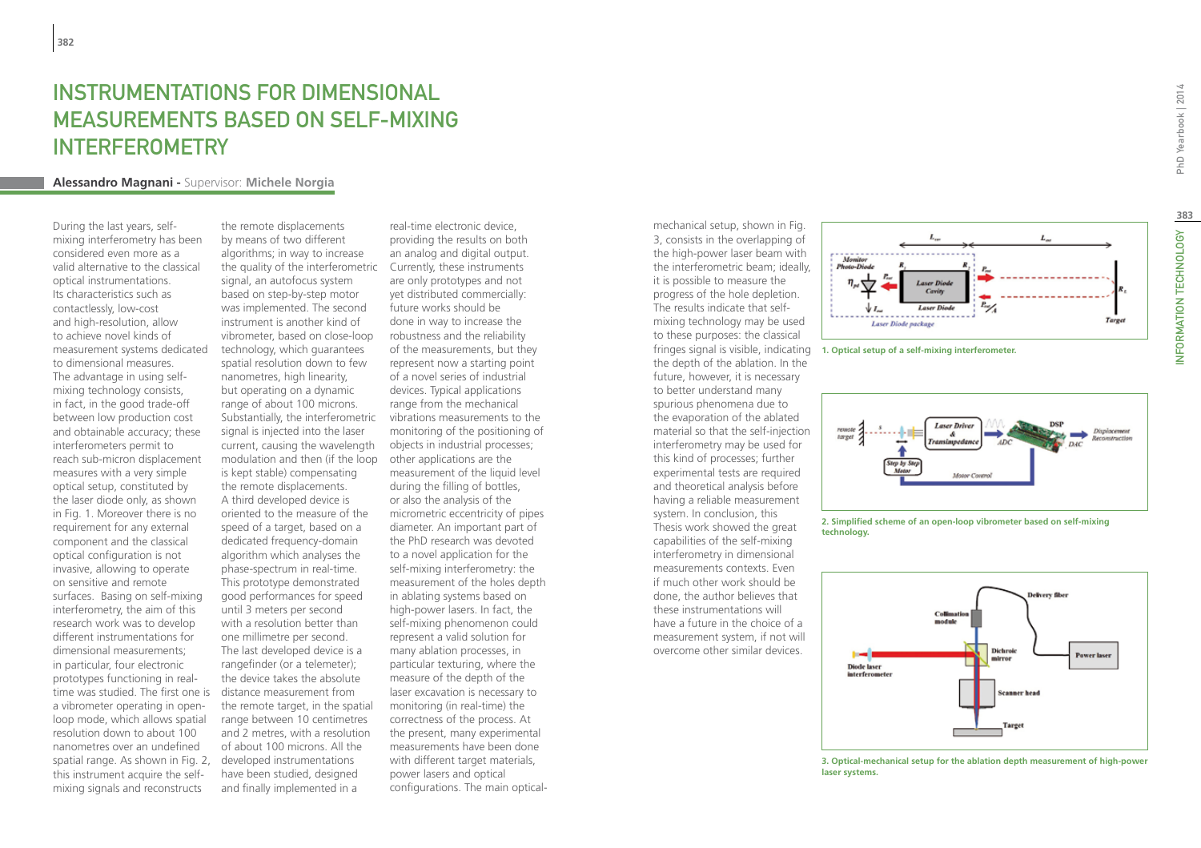# INSTRUMENTATIONS FOR DIMENSIONAL MEASUREMENTS BASED ON SELF-MIXING INTERFEROMETRY

**Alessandro Magnani -** Supervisor: **Michele Norgia**

During the last years, self-mixing interferometry has been considered even more as a valid alternative to the classical optical instrumentations. Its characteristics such as contactlessly, low-cost and high-resolution, allow to achieve novel kinds of measurement systems dedicated to dimensional measures. The advantage in using self-mixing technology consists, in fact, in the good trade-off between low production cost and obtainable accuracy; these interferometers permit to reach sub-micron displacement measures with a very simple optical setup, constituted by the laser diode only, as shown in Fig. 1. Moreover there is no requirement for any external component and the classical optical configuration is not invasive, allowing to operate on sensitive and remote surfaces. Basing on self-mixing interferometry, the aim of this research work was to develop different instrumentations for dimensional measurements; in particular, four electronic prototypes functioning in real-time was studied. The first one is a vibrometer operating in open-loop mode, which allows spatial resolution down to about 100 nanometres over an undefined spatial range. As shown in Fig. 2, this instrument acquire the self-mixing signals and reconstructs the remote displacements by means of two different algorithms; in way to increase the quality of the interferometric signal, an autofocus system based on step-by-step motor was implemented. The second instrument is another kind of vibrometer, based on close-loop technology, which guarantees spatial resolution down to few nanometres, high linearity, but operating on a dynamic range of about 100 microns. Substantially, the interferometric signal is injected into the laser current, causing the wavelength modulation and then (if the loop is kept stable) compensating the remote displacements. A third developed device is oriented to the measure of the speed of a target, based on a dedicated frequency-domain algorithm which analyses the phase-spectrum in real-time. This prototype demonstrated good performances for speed until 3 meters per second with a resolution better than one millimetre per second. The last developed device is a rangefinder (or a telemeter); the device takes the absolute distance measurement from the remote target, in the spatial range between 10 centimetres and 2 metres, with a resolution of about 100 microns. All the developed instrumentations have been studied, designed and finally implemented in a real-time electronic device, providing the results on both an analog and digital output. Currently, these instruments are only prototypes and not yet distributed commercially: future works should be done in way to increase the robustness and the reliability of the measurements, but they represent now a starting point of a novel series of industrial devices. Typical applications range from the mechanical vibrations measurements to the monitoring of the positioning of objects in industrial processes; other applications are the measurement of the liquid level during the filling of bottles, or also the analysis of the micrometric eccentricity of pipes diameter. An important part of the PhD research was dedicated to a novel application for the self-mixing interferometry: the measurement of the holes depth in ablating systems based on high-power lasers. In fact, the self-mixing phenomenon could represent a valid solution for many ablation processes, in particular texturing, where the measure of the depth of the laser excavation is necessary to monitoring (in real-time) the correctness of the process. At the present, many experimental measurements have been done with different target materials, power lasers and optical configurations. The main optical-mechanical setup, shown in Fig. 3, consists in the overlapping of the high-power laser beam with the interferometric beam; ideally, it is possible to measure the progress of the hole depletion. The results indicate that self-mixing technology may be used to these purposes: the classical fringes signal is visible, indicating the depth of the ablation. In the future, however, it is necessary to better understand many spurious phenomena due to the evaporation of the ablated material so that the self-injection interferometry may be used for this kind of processes; further experimental tests are required and theoretical analysis before having a reliable measurement system. In conclusion, this Thesis work showed the great capabilities of the self-mixing interferometry in dimensional measurements contexts. Even if much other work should be done, the author believes that these instrumentations will have a future in the choice of a measurement system, if not will overcome other similar devices.

1. Optical setup of a self-mixing interferometer.

2. Simplified scheme of an open-loop vibrometer based on self-mixing technology.

3. Optical-mechanical setup for the ablation depth measurement of high-power laser systems.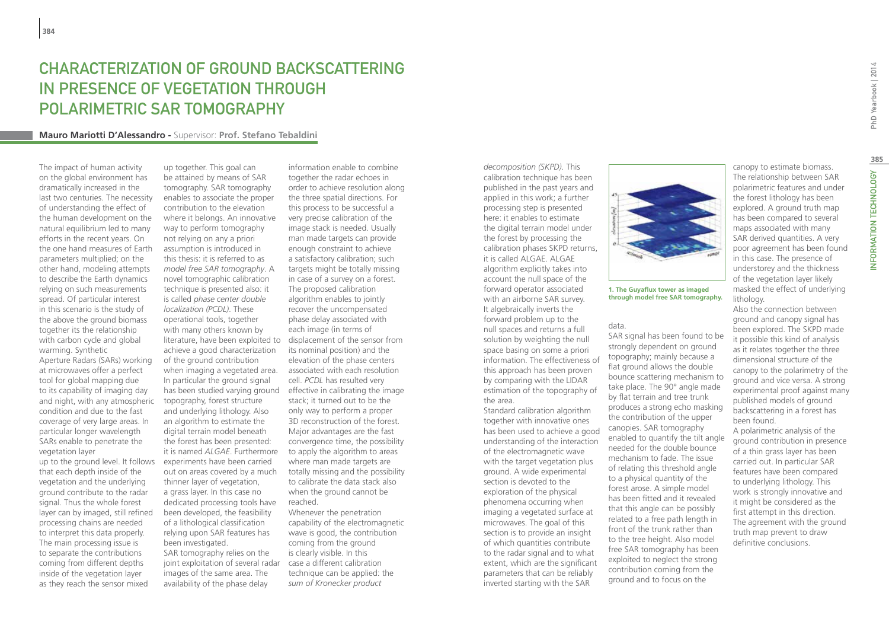# Characterization of Ground Backscattering in Presence of Vegetation Through Polarimetric SAR Tomography

**Mauro Mariotti D'Alessandro** - Supervisor: **Prof. Stefano Tebaldini**

The impact of human activity on the global environment has dramatically increased in the last two centuries. The necessity of understanding the effect of the human development on the natural equilibrium led to many efforts in the recent years. On the one hand measures of Earth parameters multiplied; on the other hand, modeling attempts to describe the Earth dynamics relying on such measurements spread. Of particular interest in this scenario is the study of the above the ground biomass together its the relationship with carbon cycle and global warming. Synthetic Aperture Radars (SARs) working at microwaves offer a perfect tool for global mapping due to its capability of imaging day and night, with any atmospheric condition and due to the fast coverage of very large areas. In particular longer wavelength SARs enable to penetrate the vegetation layer up to the ground level. It follows that each depth inside of the vegetation and the underlying ground contribute to the radar signal. Thus the whole forest layer can by imaged, still refined processing chains are needed to interpret this data properly. The main processing issue is to separate the contributions coming from different depths inside of the vegetation layer as they reach the sensor mixed up together. This goal can be attained by means of SAR tomography. SAR tomography enables to associate the proper contribution to the elevation where it belongs. An innovative way to perform tomography not relying on any a priori assumption is introduced in this thesis: it is referred to as *model free SAR tomography*. A novel tomographic calibration technique is presented also: it is called *phase center double localization (PCDL)*. These operational tools, together with many others known by literature, have been exploited to achieve a good characterization of the ground contribution when imaging a vegetated area. In particular the ground signal has been studied varying ground topography, forest structure and underlying lithology. Also an algorithm to estimate the digital terrain model beneath the forest has been presented: it is named *ALGAE*. Furthermore experiments have been carried out on areas covered by a much thinner layer of vegetation, a grass layer. In this case no dedicated processing tools have been developed, the feasibility of a lithological classification relying upon SAR features has been investigated.

SAR tomography relies on the joint exploitation of several radar images of the same area. The availability of the phase delay information enable to combine together the radar echoes in order to achieve resolution along the three spatial directions. For this process to be successful a very precise calibration of the image stack is needed. Usually man made targets can provide enough constraint to achieve a satisfactory calibration; such targets might be totally missing in case of a survey on a forest. The proposed calibration algorithm enables to jointly recover the uncompensated phase delay associated with each image (in terms of displacement of the sensor from its nominal position) and the elevation of the phase centers associated with each resolution cell. *PCDL* has resulted very effective in calibrating the image stack; it turned out to be the only way to perform a proper 3D reconstruction of the forest. Major advantages are the fast convergence time, the possibility to apply the algorithm to areas where man made targets are totally missing and the possibility to calibrate the data stack also when the ground cannot be reached.

Whenever the penetration capability of the electromagnetic wave is good, the contribution coming from the ground is clearly visible. In this case a different calibration technique can be applied: the *sum of Kronecker product decomposition (SKPD)*. This calibration technique has been published in the past years and applied in this work; a further processing step is presented here: it enables to estimate the digital terrain model under the forest by processing the calibration phases SKPD returns, it is called ALGAE. ALGAE algorithm explicitly takes into account the null space of the forward operator associated with an airborne SAR survey. It algebraically inverts the forward problem up to the null spaces and returns a full solution by weighting the null space basing on some a priori information. The effectiveness of this approach has been proven by comparing with the LIDAR estimation of the topography of the area.

Standard calibration algorithm together with innovative ones has been used to achieve a good understanding of the interaction of the electromagnetic wave with the target vegetation plus ground. A wide experimental section is devoted to the exploration of the physical phenomena occurring when imaging a vegetated surface at microwaves. The goal of this section is to provide an insight of which quantities contribute to the radar signal and to what extent, which are the significant parameters that can be reliably inverted starting with the SAR data.

**1. The Guyaflux tower as imaged through model free SAR tomography.**

SAR signal has been found to be strongly dependent on ground topography; mainly because a flat ground allows the double bounce scattering mechanism to take place. The 90° angle made by flat terrain and tree trunk produces a strong echo masking the contribution of the upper canopies. SAR tomography enabled to quantify the tilt angle needed for the double bounce mechanism to fade. The issue of relating this threshold angle to a physical quantity of the forest arose. A simple model has been fitted and it revealed that this angle can be possibly related to a free path length in front of the trunk rather than to the tree height. Also model free SAR tomography has been exploited to neglect the strong contribution coming from the ground and to focus on the canopy to estimate biomass.

The relationship between SAR polarimetric features and under the forest lithology has been explored. A ground truth map has been compared to several maps associated with many SAR derived quantities. A very poor agreement has been found in this case. The presence of understorey and the thickness of the vegetation layer likely masked the effect of underlying lithology.

Also the connection between ground and canopy signal has been explored. The SKPD made it possible this kind of analysis as it relates together the three dimensional structure of the canopy to the polarimetry of the ground and vice versa. A strong experimental proof against many published models of ground backscattering in a forest has been found.

A polarimetric analysis of the ground contribution in presence of a thin grass layer has been carried out. In particular SAR features have been compared to underlying lithology. This work is strongly innovative and it might be considered as the first attempt in this direction. The agreement with the ground truth map prevent to draw definitive conclusions.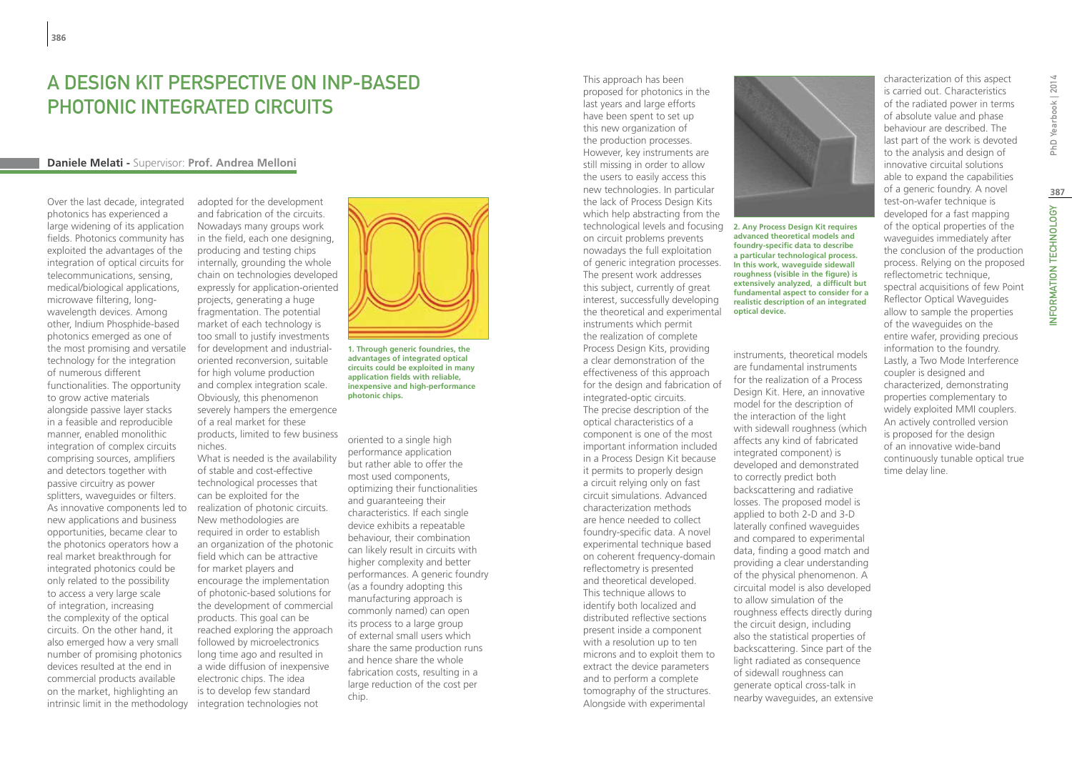# A Design Kit Perspective on InP-Based Photonic Integrated Circuits

**Daniele Melati -** Supervisor: **Prof. Andrea Melloni**

Over the last decade, integrated photonics has experienced a large widening of its application fields. Photonics community has exploited the advantages of the integration of optical circuits for telecommunications, sensing, medical/biological applications, microwave filtering, long-wavelength devices. Among other, Indium Phosphide-based photonics emerged as one of the most promising and versatile technology for the integration of numerous different functionalities. The opportunity to grow active materials alongside passive layer stacks in a feasible and reproducible manner, enabled monolithic integration of complex circuits comprising sources, amplifiers and detectors together with passive circuitry as power splitters, waveguides or filters. As innovative components led to new applications and business opportunities, became clear to the photonics operators how a real market breakthrough for integrated photonics could be only related to the possibility to access a very large scale of integration, increasing the complexity of the optical circuits. On the other hand, it also emerged how a very small number of promising photonics devices resulted at the end in commercial products available on the market, highlighting an intrinsic limit in the methodology adopted for the development and fabrication of the circuits. Nowadays many groups work in the field, each one designing, producing and testing chips internally, grounding the whole chain on technologies developed expressly for application-oriented projects, generating a huge fragmentation. The potential market of each technology is too small to justify investments for development and industrial-oriented reconversion, suitable for high volume production and complex integration scale. Obviously, this phenomenon severely hampers the emergence of a real market for these products, limited to few business niches.

What is needed is the availability of stable and cost-effective technological processes that can be exploited for the realization of photonic circuits. New methodologies are required in order to establish an organization of the photonic field which can be attractive for market players and encourage the implementation of photonic-based solutions for the development of commercial products. This goal can be reached exploring the approach followed by microelectronics long time ago and resulted in a wide diffusion of inexpensive electronic chips. The idea is to develop few standard integration technologies not oriented to a single high performance application but rather able to offer the most used components, optimizing their functionalities and guaranteeing their characteristics. If each single device exhibits a repeatable behaviour, their combination can likely result in circuits with higher complexity and better performances. A generic foundry (as a foundry adopting this manufacturing approach is commonly named) can open its process to a large group of external small users which share the same production runs and hence share the whole fabrication costs, resulting in a large reduction of the cost per chip.

**1. Through generic foundries, the advantages of integrated optical circuits could be exploited in many application fields with reliable, inexpensive and high-performance photonic chips.**

This approach has been proposed for photonics in the last years and large efforts have been spent to set up this new organization of the production processes. However, key instruments are still missing in order to allow the users to easily access this new technologies. In particular the lack of Process Design Kits which help abstracting from the technological levels and focusing on circuit problems prevents nowadays the full exploitation of generic integration processes. The present work addresses this subject, currently of great interest, successfully developing the theoretical and experimental instruments which permit the realization of complete Process Design Kits, providing a clear demonstration of the effectiveness of this approach for the design and fabrication of integrated-optic circuits.

The precise description of the optical characteristics of a component is one of the most important information included in a Process Design Kit because it permits to properly design a circuit relying only on fast circuit simulations. Advanced characterization methods are hence needed to collect foundry-specific data. A novel experimental technique based on coherent frequency-domain reflectometry is presented and theoretical developed. This technique allows to identify both localized and distributed reflective sections present inside a component with a resolution up to ten microns and to exploit them to extract the device parameters and to perform a complete tomography of the structures. Alongside with experimental instruments, theoretical models are fundamental instruments for the realization of a Process Design Kit. Here, an innovative model for the description of the interaction of the light with sidewall roughness (which affects any kind of fabricated integrated component) is developed and demonstrated to correctly predict both backscattering and radiative losses. The proposed model is applied to both 2-D and 3-D laterally confined waveguides and compared to experimental data, finding a good match and providing a clear understanding of the physical phenomenon. A circuital model is also developed to allow simulation of the roughness effects directly during the circuit design, including also the statistical properties of backscattering. Since part of the light radiated as consequence of sidewall roughness can generate optical cross-talk in nearby waveguides, an extensive characterization of this aspect is carried out. Characteristics of the radiated power in terms of absolute value and phase behaviour are described. The last part of the work is devoted to the analysis and design of innovative circuital solutions able to expand the capabilities of a generic foundry. A novel test-on-wafer technique is developed for a fast mapping of the optical properties of the waveguides immediately after the conclusion of the production process. Relying on the proposed reflectometric technique, spectral acquisitions of few Point Reflector Optical Waveguides allow to sample the properties of the waveguides on the entire wafer, providing precious information to the foundry. Lastly, a Two Mode Interference coupler is designed and characterized, demonstrating properties complementary to widely exploited MMI couplers. An actively controlled version is proposed for the design of an innovative wide-band continuously tunable optical true time delay line.

**2. Any Process Design Kit requires advanced theoretical models and foundry-specific data to describe a particular technological process. In this work, waveguide sidewall roughness (visible in the figure) is extensively analyzed, a difficult but fundamental aspect to consider for a realistic description of an integrated optical device.**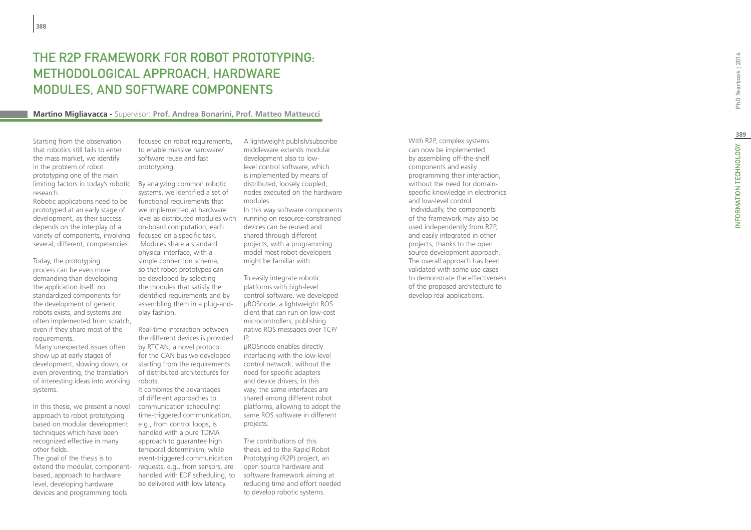# The R2P Framework for Robot Prototyping: Methodological Approach, Hardware Modules, and Software Components

**Martino Migliavacca** - Supervisor: **Prof. Andrea Bonarini, Prof. Matteo Matteucci**

Starting from the observation that robotics still fails to enter the mass market, we identify in the problem of robot prototyping one of the main limiting factors in today's robotic research.

Robotic applications need to be prototyped at an early stage of development, as their success depends on the interplay of a variety of components, involving several, different, competencies.

Today, the prototyping process can be even more demanding than developing the application itself: no standardized components for the development of generic robots exists, and systems are often implemented from scratch, even if they share most of the requirements.

Many unexpected issues often show up at early stages of development, slowing down, or even preventing, the translation of interesting ideas into working systems.

In this thesis, we present a novel approach to robot prototyping based on modular development techniques which have been recognized effective in many other fields.

The goal of the thesis is to extend the modular, component-based, approach to hardware level, developing hardware devices and programming tools focused on robot requirements, to enable massive hardware/software reuse and fast prototyping.

By analyzing common robotic systems, we identified a set of functional requirements that we implemented at hardware level as distributed modules with on-board computation, each focused on a specific task.

Modules share a standard physical interface, with a simple connection schema, so that robot prototypes can be developed by selecting the modules that satisfy the identified requirements and by assembling them in a plug-and-play fashion.

Real-time interaction between the different devices is provided by RTCAN, a novel protocol for the CAN bus we developed starting from the requirements of distributed architectures for robots.

It combines the advantages of different approaches to communication scheduling: time-triggered communication, e.g., from control loops, is handled with a pure TDMA approach to guarantee high temporal determinism, while event-triggered communication requests, e.g., from sensors, are handled with EDF scheduling, to be delivered with low latency.

A lightweight publish/subscribe middleware extends modular development also to low-level control software, which is implemented by means of distributed, loosely coupled, nodes executed on the hardware modules.

In this way software components running on resource-constrained devices can be reused and shared through different projects, with a programming model most robot developers might be familiar with.

To easily integrate robotic platforms with high-level control software, we developed µROSnode, a lightweight ROS client that can run on low-cost microcontrollers, publishing native ROS messages over TCP/IP.

µROSnode enables directly interfacing with the low-level control network, without the need for specific adapters and device drivers; in this way, the same interfaces are shared among different robot platforms, allowing to adopt the same ROS software in different projects.

The contributions of this thesis led to the Rapid Robot Prototyping (R2P) project, an open source hardware and software framework aiming at reducing time and effort needed to develop robotic systems.

With R2P, complex systems can now be implemented by assembling off-the-shelf components and easily programming their interaction, without the need for domain-specific knowledge in electronics and low-level control.

Individually, the components of the framework may also be used independently from R2P, and easily integrated in other projects, thanks to the open source development approach. The overall approach has been validated with some use cases to demonstrate the effectiveness of the proposed architecture to develop real applications.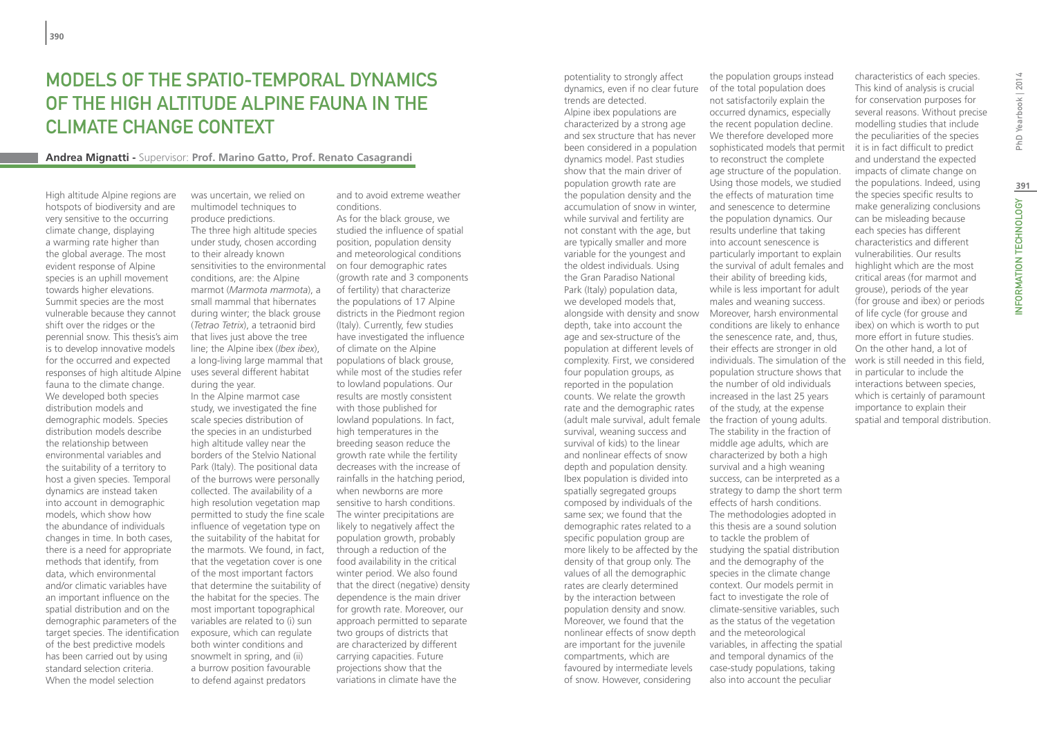# MODELS OF THE SPATIO-TEMPORAL DYNAMICS OF THE HIGH ALTITUDE ALPINE FAUNA IN THE CLIMATE CHANGE CONTEXT

**Andrea Mignatti** - Supervisor: **Prof. Marino Gatto, Prof. Renato Casagrandi**

High altitude Alpine regions are hotspots of biodiversity and are very sensitive to the occurring climate change, displaying a warming rate higher than the global average. The most evident response of Alpine species is an uphill movement towards higher elevations. Summit species are the most vulnerable because they cannot shift over the ridges or the perennial snow. This thesis's aim is to develop innovative models for the occurred and expected responses of high altitude Alpine fauna to the climate change. We developed both species distribution models and demographic models. Species distribution models describe the relationship between environmental variables and the suitability of a territory to host a given species. Temporal dynamics are instead taken into account in demographic models, which show how the abundance of individuals changes in time. In both cases, there is a need for appropriate methods that identify, from data, which environmental and/or climatic variables have an important influence on the spatial distribution and on the demographic parameters of the target species. The identification of the best predictive models has been carried out by using standard selection criteria. When the model selection was uncertain, we relied on multimodel techniques to produce predictions.

The three high altitude species under study, chosen according to their already known sensitivities to the environmental conditions, are: the Alpine marmot (*Marmota marmota*), a small mammal that hibernates during winter; the black grouse (*Tetrao Tetrix*), a tetraonid bird that lives just above the tree line; the Alpine ibex (*Ibex ibex*), a long-living large mammal that uses several different habitat during the year.

In the Alpine marmot case study, we investigated the fine scale species distribution of the species in an undisturbed high altitude valley near the borders of the Stelvio National Park (Italy). The positional data of the burrows were personally collected. The availability of a high resolution vegetation map permitted to study the fine scale influence of vegetation type on the suitability of the habitat for the marmots. We found, in fact, that the vegetation cover is one of the most important factors that determine the suitability of the habitat for the species. The most important topographical variables are related to (i) sun exposure, which can regulate both winter conditions and snowmelt in spring, and (ii) a burrow position favourable to defend against predators and to avoid extreme weather conditions.

As for the black grouse, we studied the influence of spatial position, population density and meteorological conditions on four demographic rates (growth rate and 3 components of fertility) that characterize the populations of 17 Alpine districts in the Piedmont region (Italy). Currently, few studies have investigated the influence of climate on the Alpine populations of black grouse, while most of the studies refer to lowland populations. Our results are mostly consistent with those published for lowland populations. In fact, high temperatures in the breeding season reduce the growth rate while the fertility decreases with the increase of rainfalls in the hatching period, when newborns are more sensitive to harsh conditions. The winter precipitations are likely to negatively affect the population growth, probably through a reduction of the food availability in the critical winter period. We also found that the direct (negative) density dependence is the main driver for growth rate. Moreover, our approach permitted to separate two groups of districts that are characterized by different carrying capacities. Future projections show that the variations in climate have the potentiality to strongly affect dynamics, even if no clear future trends are detected.

Alpine ibex populations are characterized by a strong age and sex structure that has never been considered in a population dynamics model. Past studies show that the main driver of population growth rate are the population density and the accumulation of snow in winter, while survival and fertility are not constant with the age, but are typically smaller and more variable for the youngest and the oldest individuals. Using the Gran Paradiso National Park (Italy) population data, we developed models that, alongside with density and snow depth, take into account the age and sex-structure of the population at different levels of complexity. First, we considered four population groups, as reported in the population counts. We relate the growth rate and the demographic rates (adult male survival, adult female survival, weaning success and survival of kids) to the linear and nonlinear effects of snow depth and population density. Ibex population is divided into spatially segregated groups composed by individuals of the same sex; we found that the demographic rates related to a specific population group are more likely to be affected by the density of that group only. The values of all the demographic rates are clearly determined by the interaction between population density and snow. Moreover, we found that the nonlinear effects of snow depth are important for the juvenile compartments, which are favoured by intermediate levels of snow. However, considering the population groups instead of the total population does not satisfactorily explain the occurred dynamics, especially the recent population decline. We therefore developed more sophisticated models that permit to reconstruct the complete age structure of the population. Using those models, we studied the effects of maturation time and senescence to determine the population dynamics. Our results underline that taking into account senescence is particularly important to explain the survival of adult females and their ability of breeding kids, while is less important for adult males and weaning success. Moreover, harsh environmental conditions are likely to enhance the senescence rate, and, thus, their effects are stronger in old individuals. The simulation of the population structure shows that the number of old individuals increased in the last 25 years of the study, at the expense the fraction of young adults. The stability in the fraction of middle age adults, which are characterized by both a high survival and a high weaning success, can be interpreted as a strategy to damp the short term effects of harsh conditions.

The methodologies adopted in this thesis are a sound solution to tackle the problem of studying the spatial distribution and the demography of the species in the climate change context. Our models permit in fact to investigate the role of climate-sensitive variables, such as the status of the vegetation and the meteorological variables, in affecting the spatial and temporal dynamics of the case-study populations, taking also into account the peculiar characteristics of each species. This kind of analysis is crucial for conservation purposes for several reasons. Without precise modelling studies that include the peculiarities of the species it is in fact difficult to predict and understand the expected impacts of climate change on the populations. Indeed, using the species specific results to make generalizing conclusions can be misleading because each species has different characteristics and different vulnerabilities. Our results highlight which are the most critical areas (for marmot and grouse), periods of the year (for grouse and ibex) or periods of life cycle (for grouse and ibex) on which is worth to put more effort in future studies. On the other hand, a lot of work is still needed in this field, in particular to include the interactions between species, which is certainly of paramount importance to explain their spatial and temporal distribution.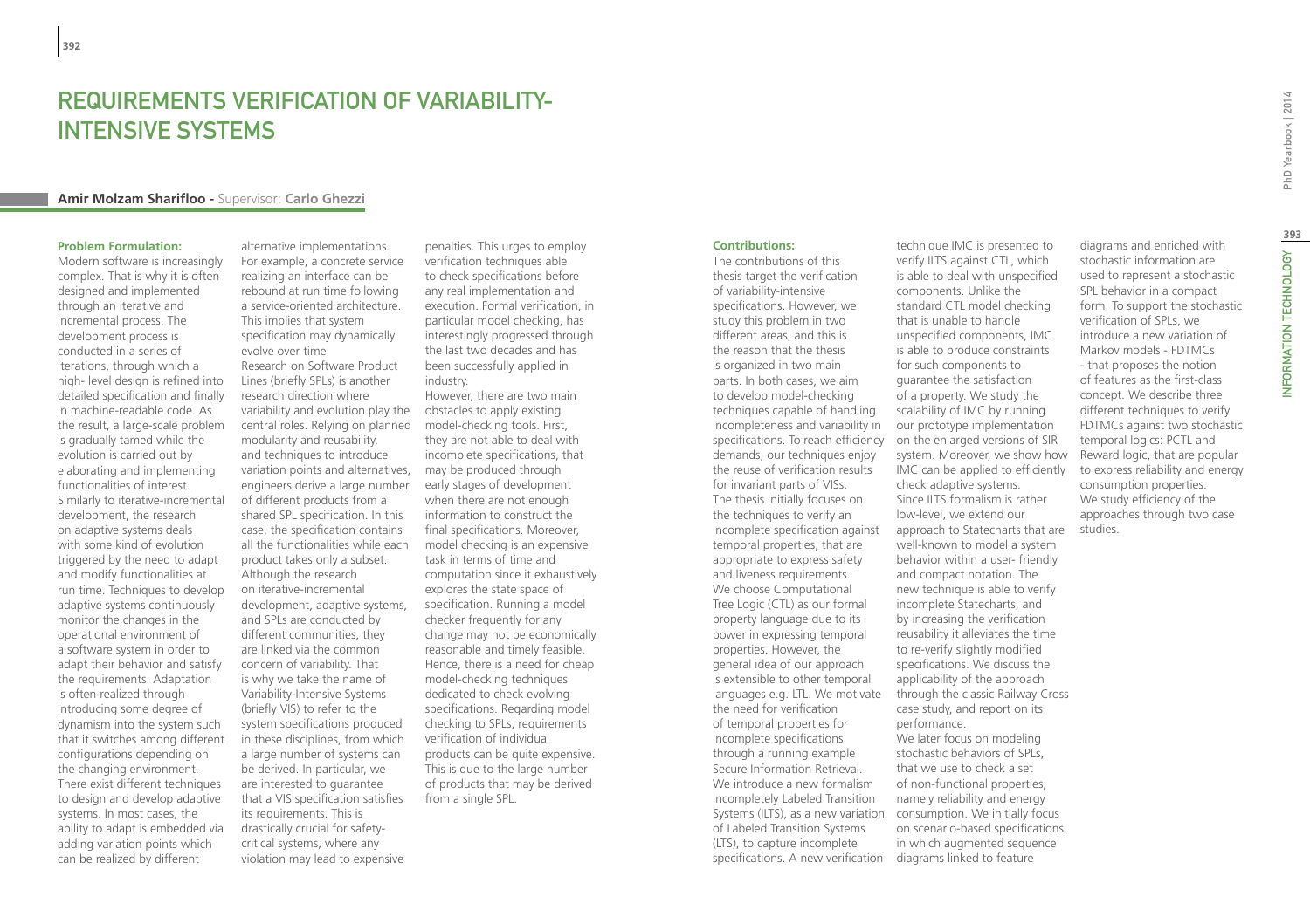# Requirements Verification of Variability-Intensive Systems

**Amir Molzam Sharifloo -** Supervisor: **Carlo Ghezzi**

#### Problem Formulation:

Modern software is increasingly complex. That is why it is often designed and implemented through an iterative and incremental process. The development process is conducted in a series of iterations, through which a high- level design is refined into detailed specification and finally implemented in machine-readable code. As the result, a large-scale problem is gradually tamed while the evolution is carried out by elaborating and implementing functionalities of interest. Similarly to iterative-incremental development, the research on adaptive systems deals with some kind of evolution triggered by the need to adapt and modify functionalities at run time. Techniques to develop adaptive systems continuously monitor the changes in the operational environment of a software system in order to adapt their behavior and satisfy the requirements. Adaptation is often realized through introducing some degree of dynamism into the system such that it switches among different configurations depending on the changing environment. There exist different techniques to design and develop adaptive systems. In most cases, the ability to adapt is embedded via adding variation points which can be realized by different alternative implementations. For example, a concrete service realizing an interface can be rebound at run time following a service-oriented architecture. This implies that system specification may dynamically evolve over time.

Research on Software Product Lines (briefly SPLs) is another research direction where variability and evolution play the central roles. Relying on planned modularity and reusability, and techniques to introduce variation points and alternatives, engineers derive a large number of different products from a shared SPL specification. In this case, the specification contains all the functionalities while each product takes only a subset. Although the research on iterative-incremental development, adaptive systems, and SPLs are conducted by different communities, they are linked via the common concern of variability. That is why we take the name of Variability-Intensive Systems (briefly VIS) to refer to the system specifications produced in these disciplines, from which a large number of systems can be derived. In particular, we are interested to guarantee that a VIS specification satisfies its requirements. This is drastically crucial for safety-critical systems, where any violation may lead to expensive penalties. This urges to employ verification techniques able to check specifications before any real implementation and execution. Formal verification, in particular model checking, has interestingly progressed through the last two decades and has been successfully applied in industry.

However, there are two main obstacles to apply existing model-checking tools. First, they are not able to deal with incomplete specifications, that may be produced through early stages of development when there are not enough information to construct the final specifications. Moreover, model checking is an expensive task in terms of time and computation since it exhaustively explores the state space of specification. Running a model checker frequently for any change may not be economically reasonable and timely feasible. Hence, there is a need for cheap model-checking techniques dedicated to check evolving specifications. Regarding model checking to SPLs, requirements verification of individual products can be quite expensive. This is due to the large number of products that may be derived from a single SPL.

#### Contributions:

The contributions of this thesis target the verification of variability-intensive specifications. However, we study this problem in two different areas, and this is the reason that the thesis is organized in two main parts. In both cases, we aim to develop model-checking techniques capable of handling incompleteness and variability in specifications. To reach efficiency demands, our techniques enjoy the reuse of verification results for invariant parts of VISs. The thesis initially focuses on the techniques to verify an incomplete specification against temporal properties, that are appropriate to express safety and liveness requirements. We choose Computational Tree Logic (CTL) as our formal property language due to its power in expressing temporal properties. However, the general idea of our approach is extensible to other temporal languages e.g. LTL. We motivate the need for verification of temporal properties for incomplete specifications through a running example Secure Information Retrieval. We introduce a new formalism Incompletely Labeled Transition Systems (ILTS), as a new variation of Labeled Transition Systems (LTS), to capture incomplete specifications. A new verification technique IMC is presented to verify ILTS against CTL, which is able to deal with unspecified components. Unlike the standard CTL model checking that is unable to handle unspecified components, IMC is able to produce constraints for such components to guarantee the satisfaction of a property. We study the scalability of IMC by running our prototype implementation on the enlarged versions of SIR system. Moreover, we show how IMC can be applied to efficiently check adaptive systems. Since ILTS formalism is rather low-level, we extend our approach to Statecharts that are well-known to model a system behavior within a user- friendly and compact notation. The new technique is able to verify incomplete Statecharts, and by increasing the verification reusability it alleviates the time to re-verify slightly modified specifications. We discuss the applicability of the approach through the classic Railway Cross case study, and report on its performance.

We later focus on modeling stochastic behaviors of SPLs, that we use to check a set of non-functional properties, namely reliability and energy consumption. We initially focus on scenario-based specifications, in which augmented sequence diagrams linked to feature diagrams and enriched with stochastic information are used to represent a stochastic SPL behavior in a compact form. To support the stochastic verification of SPLs, we introduce a new variation of Markov models - FDTMCs - that proposes the notion of features as the first-class concept. We describe three different techniques to verify FDTMCs against two stochastic temporal logics: PCTL and Reward logic, that are popular to express reliability and energy consumption properties. We study efficiency of the approaches through two case studies.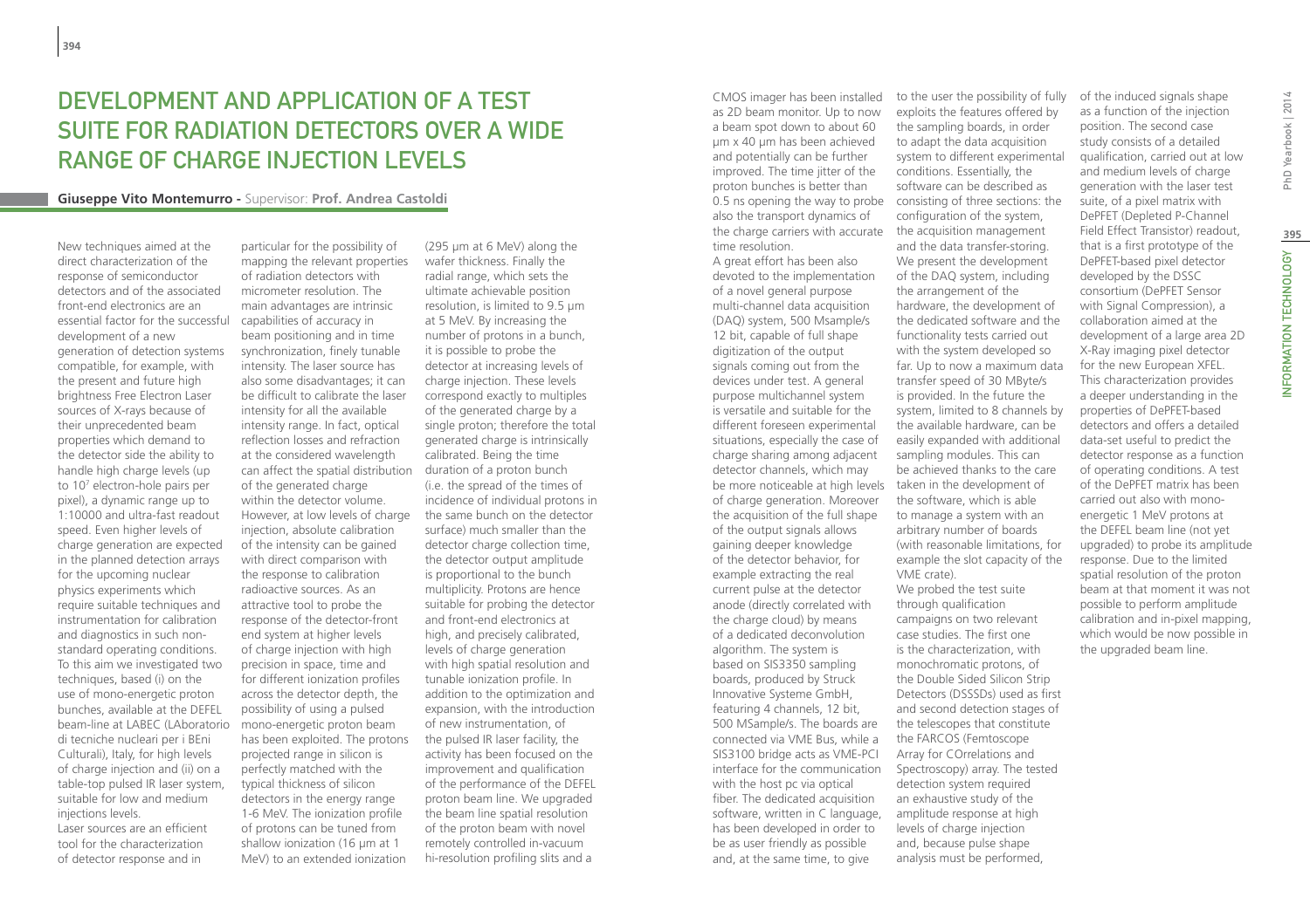# DEVELOPMENT AND APPLICATION OF A TEST SUITE FOR RADIATION DETECTORS OVER A WIDE RANGE OF CHARGE INJECTION LEVELS

**Giuseppe Vito Montemurro -** Supervisor: **Prof. Andrea Castoldi**

New techniques aimed at the direct characterization of the response of semiconductor detectors and of the associated front-end electronics are an essential factor for the successful development of a new generation of detection systems compatible, for example, with the present and future high brightness Free Electron Laser sources of X-rays because of their unprecedented beam properties which demand to the detector side the ability to handle high charge levels (up to $10^7$ electron-hole pairs per pixel), a dynamic range up to 1:10000 and ultra-fast readout speed. Even higher levels of charge generation are expected in the planned detection arrays for the upcoming nuclear physics experiments which require suitable techniques and instrumentation for calibration and diagnostics in such non-standard operating conditions. To this aim we investigated two techniques, based (i) on the use of mono-energetic proton bunches, available at the DEFEL beam-line at LABEC (LAboratorio di tecniche nucleari per i BEni Culturali), Italy, for high levels of charge injection and (ii) on a table-top pulsed IR laser system, suitable for low and medium injections levels.

Laser sources are an efficient tool for the characterization of detector response and in particular for the possibility of mapping the relevant properties of radiation detectors with micrometer resolution. The main advantages are intrinsic capabilities of accuracy in beam positioning and in time synchronization, finely tunable intensity. The laser source has also some disadvantages; it can be difficult to calibrate the laser intensity for all the available intensity range. In fact, optical reflection losses and refraction at the considered wavelength can affect the spatial distribution of the generated charge within the detector volume. However, at low levels of charge injection, absolute calibration of the intensity can be gained with direct comparison with the response to calibration radioactive sources. As an attractive tool to probe the response of the detector-front end system at higher levels of charge injection with high precision in space, time and for different ionization profiles across the detector depth, the possibility of using a pulsed mono-energetic proton beam has been exploited. The protons projected range in silicon is perfectly matched with the typical thickness of silicon detectors in the energy range 1-6 MeV. The ionization profile of protons can be tuned from shallow ionization (16 µm at 1 MeV) to an extended ionization (295 µm at 6 MeV) along the wafer thickness. Finally the radial range, which sets the ultimate achievable position resolution, is limited to 9.5 µm at 5 MeV. By increasing the number of protons in a bunch, it is possible to probe the detector at increasing levels of charge injection. These levels correspond exactly to multiples of the generated charge by a single proton; therefore the total generated charge is intrinsically calibrated. Being the time duration of a proton bunch (i.e. the spread of the times of incidence of individual protons in the same bunch on the detector surface) much smaller than the detector charge collection time, the detector output amplitude is proportional to the bunch multiplicity. Protons are hence suitable for probing the detector and front-end electronics at high, and precisely calibrated, levels of charge generation with high spatial resolution and tunable ionization profile. In addition to the optimization and expansion, with the introduction of new instrumentation, of the pulsed IR laser facility, the activity has been focused on the improvement and qualification of the performance of the DEFEL proton beam line. We upgraded the beam line spatial resolution of the proton beam with novel remotely controlled in-vacuum hi-resolution profiling slits and a CMOS imager has been installed as 2D beam monitor. Up to now a beam spot down to about 60 µm x 40 µm has been achieved and potentially can be further improved. The time jitter of the proton bunches is better than 0.5 ns opening the way to probe also the transport dynamics of the charge carriers with accurate time resolution.

A great effort has been also devoted to the implementation of a novel general purpose multi-channel data acquisition (DAQ) system, 500 Msample/s 12 bit, capable of full shape digitization of the output signals coming out from the devices under test. A general purpose multichannel system is versatile and suitable for the different foreseen experimental situations, especially the case of charge sharing among adjacent detector channels, which may be more noticeable at high levels of charge generation. Moreover the acquisition of the full shape of the output signals allows gaining deeper knowledge of the detector behavior, for example extracting the real current pulse at the detector anode (directly correlated with the charge cloud) by means of a dedicated deconvolution algorithm. The system is based on SIS3350 sampling boards, produced by Struck Innovative Systeme GmbH, featuring 4 channels, 12 bit, 500 MSample/s. The boards are connected via VME Bus, while a SIS3100 bridge acts as VME-PCI interface for the communication with the host pc via optical fiber. The dedicated acquisition software, written in C language, has been developed in order to be as user friendly as possible and, at the same time, to give to the user the possibility of fully exploits the features offered by the sampling boards, in order to adapt the data acquisition system to different experimental conditions. Essentially, the software can be described as consisting of three sections: the configuration of the system, the acquisition management and the data transfer-storing. We present the development of the DAQ system, including the arrangement of the hardware, the development of the dedicated software and the functionality tests carried out with the system developed so far. Up to now a maximum data transfer speed of 30 MByte/s is provided. In the future the system, limited to 8 channels by the available hardware, can be easily expanded with additional sampling modules. This can be achieved thanks to the care taken in the development of the software, which is able to manage a system with an arbitrary number of boards (with reasonable limitations, for example the slot capacity of the VME crate).

We probed the test suite through qualification campaigns on two relevant case studies. The first one is the characterization, with monochromatic protons, of the Double Sided Silicon Strip Detectors (DSSSDs) used as first and second detection stages of the telescopes that constitute the FARCOS (Femtoscope Array for COrrelations and Spectroscopy) array. The tested detection system required an exhaustive study of the amplitude response at high levels of charge injection and, because pulse shape analysis must be performed, of the induced signals shape as a function of the injection position. The second case study consists of a detailed qualification, carried out at low and medium levels of charge generation with the laser test suite, of a pixel matrix with DePFET (Depleted P-Channel Field Effect Transistor) readout, that is a first prototype of the DePFET-based pixel detector developed by the DSSC consortium (DePFET Sensor with Signal Compression), a collaboration aimed at the development of a large area 2D X-Ray imaging pixel detector for the new European XFEL. This characterization provides a deeper understanding in the properties of DePFET-based detectors and offers a detailed data-set useful to predict the detector response as a function of operating conditions. A test of the DePFET matrix has been carried out also with mono-energetic 1 MeV protons at the DEFEL beam line (not yet upgraded) to probe its amplitude response. Due to the limited spatial resolution of the proton beam at that moment it was not possible to perform amplitude calibration and in-pixel mapping, which would be now possible in the upgraded beam line.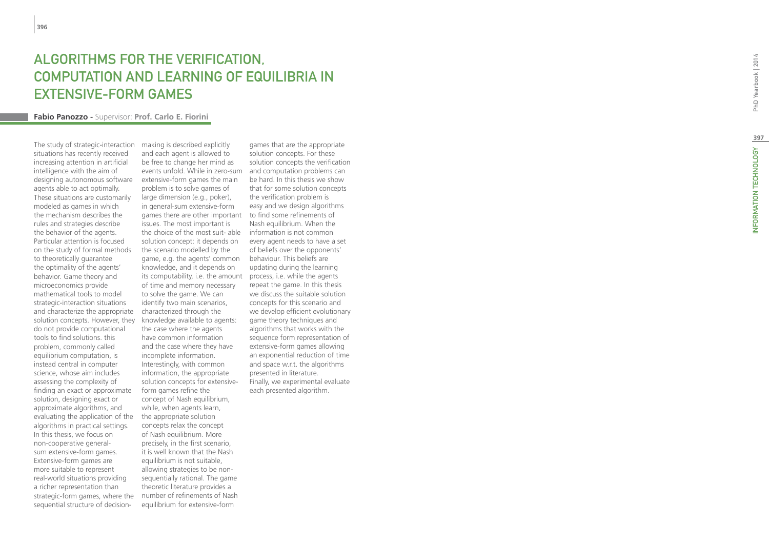# ALGORITHMS FOR THE VERIFICATION, COMPUTATION AND LEARNING OF EQUILIBRIA IN EXTENSIVE-FORM GAMES

**Fabio Panozzo -** Supervisor: **Prof. Carlo E. Fiorini**

The study of strategic-interaction situations has recently received increasing attention in artificial intelligence with the aim of designing autonomous software agents able to act optimally. These situations are customarily modeled as games in which the mechanism describes the rules and strategies describe the behavior of the agents. Particular attention is focused on the study of formal methods to theoretically guarantee the optimality of the agents' behavior. Game theory and microeconomics provide mathematical tools to model strategic-interaction situations and characterize the appropriate solution concepts. However, they do not provide computational tools to find solutions. this problem, commonly called equilibrium computation, is instead central in computer science, whose aim includes assessing the complexity of finding an exact or approximate solution, designing exact or approximate algorithms, and evaluating the application of the algorithms in practical settings. In this thesis, we focus on non-cooperative general-sum extensive-form games. Extensive-form games are more suitable to represent real-world situations providing a richer representation than strategic-form games, where the sequential structure of decision-making is described explicitly and each agent is allowed to be free to change her mind as events unfold. While in zero-sum extensive-form games the main problem is to solve games of large dimension (e.g., poker), in general-sum extensive-form games there are other important issues. The most important is the choice of the most suit- able solution concept: it depends on the scenario modelled by the game, e.g. the agents' common knowledge, and it depends on its computability, i.e. the amount of time and memory necessary to solve the game. We can identify two main scenarios, characterized through the knowledge available to agents: the case where the agents have common information and the case where they have incomplete information. Interestingly, with common information, the appropriate solution concepts for extensive-form games refine the concept of Nash equilibrium, while, when agents learn, the appropriate solution concepts relax the concept of Nash equilibrium. More precisely, in the first scenario, it is well known that the Nash equilibrium is not suitable, allowing strategies to be non-sequentially rational. The game theoretic literature provides a number of refinements of Nash equilibrium for extensive-form games that are the appropriate solution concepts. For these solution concepts the verification and computation problems can be hard. In this thesis we show that for some solution concepts the verification problem is easy and we design algorithms to find some refinements of Nash equilibrium. When the information is not common every agent needs to have a set of beliefs over the opponents' behaviour. This beliefs are updating during the learning process, i.e. while the agents repeat the game. In this thesis we discuss the suitable solution concepts for this scenario and we develop efficient evolutionary game theory techniques and algorithms that works with the sequence form representation of extensive-form games allowing an exponential reduction of time and space w.r.t. the algorithms presented in literature.
Finally, we experimental evaluate each presented algorithm.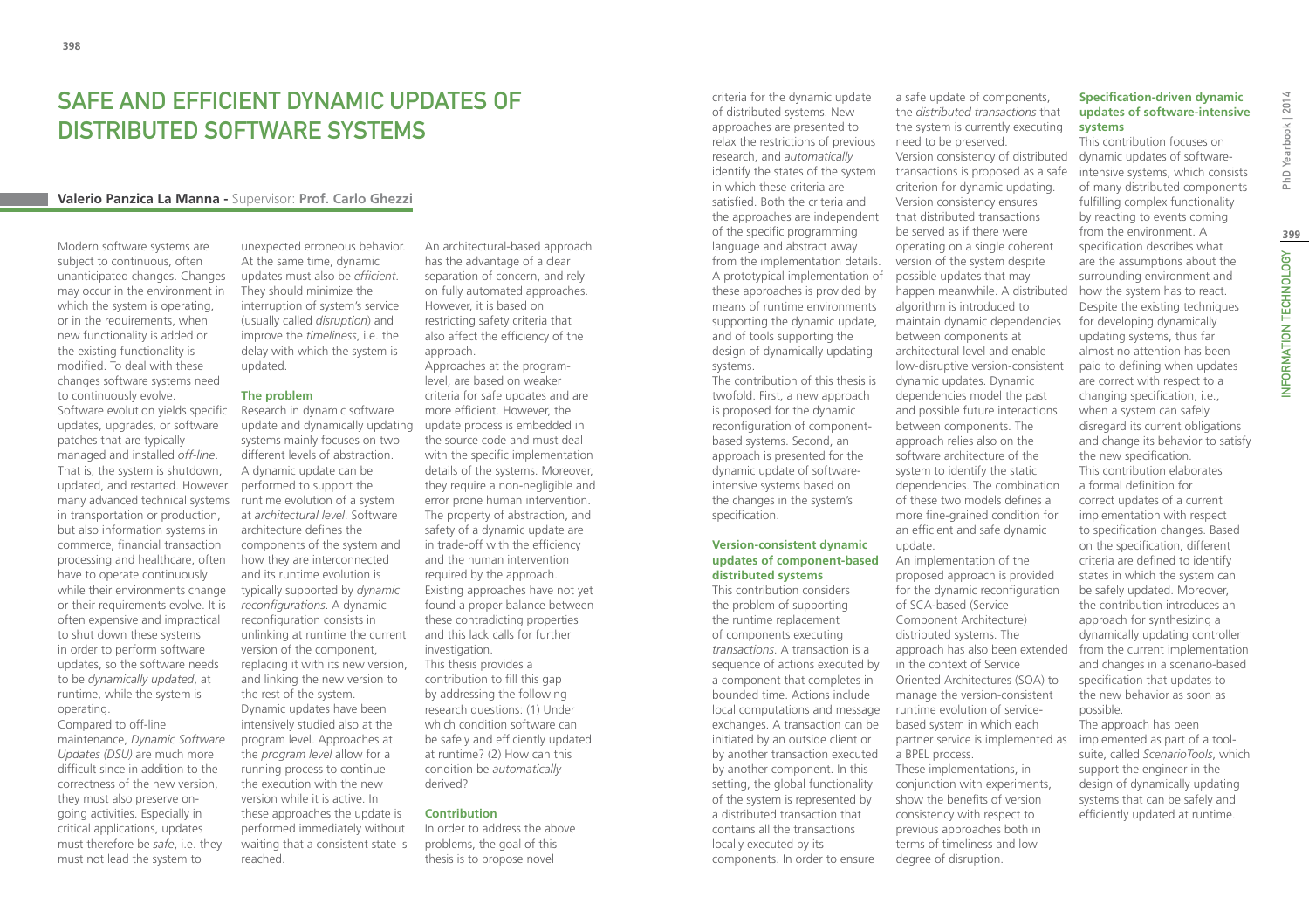# SAFE AND EFFICIENT DYNAMIC UPDATES OF DISTRIBUTED SOFTWARE SYSTEMS

**Valerio Panzica La Manna - Supervisor: Prof. Carlo Ghezzi**

Modern software systems are subject to continuous, often unanticipated changes. Changes may occur in the environment in which the system is operating, or in the requirements, when new functionality is added or the existing functionality is modified. To deal with these changes software systems need to continuously evolve. Software evolution yields specific updates, upgrades, or software patches that are typically managed and installed *off-line*. That is, the system is shutdown, updated, and restarted. However many advanced technical systems in transportation or production, but also information systems in commerce, financial transaction processing and healthcare, often have to operate continuously while their environments change or their requirements evolve. It is often expensive and impractical to shut down these systems in order to perform software updates, so the software needs to be *dynamically updated*, at runtime, while the system is operating.

Compared to off-line maintenance, *Dynamic Software Updates (DSU)* are much more difficult since in addition to the correctness of the new version, they must also preserve on-going activities. Especially in critical applications, updates must therefore be *safe*, i.e. they must not lead the system to unexpected erroneous behavior. At the same time, dynamic updates must also be *efficient*. They should minimize the interruption of system's service (usually called *disruption*) and improve the *timeliness*, i.e. the delay with which the system is updated.

### The problem

Research in dynamic software update and dynamically updating systems mainly focuses on two different levels of abstraction. A dynamic update can be performed to support the runtime evolution of a system at *architectural level*. Software architecture defines the components of the system and how they are interconnected and its runtime evolution is typically supported by *dynamic reconfigurations*. A dynamic reconfiguration consists in unlinking at runtime the current version of the component, replacing it with its new version, and linking the new version to the rest of the system. Dynamic updates have been intensively studied also at the program level. Approaches at the *program level* allow for a running process to continue the execution with the new version while it is active. In these approaches the update is performed immediately without waiting that a consistent state is reached.

An architectural-based approach has the advantage of a clear separation of concern, and rely on fully automated approaches. However, it is based on restricting safety criteria that also affect the efficiency of the approach.

Approaches at the program-level, are based on weaker criteria for safe updates and are more efficient. However, the update process is embedded in the source code and must deal with the specific implementation details of the systems. Moreover, they require a non-negligible and error prone human intervention. The property of abstraction, and safety of a dynamic update are in trade-off with the efficiency and the human intervention required by the approach. Existing approaches have not yet found a proper balance between these contradicting properties and this lack calls for further investigation.

This thesis provides a contribution to fill this gap by addressing the following research questions: (1) Under which condition software can be safely and efficiently updated at runtime? (2) How can this condition be *automatically* derived?

### Contribution

In order to address the above problems, the goal of this thesis is to propose novel criteria for the dynamic update of distributed systems. New approaches are presented to relax the restrictions of previous research, and *automatically* identify the states of the system in which these criteria are satisfied. Both the criteria and the approaches are independent of the specific programming language and abstract away from the implementation details. A prototypical implementation of these approaches is provided by means of runtime environments supporting the dynamic update, and of tools supporting the design of dynamically updating systems.

The contribution of this thesis is twofold. First, a new approach is proposed for the dynamic reconfiguration of component-based systems. Second, an approach is presented for the dynamic update of software-intensive systems based on the changes in the system's specification.

### Version-consistent dynamic updates of component-based distributed systems

This contribution considers the problem of supporting the runtime replacement of components executing *transactions*. A transaction is a sequence of actions executed by a component that completes in bounded time. Actions include local computations and message exchanges. A transaction can be initiated by an outside client or by another transaction executed by another component. In this setting, the global functionality of the system is represented by a distributed transaction that contains all the transactions locally executed by its components. In order to ensure a safe update of components, the *distributed transactions* that the system is currently executing need to be preserved.

Version consistency of distributed transactions is proposed as a safe criterion for dynamic updating. Version consistency ensures that distributed transactions be served as if there were operating on a single coherent version of the system despite possible updates that may happen meanwhile. A distributed algorithm is introduced to maintain dynamic dependencies between components at architectural level and enable low-disruptive version-consistent dynamic updates. Dynamic dependencies model the past and possible future interactions between components. The approach relies also on the software architecture of the system to identify the static dependencies. The combination of these two models defines a more fine-grained condition for an efficient and safe dynamic update.

An implementation of the proposed approach is provided for the dynamic reconfiguration of SCA-based (Service Component Architecture) distributed systems. The approach has also been extended in the context of Service Oriented Architectures (SOA) to manage the version-consistent runtime evolution of service-based system in which each partner service is implemented as a BPEL process.

These implementations, in conjunction with experiments, show the benefits of version consistency with respect to previous approaches both in terms of timeliness and low degree of disruption.

### Specification-driven dynamic updates of software-intensive systems

This contribution focuses on dynamic updates of software-intensive systems, which consists of many distributed components fulfilling complex functionality by reacting to events coming from the environment. A specification describes what are the assumptions about the surrounding environment and how the system has to react. Despite the existing techniques for developing dynamically updating systems, thus far almost no attention has been paid to defining when updates are correct with respect to a changing specification, i.e., when a system can safely disregard its current obligations and change its behavior to satisfy the new specification.

This contribution elaborates a formal definition for correct updates of a current implementation with respect to specification changes. Based on the specification, different criteria are defined to identify states in which the system can be safely updated. Moreover, the contribution introduces an approach for synthesizing a dynamically updating controller from the current implementation and changes in a scenario-based specification that updates to the new behavior as soon as possible.

The approach has been implemented as part of a tool-suite, called *ScenarioTools*, which support the engineer in the design of dynamically updating systems that can be safely and efficiently updated at runtime.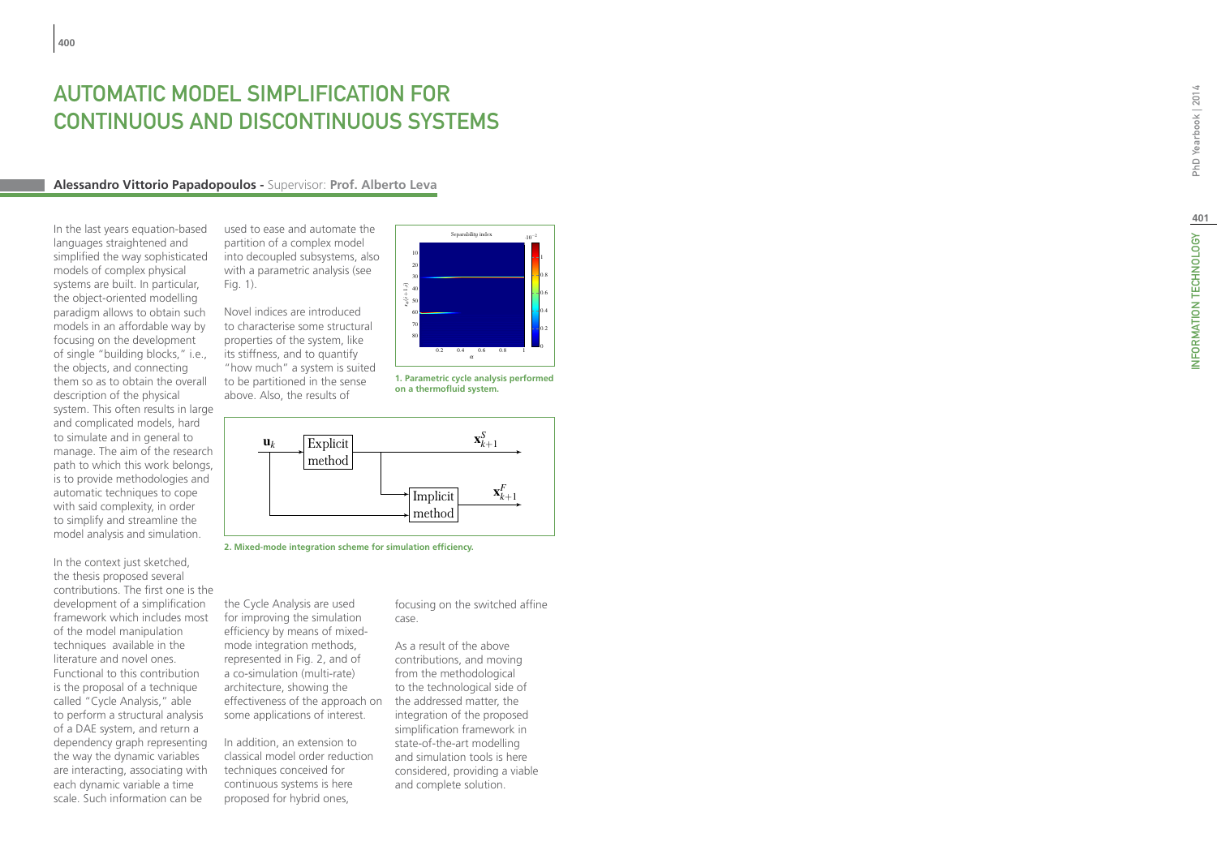# AUTOMATIC MODEL SIMPLIFICATION FOR CONTINUOUS AND DISCONTINUOUS SYSTEMS

**Alessandro Vittorio Papadopoulos -** Supervisor: **Prof. Alberto Leva**

In the last years equation-based languages straightened and simplified the way sophisticated models of complex physical systems are built. In particular, the object-oriented modelling paradigm allows to obtain such models in an affordable way by focusing on the development of single "building blocks," i.e., the objects, and connecting them so as to obtain the overall description of the physical system. This often results in large and complicated models, hard to simulate and in general to manage. The aim of the research path to which this work belongs, is to provide methodologies and automatic techniques to cope with said complexity, in order to simplify and streamline the model analysis and simulation.

In the context just sketched, the thesis proposed several contributions. The first one is the development of a simplification framework which includes most of the model manipulation techniques available in the literature and novel ones. Functional to this contribution is the proposal of a technique called "Cycle Analysis," able to perform a structural analysis of a DAE system, and return a dependency graph representing the way the dynamic variables are interacting, associating with each dynamic variable a time scale. Such information can be used to ease and automate the partition of a complex model into decoupled subsystems, also with a parametric analysis (see Fig. 1).

Novel indices are introduced to characterise some structural properties of the system, like its stiffness, and to quantify "how much" a system is suited to be partitioned in the sense above. Also, the results of the Cycle Analysis are used for improving the simulation efficiency by means of mixed-mode integration methods, represented in Fig. 2, and of a co-simulation (multi-rate) architecture, showing the effectiveness of the approach on some applications of interest.

1. Parametric cycle analysis performed on a thermofluid system.

2. Mixed-mode integration scheme for simulation efficiency.

In addition, an extension to classical model order reduction techniques conceived for continuous systems is here proposed for hybrid ones, focusing on the switched affine case.

As a result of the above contributions, and moving from the methodological to the technological side of the addressed matter, the integration of the proposed simplification framework in state-of-the-art modelling and simulation tools is here considered, providing a viable and complete solution.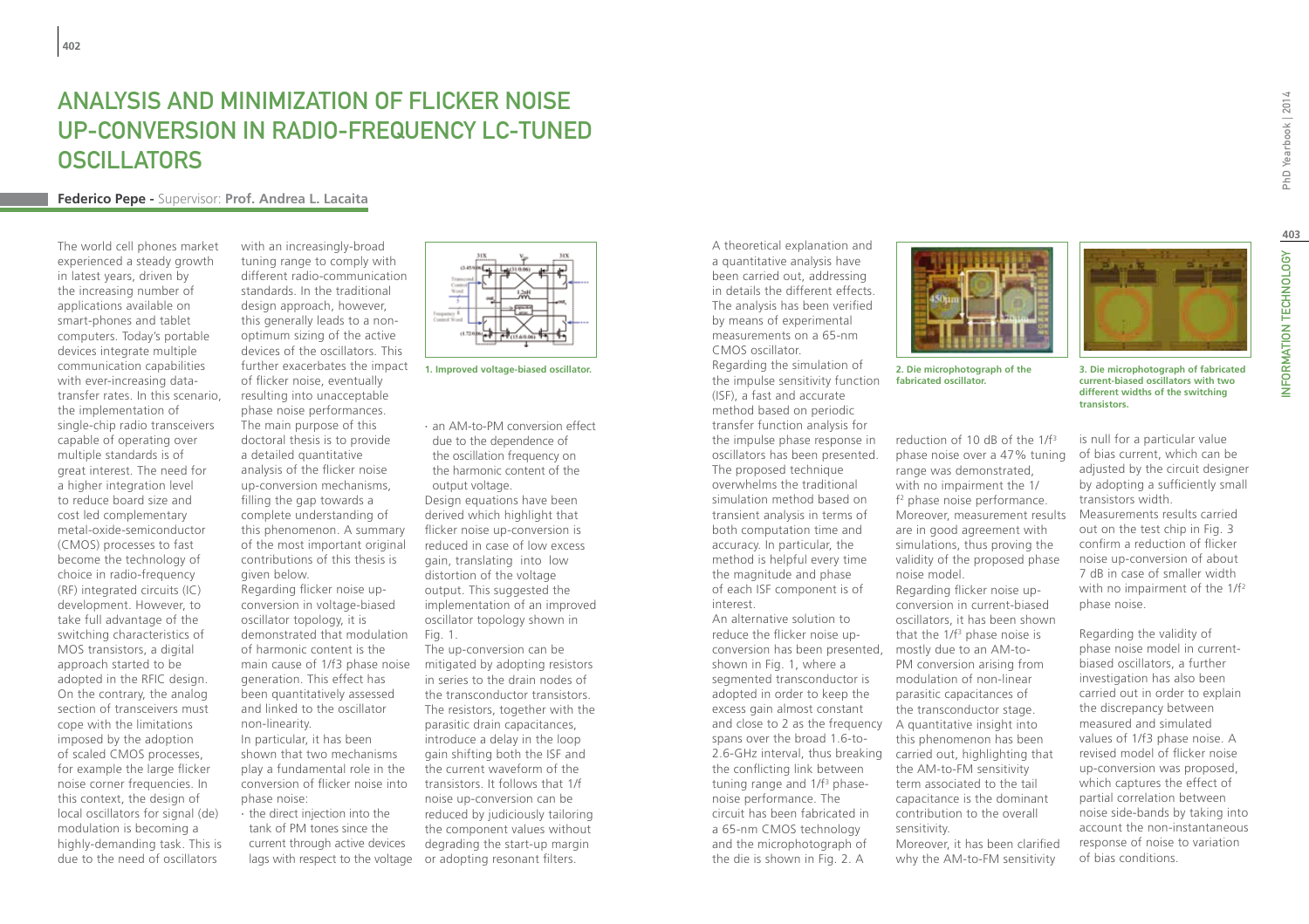# ANALYSIS AND MINIMIZATION OF FLICKER NOISE UP-CONVERSION IN RADIO-FREQUENCY LC-TUNED OSCILLATORS

**Federico Pepe -** Supervisor: **Prof. Andrea L. Lacaita**

The world cell phones market experienced a steady growth in latest years, driven by the increasing number of applications available on smart-phones and tablet computers. Today's portable devices integrate multiple communication capabilities with ever-increasing data-transfer rates. In this scenario, the implementation of single-chip radio transceivers capable of operating over multiple standards is of great interest. The need for a higher integration level to reduce board size and cost led complementary metal-oxide-semiconductor (CMOS) processes to fast become the technology of choice in radio-frequency (RF) integrated circuits (IC) development. However, to take full advantage of the switching characteristics of MOS transistors, a digital approach started to be adopted in the RFIC design. On the contrary, the analog section of transceivers must cope with the limitations imposed by the adoption of scaled CMOS processes, for example the large flicker noise corner frequencies. In this context, the design of local oscillators for signal (de) modulation is becoming a highly-demanding task. This is due to the need of oscillators with an increasingly-broad tuning range to comply with different radio-communication standards. In the traditional design approach, however, this generally leads to a non-optimum sizing of the active devices of the oscillators. This further exacerbates the impact of flicker noise, eventually resulting into unacceptable phase noise performances.

The main purpose of this doctoral thesis is to provide a detailed quantitative analysis of the flicker noise up-conversion mechanisms, filling the gap towards a complete understanding of this phenomenon. A summary of the most important original contributions of this thesis is given below.

Regarding flicker noise up-conversion in voltage-biased oscillator topology, it is demonstrated that modulation of harmonic content is the main cause of $1/f^3$ phase noise generation. This effect has been quantitatively assessed and linked to the oscillator non-linearity.

In particular, it has been shown that two mechanisms play a fundamental role in the conversion of flicker noise into phase noise:

- the direct injection into the tank of PM tones since the current through active devices lags with respect to the voltage
- an AM-to-PM conversion effect due to the dependence of the oscillation frequency on the harmonic content of the output voltage.

1. Improved voltage-biased oscillator.

Design equations have been derived which highlight that flicker noise up-conversion is reduced in case of low excess gain, translating into low distortion of the voltage output. This suggested the implementation of an improved oscillator topology shown in Fig. 1.

The up-conversion can be mitigated by adopting resistors in series to the drain nodes of the transconductor transistors. The resistors, together with the parasitic drain capacitances, introduce a delay in the loop gain shifting both the ISF and the current waveform of the transistors. It follows that 1/f noise up-conversion can be reduced by judiciously tailoring the component values without degrading the start-up margin or adopting resonant filters.

A theoretical explanation and a quantitative analysis have been carried out, addressing in details the different effects. The analysis has been verified by means of experimental measurements on a 65-nm CMOS oscillator.

Regarding the simulation of the impulse sensitivity function (ISF), a fast and accurate method based on periodic transfer function analysis for the impulse phase response in oscillators has been presented. The proposed technique overwhelms the traditional simulation method based on transient analysis in terms of both computation time and accuracy. In particular, the method is helpful every time the magnitude and phase of each ISF component is of interest.

An alternative solution to reduce the flicker noise up-conversion has been presented, shown in Fig. 1, where a segmented transconductor is adopted in order to keep the excess gain almost constant and close to 2 as the frequency spans over the broad 1.6-to-2.6-GHz interval, thus breaking the conflicting link between tuning range and $1/f^3$ phase-noise performance. The circuit has been fabricated in a 65-nm CMOS technology and the microphotograph of the die is shown in Fig. 2. A reduction of 10 dB of the $1/f^3$ phase noise over a 47% tuning range was demonstrated, with no impairment the $1/f^2$ phase noise performance. Moreover, measurement results are in good agreement with simulations, thus proving the validity of the proposed phase noise model.

2. Die microphotograph of the fabricated oscillator.

Regarding flicker noise up-conversion in current-biased oscillators, it has been shown that the $1/f^3$ phase noise is mostly due to an AM-to-PM conversion arising from modulation of non-linear parasitic capacitances of the transconductor stage.

A quantitative insight into this phenomenon has been carried out, highlighting that the AM-to-FM sensitivity term associated to the tail capacitance is the dominant contribution to the overall sensitivity.

Moreover, it has been clarified why the AM-to-FM sensitivity is null for a particular value of bias current, which can be adjusted by the circuit designer by adopting a sufficiently small transistors width.

Measurements results carried out on the test chip in Fig. 3 confirm a reduction of flicker noise up-conversion of about 7 dB in case of smaller width with no impairment of the $1/f^2$ phase noise.

3. Die microphotograph of fabricated current-biased oscillators with two different widths of the switching transistors.

Regarding the validity of phase noise model in current-biased oscillators, a further investigation has also been carried out in order to explain the discrepancy between measured and simulated values of 1/f3 phase noise. A revised model of flicker noise up-conversion was proposed, which captures the effect of partial correlation between noise side-bands by taking into account the non-instantaneous response of noise to variation of bias conditions.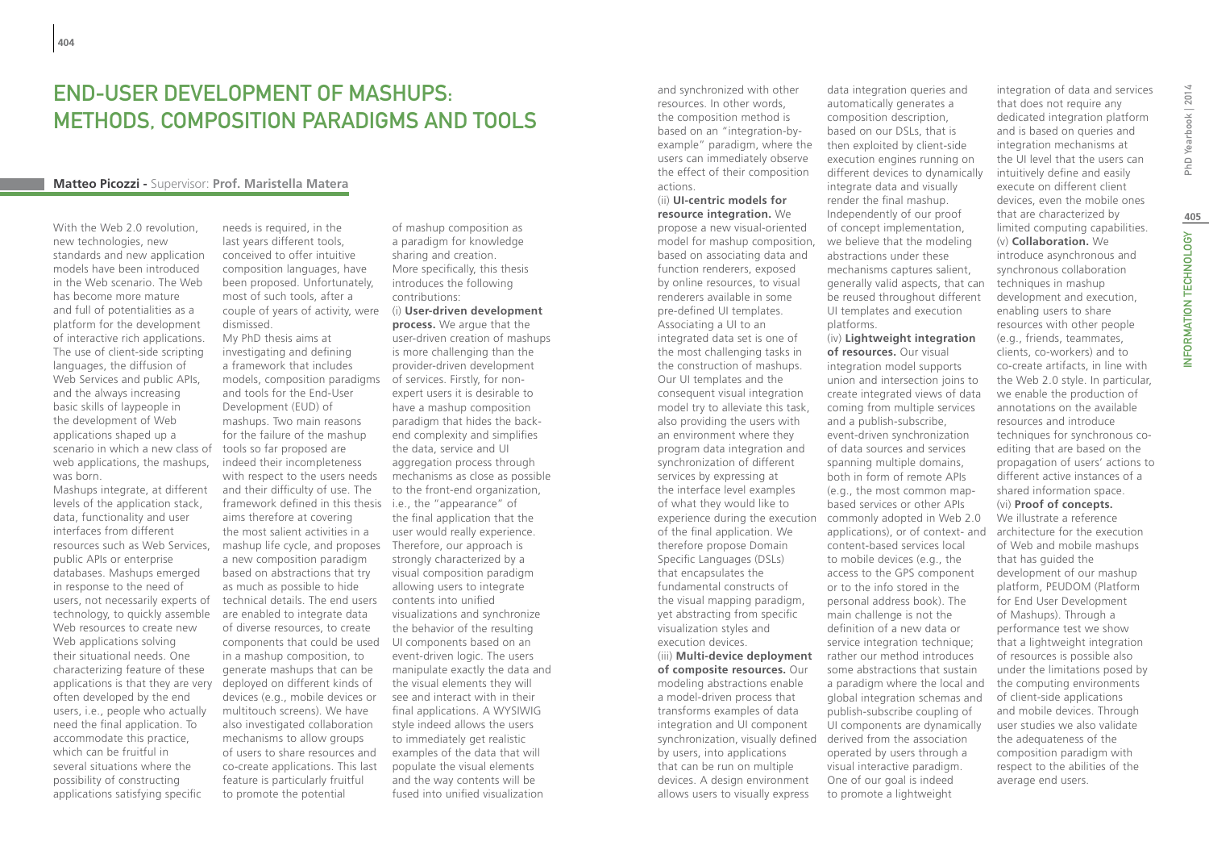# End-User Development of Mashups: Methods, Composition Paradigms and Tools

**Matteo Picozzi** - Supervisor: **Prof. Maristella Matera**

With the Web 2.0 revolution, new technologies, new standards and new application models have been introduced in the Web scenario. The Web has become more mature and full of potentialities as a platform for the development of interactive rich applications. The use of client-side scripting languages, the diffusion of Web Services and public APIs, and the always increasing basic skills of laypeople in the development of Web applications shaped up a scenario in which a new class of web applications, the mashups, was born.

Mashups integrate, at different levels of the application stack, data, functionality and user interfaces from different resources such as Web Services, public APIs or enterprise databases. Mashups emerged in response to the need of users, not necessarily experts of technology, to quickly assemble Web resources to create new Web applications solving their situational needs. One characterizing feature of these applications is that they are very often developed by the end users, i.e., people who actually need the final application. To accommodate this practice, which can be fruitful in several situations where the possibility of constructing applications satisfying specific needs is required, in the last years different tools, conceived to offer intuitive composition languages, have been proposed. Unfortunately, most of such tools, after a couple of years of activity, were dismissed.

My PhD thesis aims at investigating and defining a framework that includes models, composition paradigms and tools for the End-User Development (EUD) of mashups. Two main reasons for the failure of the mashup tools so far proposed are indeed their incompleteness with respect to the users needs and their difficulty of use. The framework defined in this thesis aims therefore at covering the most salient activities in a mashup life cycle, and proposes a new composition paradigm based on abstractions that try as much as possible to hide technical details. The end users are enabled to integrate data of diverse resources, to create components that could be used in a mashup composition, to generate mashups that can be deployed on different kinds of devices (e.g., mobile devices or multitouch screens). We have also investigated collaboration mechanisms to allow groups of users to share resources and co-create applications. This last feature is particularly fruitful to promote the potential of mashup composition as a paradigm for knowledge sharing and creation.

More specifically, this thesis introduces the following contributions:

(i) **User-driven development process.** We argue that the user-driven creation of mashups is more challenging than the provider-driven development of services. Firstly, for non-expert users it is desirable to have a mashup composition paradigm that hides the back-end complexity and simplifies the data, service and UI aggregation process through mechanisms as close as possible to the front-end organization, i.e., the "appearance" of the final application that the user would really experience. Therefore, our approach is strongly characterized by a visual composition paradigm allowing users to integrate contents into unified visualizations and synchronize the behavior of the resulting UI components based on an event-driven logic. The users manipulate exactly the data and the visual elements they will see and interact with in their final applications. A WYSIWIG style indeed allows the users to immediately get realistic examples of the data that will populate the visual elements and the way contents will be fused into unified visualization and synchronized with other resources. In other words, the composition method is based on an "integration-by-example" paradigm, where the users can immediately observe the effect of their composition actions.

(ii) **UI-centric models for resource integration.** We propose a new visual-oriented model for mashup composition, based on associating data and function renderers, exposed by online resources, to visual renderers available in some pre-defined UI templates. Associating a UI to an integrated data set is one of the most challenging tasks in the construction of mashups. Our UI templates and the consequent visual integration model try to alleviate this task, also providing the users with an environment where they program data integration and synchronization of different services by expressing at the interface level examples of what they would like to experience during the execution of the final application. We therefore propose Domain Specific Languages (DSLs) that encapsulates the fundamental constructs of the visual mapping paradigm, yet abstracting from specific visualization styles and execution devices.

(iii) **Multi-device deployment of composite resources.** Our modeling abstractions enable a model-driven process that transforms examples of data integration and UI component synchronization, visually defined by users, into applications that can be run on multiple devices. A design environment allows users to visually express data integration queries and automatically generates a composition description, based on our DSLs, that is then exploited by client-side execution engines running on different devices to dynamically integrate data and visually render the final mashup. Independently of our proof of concept implementation, we believe that the modeling abstractions under these mechanisms captures salient, generally valid aspects, that can be reused throughout different UI templates and execution platforms.

(iv) **Lightweight integration of resources.** Our visual integration model supports union and intersection joins to create integrated views of data coming from multiple services and a publish-subscribe, event-driven synchronization of data sources and services spanning multiple domains, both in form of remote APIs (e.g., the most common map-based services or other APIs commonly adopted in Web 2.0 applications), or of context- and content-based services local to mobile devices (e.g., the access to the GPS component or to the info stored in the personal address book). The main challenge is not the definition of a new data or service integration technique; rather our method introduces some abstractions that sustain a paradigm where the local and global integration schemas and publish-subscribe coupling of UI components are dynamically derived from the association operated by users through a visual interactive paradigm. One of our goal is indeed to promote a lightweight integration of data and services that does not require any dedicated integration platform and is based on queries and integration mechanisms at the UI level that the users can intuitively define and easily execute on different client devices, even the mobile ones that are characterized by limited computing capabilities.

(v) **Collaboration.** We introduce asynchronous and synchronous collaboration techniques in mashup development and execution, enabling users to share resources with other people (e.g., friends, teammates, clients, co-workers) and to co-create artifacts, in line with the Web 2.0 style. In particular, we enable the production of annotations on the available resources and introduce techniques for synchronous co-editing that are based on the propagation of users' actions to different active instances of a shared information space.

(vi) **Proof of concepts.** We illustrate a reference architecture for the execution of Web and mobile mashups that has guided the development of our mashup platform, PEUDOM (Platform for End User Development of Mashups). Through a performance test we show that a lightweight integration of resources is possible also under the limitations posed by the computing environments of client-side applications and mobile devices. Through user studies we also validate the adequateness of the composition paradigm with respect to the abilities of the average end users.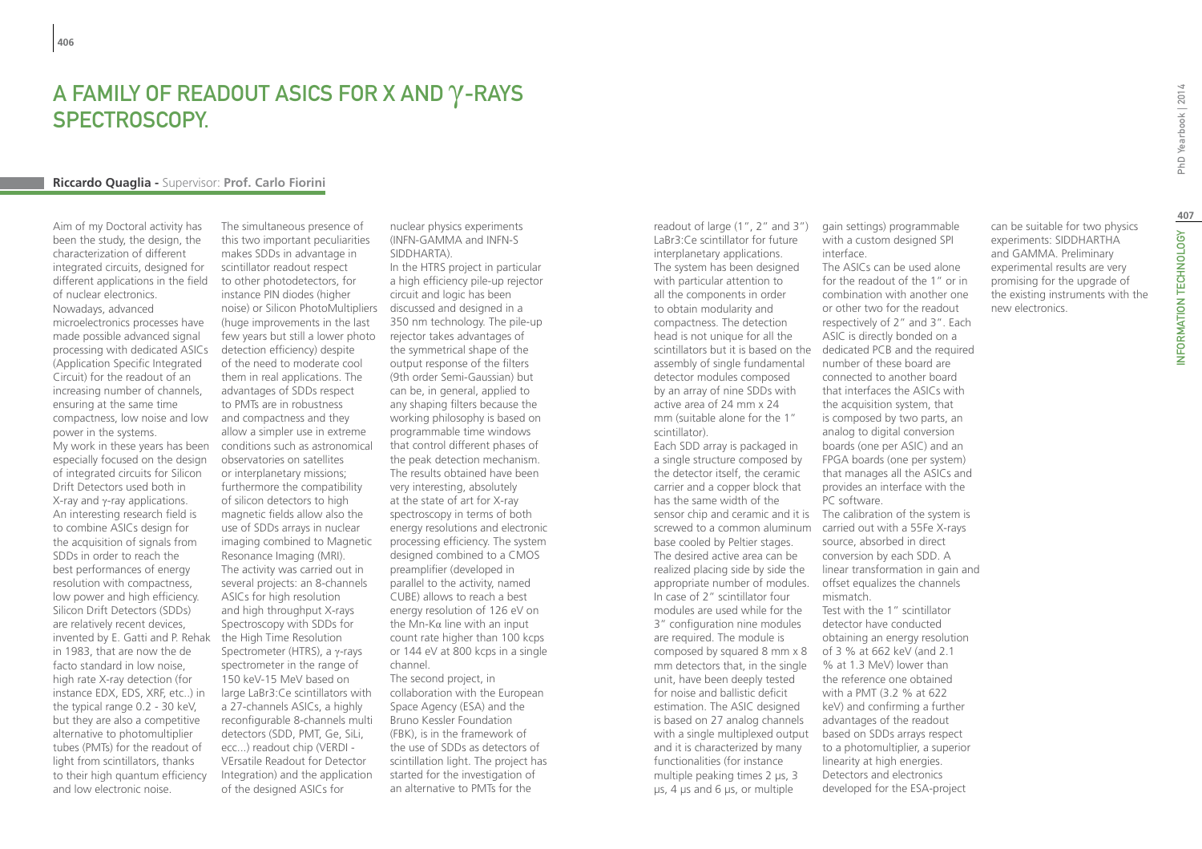# A FAMILY OF READOUT ASICS FOR X AND γ-RAYS SPECTROSCOPY.

**Riccardo Quaglia -** Supervisor: **Prof. Carlo Fiorini**

Aim of my Doctoral activity has been the study, the design, the characterization of different integrated circuits, designed for different applications in the field of nuclear electronics.
Nowadays, advanced microelectronics processes have made possible advanced signal processing with dedicated ASICs (Application Specific Integrated Circuit) for the readout of an increasing number of channels, ensuring at the same time compactness, low noise and low power in the systems.
My work in these years has been especially focused on the design of integrated circuits for Silicon Drift Detectors used both in X-ray and γ-ray applications. An interesting research field is to combine ASICs design for the acquisition of signals from SDDs in order to reach the best performances of energy resolution with compactness, low power and high efficiency. Silicon Drift Detectors (SDDs) are relatively recent devices, invented by E. Gatti and P. Rehak in 1983, that are now the de facto standard in low noise, high rate X-ray detection (for instance EDX, EDS, XRF, etc..) in the typical range 0.2 - 30 keV, but they are also a competitive alternative to photomultiplier tubes (PMTs) for the readout of light from scintillators, thanks to their high quantum efficiency and low electronic noise.
The simultaneous presence of this two important peculiarities makes SDDs in advantage in scintillator readout respect to other photodetectors, for instance PIN diodes (higher noise) or Silicon PhotoMultipliers (huge improvements in the last few years but still a lower photo detection efficiency) despite of the need to moderate cool them in real applications. The advantages of SDDs respect to PMTs are in robustness and compactness and they allow a simpler use in extreme conditions such as astronomical observatories on satellites or interplanetary missions; furthermore the compatibility of silicon detectors to high magnetic fields allow also the use of SDDs arrays in nuclear imaging combined to Magnetic Resonance Imaging (MRI).
The activity was carried out in several projects: an 8-channels ASICs for high resolution and high throughput X-rays Spectroscopy with SDDs for the High Time Resolution Spectrometer (HTRS), a γ-rays spectrometer in the range of 150 keV-15 MeV based on large LaBr3:Ce scintillators with a 27-channels ASICs, a highly reconfigurable 8-channels multi detectors (SDD, PMT, Ge, SiLi, ecc...) readout chip (VERDI - VErsatile Readout for Detector Integration) and the application of the designed ASICs for nuclear physics experiments (INFN-GAMMA and INFN-S SIDDHARTA).
In the HTRS project in particular a high efficiency pile-up rejector circuit and logic has been discussed and designed in a 350 nm technology. The pile-up rejector takes advantages of the symmetrical shape of the output response of the filters (9th order Semi-Gaussian) but can be, in general, applied to any shaping filters because the working philosophy is based on programmable time windows that control different phases of the peak detection mechanism. The results obtained have been very interesting, absolutely at the state of art for X-ray spectroscopy in terms of both energy resolutions and electronic processing efficiency. The system designed combined to a CMOS preamplifier (developed in parallel to the activity, named CUBE) allows to reach a best energy resolution of 126 eV on the Mn-Kα line with an input count rate higher than 100 kcps or 144 eV at 800 kcps in a single channel.
The second project, in collaboration with the European Space Agency (ESA) and the Bruno Kessler Foundation (FBK), is in the framework of the use of SDDs as detectors of scintillation light. The project has started for the investigation of an alternative to PMTs for the readout of large (1", 2" and 3") LaBr3:Ce scintillator for future interplanetary applications.
The system has been designed with particular attention to all the components in order to obtain modularity and compactness. The detection head is not unique for all the scintillators but it is based on the assembly of single fundamental detector modules composed by an array of nine SDDs with active area of 24 mm x 24 mm (suitable alone for the 1" scintillator).
Each SDD array is packaged in a single structure composed by the detector itself, the ceramic carrier and a copper block that has the same width of the sensor chip and ceramic and it is screwed to a common aluminum base cooled by Peltier stages. The desired active area can be realized placing side by side the appropriate number of modules. In case of 2" scintillator four modules are used while for the 3" configuration nine modules are required. The module is composed by squared 8 mm x 8 mm detectors that, in the single unit, have been deeply tested for noise and ballistic deficit estimation. The ASIC designed is based on 27 analog channels with a single multiplexed output and it is characterized by many functionalities (for instance multiple peaking times 2 μs, 3 μs, 4 μs and 6 μs, or multiple gain settings) programmable with a custom designed SPI interface.
The ASICs can be used alone for the readout of the 1" or in combination with another one or other two for the readout respectively of 2" and 3". Each ASIC is directly bonded on a dedicated PCB and the required number of these board are connected to another board that interfaces the ASICs with the acquisition system, that is composed by two parts, an analog to digital conversion boards (one per ASIC) and an FPGA boards (one per system) that manages all the ASICs and provides an interface with the PC software.
The calibration of the system is carried out with a 55Fe X-rays source, absorbed in direct conversion by each SDD. A linear transformation in gain and offset equalizes the channels mismatch.
Test with the 1" scintillator detector have conducted obtaining an energy resolution of 3 % at 662 keV (and 2.1 % at 1.3 MeV) lower than the reference one obtained with a PMT (3.2 % at 622 keV) and confirming a further advantages of the readout based on SDDs arrays respect to a photomultiplier, a superior linearity at high energies.
Detectors and electronics developed for the ESA-project can be suitable for two physics experiments: SIDDHARTHA and GAMMA. Preliminary experimental results are very promising for the upgrade of the existing instruments with the new electronics.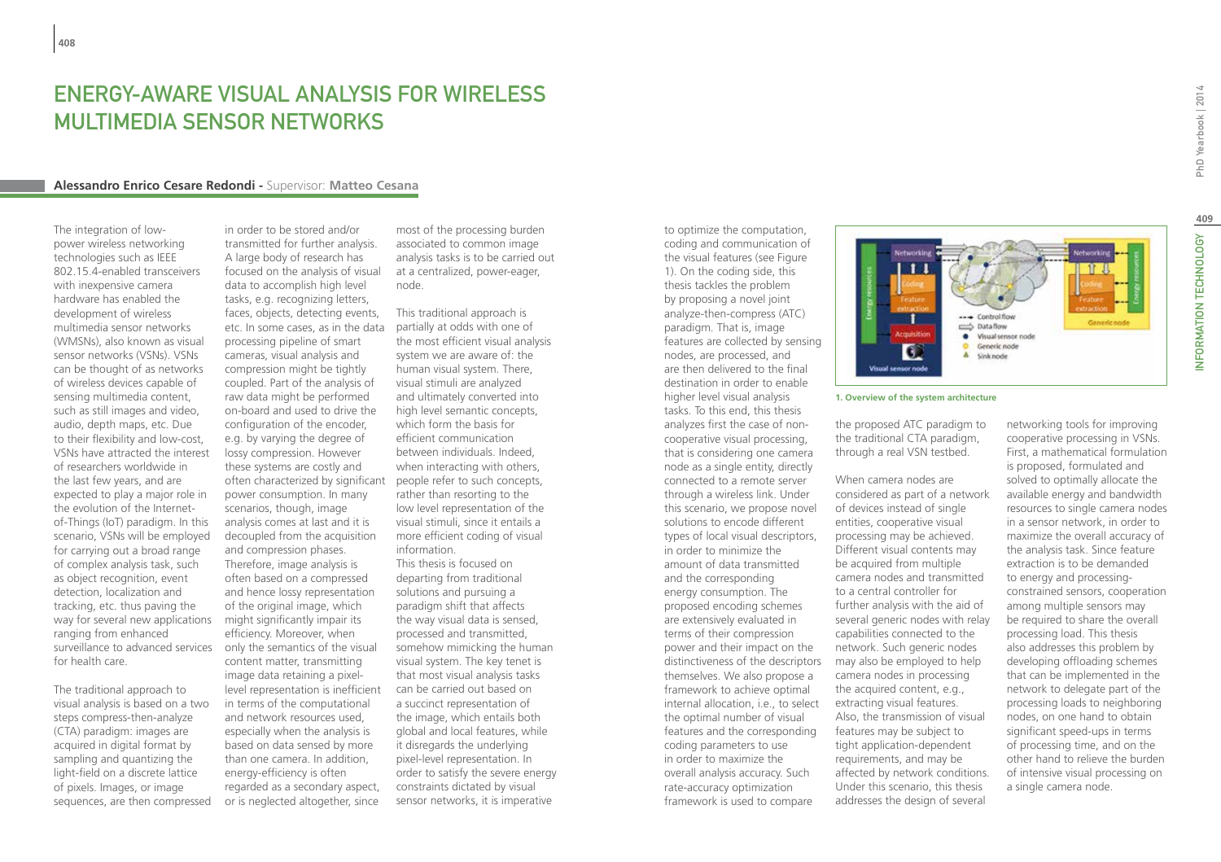# ENERGY-AWARE VISUAL ANALYSIS FOR WIRELESS MULTIMEDIA SENSOR NETWORKS

**Alessandro Enrico Cesare Redondi** - Supervisor: **Matteo Cesana**

The integration of low-power wireless networking technologies such as IEEE 802.15.4-enabled transceivers with inexpensive camera hardware has enabled the development of wireless multimedia sensor networks (WMSNs), also known as visual sensor networks (VSNs). VSNs can be thought of as networks of wireless devices capable of sensing multimedia content, such as still images and video, audio, depth maps, etc. Due to their flexibility and low-cost, VSNs have attracted the interest of researchers worldwide in the last few years, and are expected to play a major role in the evolution of the Internet-of-Things (IoT) paradigm. In this scenario, VSNs will be employed for carrying out a broad range of complex analysis task, such as object recognition, event detection, localization and tracking, etc. thus paving the way for several new applications ranging from enhanced surveillance to advanced services for health care.

The traditional approach to visual analysis is based on a two steps compress-then-analyze (CTA) paradigm: images are acquired in digital format by sampling and quantizing the light-field on a discrete lattice of pixels. Images, or image sequences, are then compressed in order to be stored and/or transmitted for further analysis. A large body of research has focused on the analysis of visual data to accomplish high level tasks, e.g. recognizing letters, faces, objects, detecting events, etc. In some cases, as in the data processing pipeline of smart cameras, visual analysis and compression might be tightly coupled. Part of the analysis of raw data might be performed on-board and used to drive the configuration of the encoder, e.g. by varying the degree of lossy compression. However these systems are costly and often characterized by significant power consumption. In many scenarios, though, image analysis comes at last and it is decoupled from the acquisition and compression phases. Therefore, image analysis is often based on a compressed and hence lossy representation of the original image, which might significantly impair its efficiency. Moreover, when only the semantics of the visual content matter, transmitting image data retaining a pixel-level representation is inefficient in terms of the computational and network resources used, especially when the analysis is based on data sensed by more than one camera. In addition, energy-efficiency is often regarded as a secondary aspect, or is neglected altogether, since most of the processing burden associated to common image analysis tasks is to be carried out at a centralized, power-eager, node.

This traditional approach is partially at odds with one of the most efficient visual analysis system we are aware of: the human visual system. There, visual stimuli are analyzed and ultimately converted into high level semantic concepts, which form the basis for efficient communication between individuals. Indeed, when interacting with others, people refer to such concepts, rather than resorting to the low level representation of the visual stimuli, since it entails a more efficient coding of visual information.

This thesis is focused on departing from traditional solutions and pursuing a paradigm shift that affects the way visual data is sensed, processed and transmitted, somehow mimicking the human visual system. The key tenet is that most visual analysis tasks can be carried out based on a succinct representation of the image, which entails both global and local features, while it disregards the underlying pixel-level representation. In order to satisfy the severe energy constraints dictated by visual sensor networks, it is imperative to optimize the computation, coding and communication of the visual features (see Figure 1). On the coding side, this thesis tackles the problem by proposing a novel joint analyze-then-compress (ATC) paradigm. That is, image features are collected by sensing nodes, are processed, and are then delivered to the final destination in order to enable higher level visual analysis tasks. To this end, this thesis analyzes first the case of non-cooperative visual processing, that is considering one camera node as a single entity, directly connected to a remote server through a wireless link. Under this scenario, we propose novel solutions to encode different types of local visual descriptors, in order to minimize the amount of data transmitted and the corresponding energy consumption. The proposed encoding schemes are extensively evaluated in terms of their compression power and their impact on the distinctiveness of the descriptors themselves. We also propose a framework to achieve optimal internal allocation, i.e., to select the optimal number of visual features and the corresponding coding parameters to use in order to maximize the overall analysis accuracy. Such rate-accuracy optimization framework is used to compare the proposed ATC paradigm to the traditional CTA paradigm, through a real VSN testbed.

1. Overview of the system architecture

When camera nodes are considered as part of a network of devices instead of single entities, cooperative visual processing may be achieved. Different visual contents may be acquired from multiple camera nodes and transmitted to a central controller for further analysis with the aid of several generic nodes with relay capabilities connected to the network. Such generic nodes may also be employed to help camera nodes in processing the acquired content, e.g., extracting visual features. Also, the transmission of visual features may be subject to tight application-dependent requirements, and may be affected by network conditions. Under this scenario, this thesis addresses the design of several networking tools for improving cooperative processing in VSNs. First, a mathematical formulation is proposed, formulated and solved to optimally allocate the available energy and bandwidth resources to single camera nodes in a sensor network, in order to maximize the overall accuracy of the analysis task. Since feature extraction is to be demanded to energy and processing-constrained sensors, cooperation among multiple sensors may be required to share the overall processing load. This thesis also addresses this problem by developing offloading schemes that can be implemented in the network to delegate part of the processing loads to neighboring nodes, on one hand to obtain significant speed-ups in terms of processing time, and on the other hand to relieve the burden of intensive visual processing on a single camera node.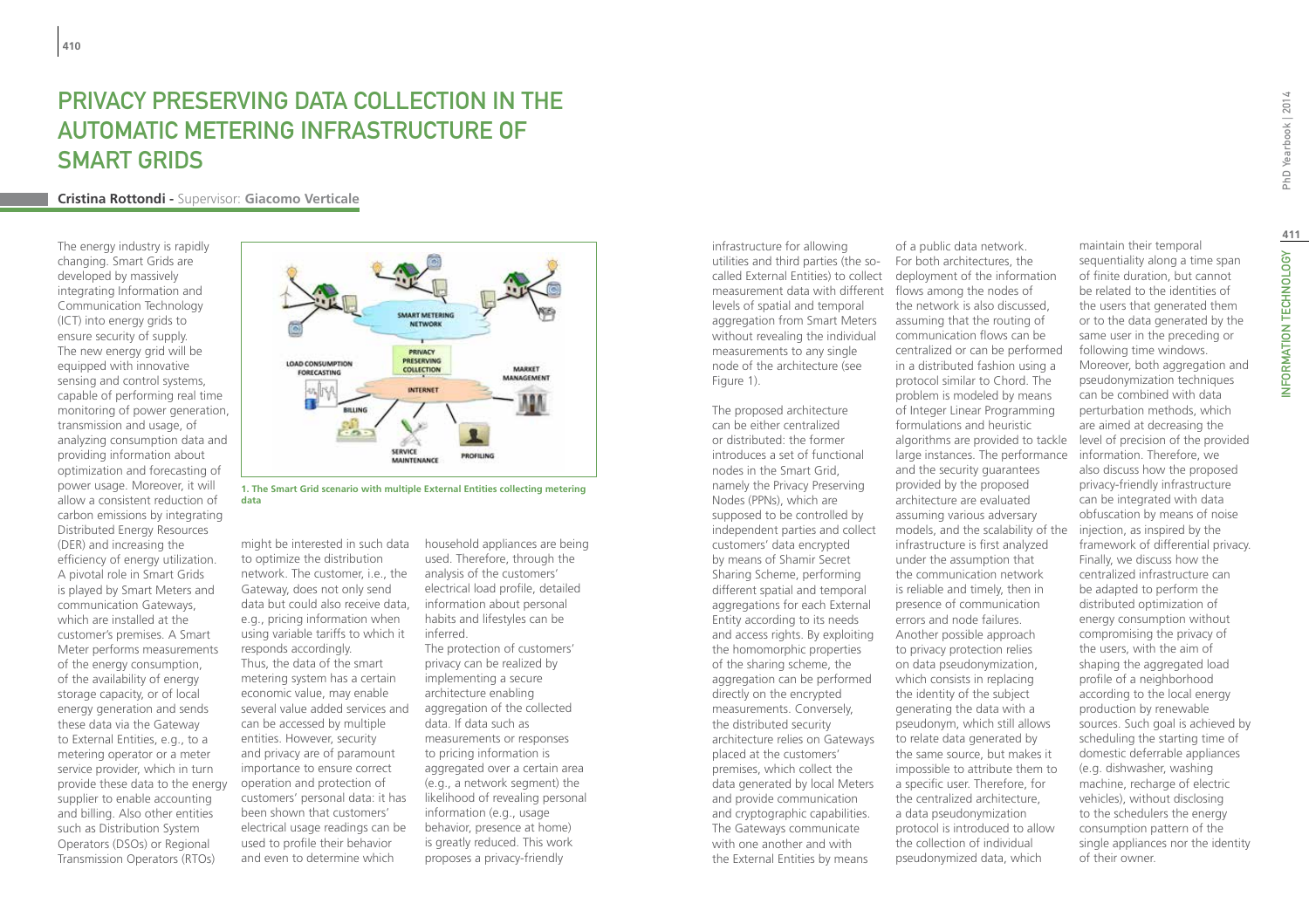# PRIVACY PRESERVING DATA COLLECTION IN THE AUTOMATIC METERING INFRASTRUCTURE OF SMART GRIDS

**Cristina Rottondi** - Supervisor: **Giacomo Verticale**

The energy industry is rapidly changing. Smart Grids are developed by massively integrating Information and Communication Technology (ICT) into energy grids to ensure security of supply. The new energy grid will be equipped with innovative sensing and control systems, capable of performing real time monitoring of power generation, transmission and usage, of analyzing consumption data and providing information about optimization and forecasting of power usage. Moreover, it will allow a consistent reduction of carbon emissions by integrating Distributed Energy Resources (DER) and increasing the efficiency of energy utilization. A pivotal role in Smart Grids is played by Smart Meters and communication Gateways, which are installed at the customer's premises. A Smart Meter performs measurements of the energy consumption, of the availability of energy storage capacity, or of local energy generation and sends these data via the Gateway to External Entities, e.g., to a metering operator or a meter service provider, which in turn provide these data to the energy supplier to enable accounting and billing. Also other entities such as Distribution System Operators (DSOs) or Regional Transmission Operators (RTOs) might be interested in such data to optimize the distribution network. The customer, i.e., the Gateway, does not only send data but could also receive data, e.g., pricing information when using variable tariffs to which it responds accordingly.

**1. The Smart Grid scenario with multiple External Entities collecting metering data**

Thus, the data of the smart metering system has a certain economic value, may enable several value added services and can be accessed by multiple entities. However, security and privacy are of paramount importance to ensure correct operation and protection of customers' personal data: it has been shown that customers' electrical usage readings can be used to profile their behavior and even to determine which household appliances are being used. Therefore, through the analysis of the customers' electrical load profile, detailed information about personal habits and lifestyles can be inferred.

The protection of customers' privacy can be realized by implementing a secure architecture enabling aggregation of the collected data. If data such as measurements or responses to pricing information is aggregated over a certain area (e.g., a network segment) the likelihood of revealing personal information (e.g., usage behavior, presence at home) is greatly reduced. This work proposes a privacy-friendly infrastructure for allowing utilities and third parties (the so-called External Entities) to collect measurement data with different levels of spatial and temporal aggregation from Smart Meters without revealing the individual measurements to any single node of the architecture (see Figure 1).

The proposed architecture can be either centralized or distributed: the former introduces a set of functional nodes in the Smart Grid, namely the Privacy Preserving Nodes (PPNs), which are supposed to be controlled by independent parties and collect customers' data encrypted by means of Shamir Secret Sharing Scheme, performing different spatial and temporal aggregations for each External Entity according to its needs and access rights. By exploiting the homomorphic properties of the sharing scheme, the aggregation can be performed directly on the encrypted measurements. Conversely, the distributed security architecture relies on Gateways placed at the customers' premises, which collect the data generated by local Meters and provide communication and cryptographic capabilities. The Gateways communicate with one another and with the External Entities by means of a public data network. For both architectures, the deployment of the information flows among the nodes of the network is also discussed, assuming that the routing of communication flows can be centralized or can be performed in a distributed fashion using a protocol similar to Chord. The problem is modeled by means of Integer Linear Programming formulations and heuristic algorithms are provided to tackle large instances. The performance and the security guarantees provided by the proposed architecture are evaluated assuming various adversary models, and the scalability of the infrastructure is first analyzed under the assumption that the communication network is reliable and timely, then in presence of communication errors and node failures.

Another possible approach to privacy protection relies on data pseudonymization, which consists in replacing the identity of the subject generating the data with a pseudonym, which still allows to relate data generated by the same source, but makes it impossible to attribute them to a specific user. Therefore, for the centralized architecture, a data pseudonymization protocol is introduced to allow the collection of individual pseudonymized data, which maintain their temporal sequentiality along a time span of finite duration, but cannot be related to the identities of the users that generated them or to the data generated by the same user in the preceding or following time windows. Moreover, both aggregation and pseudonymization techniques can be combined with data perturbation methods, which are aimed at decreasing the level of precision of the provided information. Therefore, we also discuss how the proposed privacy-friendly infrastructure can be integrated with data obfuscation by means of noise injection, as inspired by the framework of differential privacy. Finally, we discuss how the centralized infrastructure can be adapted to perform the distributed optimization of energy consumption without compromising the privacy of the users, with the aim of shaping the aggregated load profile of a neighborhood according to the local energy production by renewable sources. Such goal is achieved by scheduling the starting time of domestic deferrable appliances (e.g. dishwasher, washing machine, recharge of electric vehicles), without disclosing to the schedulers the energy consumption pattern of the single appliances nor the identity of their owner.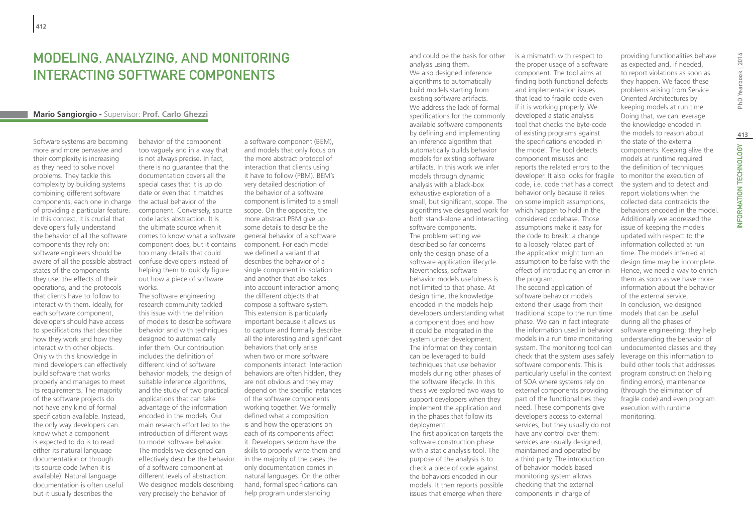# Modeling, Analyzing, and Monitoring Interacting Software Components

**Mario Sangiorgio** - Supervisor: **Prof. Carlo Ghezzi**

Software systems are becoming more and more pervasive and their complexity is increasing as they need to solve novel problems. They tackle this complexity by building systems combining different software components, each one in charge of providing a particular feature. In this context, it is crucial that developers fully understand the behavior of all the software components they rely on: software engineers should be aware of all the possible abstract states of the components they use, the effects of their operations, and the protocols that clients have to follow to interact with them. Ideally, for each software component, developers should have access to specifications that describe how they work and how they interact with other objects. Only with this knowledge in mind developers can effectively build software that works properly and manages to meet its requirements. The majority of the software projects do not have any kind of formal specification available. Instead, the only way developers can know what a component is expected to do is to read either its natural language documentation or through its source code (when it is available). Natural language documentation is often useful but it usually describes the behavior of the component too vaguely and in a way that is not always precise. In fact, there is no guarantee that the documentation covers all the special cases that it is up do date or even that it matches the actual behavior of the component. Conversely, source code lacks abstraction. It is the ultimate source when it comes to know what a software component does, but it contains too many details that could confuse developers instead of helping them to quickly figure out how a piece of software works.

The software engineering research community tackled this issue with the definition of models to describe software behavior and with techniques designed to automatically infer them. Our contribution includes the definition of different kind of software behavior models, the design of suitable inference algorithms, and the study of two practical applications that can take advantage of the information encoded in the models. Our main research effort led to the introduction of different ways to model software behavior. The models we designed can effectively describe the behavior of a software component at different levels of abstraction. We designed models describing very precisely the behavior of a software component (BEM), and models that only focus on the more abstract protocol of interaction that clients using it have to follow (PBM). BEM's very detailed description of the behavior of a software component is limited to a small scope. On the opposite, the more abstract PBM give up some details to describe the general behavior of a software component. For each model we defined a variant that describes the behavior of a single component in isolation and another that also takes into account interaction among the different objects that compose a software system. This extension is particularly important because it allows us to capture and formally describe all the interesting and significant behaviors that only arise when two or more software components interact. Interaction behaviors are often hidden, they are not obvious and they may depend on the specific instances of the software components working together. We formally defined what a composition is and how the operations on each of its components affect it. Developers seldom have the skills to properly write them and in the majority of the cases the only documentation comes in natural languages. On the other hand, formal specifications can help program understanding and could be the basis for other analysis using them.

We also designed inference algorithms to automatically build models starting from existing software artifacts. We address the lack of formal specifications for the commonly available software components by defining and implementing an inference algorithm that automatically builds behavior models for existing software artifacts. In this work we infer models through dynamic analysis with a black-box exhaustive exploration of a small, but significant, scope. The algorithms we designed work for both stand-alone and interacting software components.

The problem setting we described so far concerns only the design phase of a software application lifecycle. Nevertheless, software behavior models usefulness is not limited to that phase. At design time, the knowledge encoded in the models help developers understanding what a component does and how it could be integrated in the system under development. The information they contain can be leveraged to build techniques that use behavior models during other phases of the software lifecycle. In this thesis we explored two ways to support developers when they implement the application and in the phases that follow its deployment.

The first application targets the software construction phase with a static analysis tool. The purpose of the analysis is to check a piece of code against the behaviors encoded in our models. It then reports possible issues that emerge when there is a mismatch with respect to the proper usage of a software component. The tool aims at finding both functional defects and implementation issues that lead to fragile code even if it is working properly. We developed a static analysis tool that checks the byte-code of existing programs against the specifications encoded in the model. The tool detects component misuses and reports the related errors to the developer. It also looks for fragile code, i.e. code that has a correct behavior only because it relies on some implicit assumptions, which happen to hold in the considered codebase. Those assumptions make it easy for the code to break: a change to a loosely related part of the application might turn an assumption to be false with the effect of introducing an error in the program.

The second application of software behavior models extend their usage from their traditional scope to the run time phase. We can in fact integrate the information used in behavior models in a run time monitoring system. The monitoring tool can check that the system uses safely software components. This is particularly useful in the context of SOA where systems rely on external components providing part of the functionalities they need. These components give developers access to external services, but they usually do not have any control over them: services are usually designed, maintained and operated by a third party. The introduction of behavior models based monitoring system allows checking that the external components in charge of providing functionalities behave as expected and, if needed, to report violations as soon as they happen. We faced these problems arising from Service Oriented Architectures by keeping models at run time. Doing that, we can leverage the knowledge encoded in the models to reason about the state of the external components. Keeping alive the models at runtime required the definition of techniques to monitor the execution of the system and to detect and report violations when the collected data contradicts the behaviors encoded in the model. Additionally we addressed the issue of keeping the models updated with respect to the information collected at run time. The models inferred at design time may be incomplete. Hence, we need a way to enrich them as soon as we have more information about the behavior of the external service.

In conclusion, we designed models that can be useful during all the phases of software engineering: they help understanding the behavior of undocumented classes and they leverage on this information to build other tools that addresses program construction (helping finding errors), maintenance (through the elimination of fragile code) and even program execution with runtime monitoring.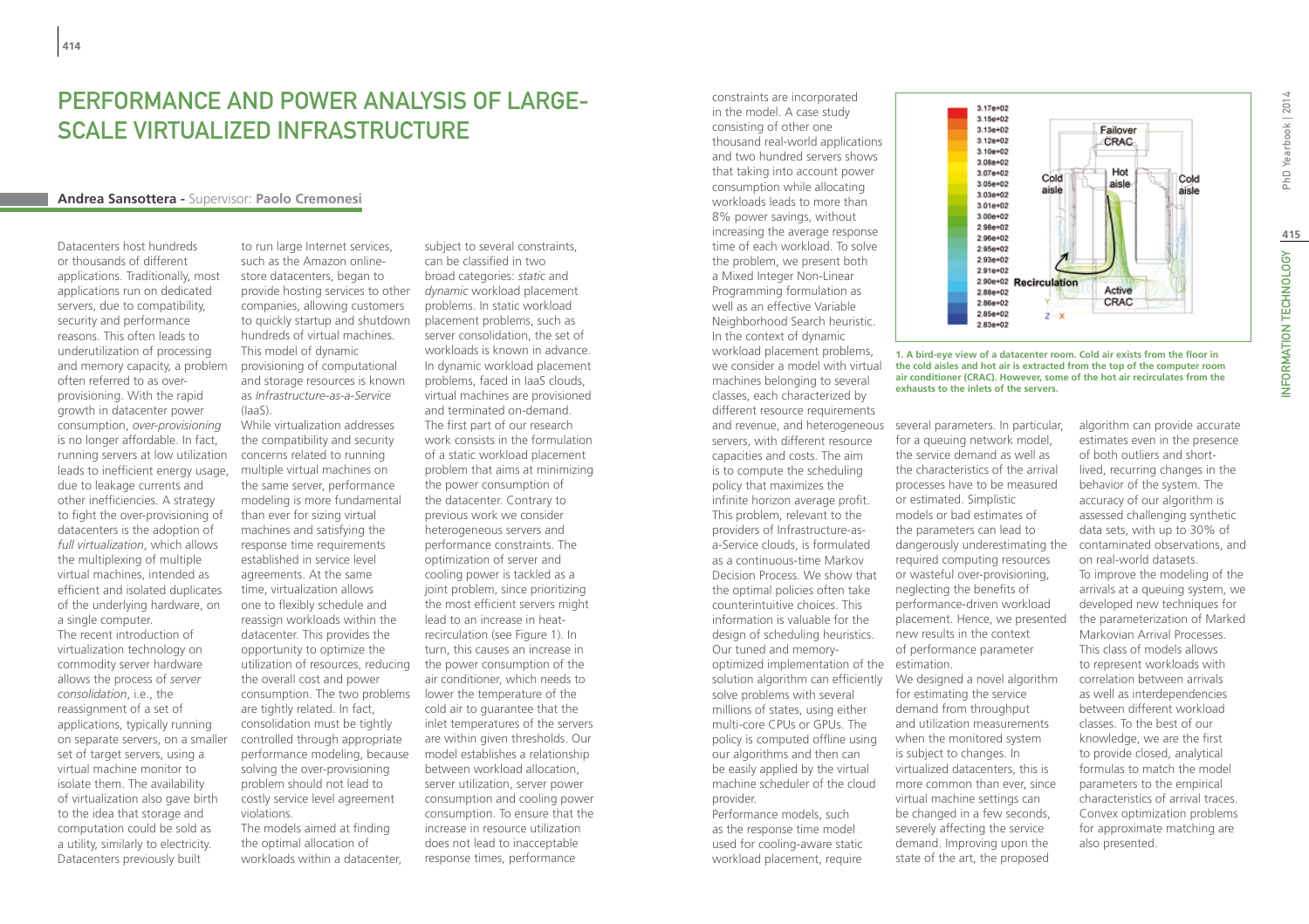# PERFORMANCE AND POWER ANALYSIS OF LARGE-SCALE VIRTUALIZED INFRASTRUCTURE

**Andrea Sansottera** - Supervisor: **Paolo Cremonesi**

Datacenters host hundreds or thousands of different applications. Traditionally, most applications run on dedicated servers, due to compatibility, security and performance reasons. This often leads to underutilization of processing and memory capacity, a problem often referred to as over-provisioning. With the rapid growth in datacenter power consumption, *over-provisioning* is no longer affordable. In fact, running servers at low utilization leads to inefficient energy usage, due to leakage currents and other inefficiencies. A strategy to fight the over-provisioning of datacenters is the adoption of *full virtualization*, which allows the multiplexing of multiple virtual machines, intended as efficient and isolated duplicates of the underlying hardware, on a single computer.

The recent introduction of virtualization technology on commodity server hardware allows the process of *server consolidation*, i.e., the reassignment of a set of applications, typically running on separate servers, on a smaller set of target servers, using a virtual machine monitor to isolate them. The availability of virtualization also gave birth to the idea that storage and computation could be sold as a utility, similarly to electricity. Datacenters previously built to run large Internet services, such as the Amazon online-store datacenters, began to provide hosting services to other companies, allowing customers to quickly startup and shutdown hundreds of virtual machines. This model of dynamic provisioning of computational and storage resources is known as *Infrastructure-as-a-Service* (IaaS).

While virtualization addresses the compatibility and security concerns related to running multiple virtual machines on the same server, performance modeling is more fundamental than ever for sizing virtual machines and satisfying the response time requirements established in service level agreements. At the same time, virtualization allows one to flexibly schedule and reassign workloads within the datacenter. This provides the opportunity to optimize the utilization of resources, reducing the overall cost and power consumption. The two problems are tightly related. In fact, consolidation must be tightly controlled through appropriate performance modeling, because solving the over-provisioning problem should not lead to costly service level agreement violations.

The models aimed at finding the optimal allocation of workloads within a datacenter, subject to several constraints, can be classified in two broad categories: *static* and *dynamic* workload placement problems. In static workload placement problems, such as server consolidation, the set of workloads is known in advance. In dynamic workload placement problems, faced in IaaS clouds, virtual machines are provisioned and terminated on-demand.

The first part of our research work consists in the formulation of a static workload placement problem that aims at minimizing the power consumption of the datacenter. Contrary to previous work we consider heterogeneous servers and performance constraints. The optimization of server and cooling power is tackled as a joint problem, since prioritizing the most efficient servers might lead to an increase in heat-recirculation (see Figure 1). In turn, this causes an increase in the power consumption of the air conditioner, which needs to lower the temperature of the cold air to guarantee that the inlet temperatures of the servers are within given thresholds. Our model establishes a relationship between workload allocation, server utilization, server power consumption and cooling power consumption. To ensure that the increase in resource utilization does not lead to inacceptable response times, performance constraints are incorporated in the model. A case study consisting of other one thousand real-world applications and two hundred servers shows that taking into account power consumption while allocating workloads leads to more than 8% power savings, without increasing the average response time of each workload. To solve the problem, we present both a Mixed Integer Non-Linear Programming formulation as well as an effective Variable Neighborhood Search heuristic.

In the context of dynamic workload placement problems, we consider a model with virtual machines belonging to several classes, each characterized by different resource requirements and revenue, and heterogeneous servers, with different resource capacities and costs. The aim is to compute the scheduling policy that maximizes the infinite horizon average profit. This problem, relevant to the providers of Infrastructure-as-a-Service clouds, is formulated as a continuous-time Markov Decision Process. We show that the optimal policies often take counterintuitive choices. This information is valuable for the design of scheduling heuristics. Our tuned and memory-optimized implementation of the solution algorithm can efficiently solve problems with several millions of states, using either multi-core CPUs or GPUs. The policy is computed offline using our algorithms and then can be easily applied by the virtual machine scheduler of the cloud provider.

Performance models, such as the response time model used for cooling-aware static workload placement, require several parameters. In particular, for a queuing network model, the service demand as well as the characteristics of the arrival processes have to be measured or estimated. Simplistic models or bad estimates of the parameters can lead to dangerously underestimating the required computing resources or wasteful over-provisioning, neglecting the benefits of performance-driven workload placement. Hence, we presented new results in the context of performance parameter estimation.

We designed a novel algorithm for estimating the service demand from throughput and utilization measurements when the monitored system is subject to changes. In virtualized datacenters, this is more common than ever, since virtual machine settings can be changed in a few seconds, severely affecting the service demand. Improving upon the state of the art, the proposed algorithm can provide accurate estimates even in the presence of both outliers and short-lived, recurring changes in the behavior of the system. The accuracy of our algorithm is assessed challenging synthetic data sets, with up to 30% of contaminated observations, and on real-world datasets.

To improve the modeling of the arrivals at a queuing system, we developed new techniques for the parameterization of Marked Markovian Arrival Processes. This class of models allows to represent workloads with correlation between arrivals as well as interdependencies between different workload classes. To the best of our knowledge, we are the first to provide closed, analytical formulas to match the model parameters to the empirical characteristics of arrival traces. Convex optimization problems for approximate matching are also presented.

**1. A bird-eye view of a datacenter room. Cold air exists from the floor in the cold aisles and hot air is extracted from the top of the computer room air conditioner (CRAC). However, some of the hot air recirculates from the exhausts to the inlets of the servers.**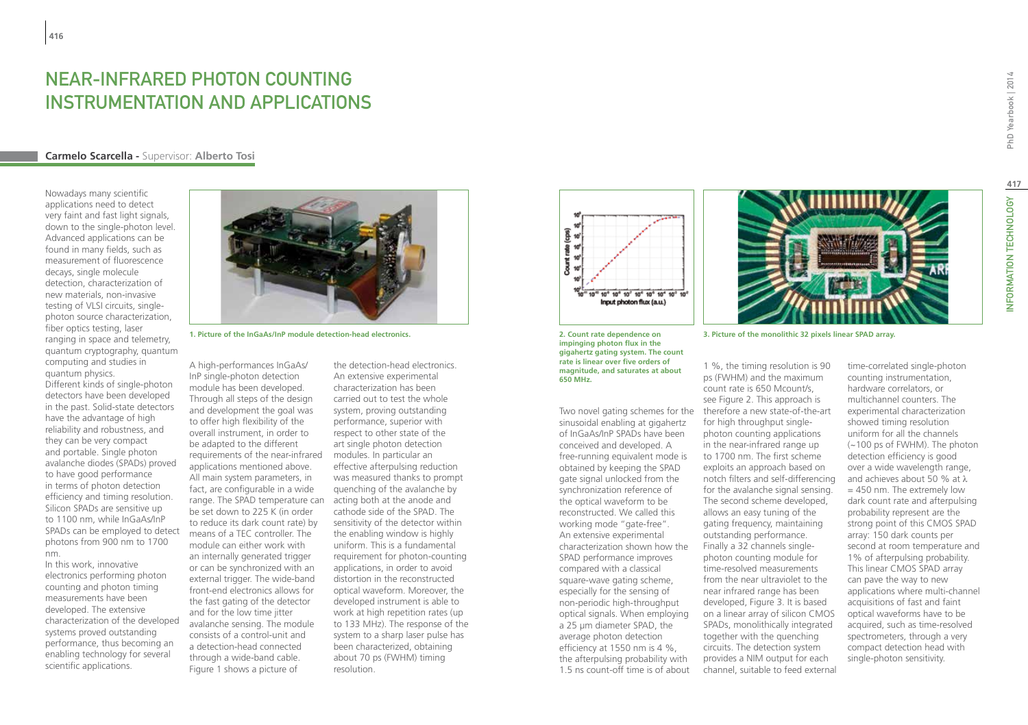# NEAR-INFRARED PHOTON COUNTING INSTRUMENTATION AND APPLICATIONS

**Carmelo Scarcella -** Supervisor: **Alberto Tosi**

Nowadays many scientific applications need to detect very faint and fast light signals, down to the single-photon level. Advanced applications can be found in many fields, such as measurement of fluorescence decays, single molecule detection, characterization of new materials, non-invasive testing of VLSI circuits, single-photon source characterization, fiber optics testing, laser ranging in space and telemetry, quantum cryptography, quantum computing and studies in quantum physics.
Different kinds of single-photon detectors have been developed in the past. Solid-state detectors have the advantage of high reliability and robustness, and they can be very compact and portable. Single photon avalanche diodes (SPADs) proved to have good performance in terms of photon detection efficiency and timing resolution. Silicon SPADs are sensitive up to 1100 nm, while InGaAs/InP SPADs can be employed to detect photons from 900 nm to 1700 nm.
In this work, innovative electronics performing photon counting and photon timing measurements have been developed. The extensive characterization of the developed systems proved outstanding performance, thus becoming an enabling technology for several scientific applications.

1. Picture of the InGaAs/InP module detection-head electronics.

A high-performances InGaAs/InP single-photon detection module has been developed. Through all steps of the design and development the goal was to offer high flexibility of the overall instrument, in order to be adapted to the different requirements of the near-infrared applications mentioned above. All main system parameters, in fact, are configurable in a wide range. The SPAD temperature can be set down to 225 K (in order to reduce its dark count rate) by means of a TEC controller. The module can either work with an internally generated trigger or can be synchronized with an external trigger. The wide-band front-end electronics allows for the fast gating of the detector and for the low time jitter avalanche sensing. The module consists of a control-unit and a detection-head connected through a wide-band cable. Figure 1 shows a picture of the detection-head electronics. An extensive experimental characterization has been carried out to test the whole system, proving outstanding performance, superior with respect to other state of the art single photon detection modules. In particular an effective afterpulsing reduction was measured thanks to prompt quenching of the avalanche by acting both at the anode and cathode side of the SPAD. The sensitivity of the detector within the enabling window is highly uniform. This is a fundamental requirement for photon-counting applications, in order to avoid distortion in the reconstructed optical waveform. Moreover, the developed instrument is able to work at high repetition rates (up to 133 MHz). The response of the system to a sharp laser pulse has been characterized, obtaining about 70 ps (FWHM) timing resolution.

2. Count rate dependence on impinging photon flux in the gigahertz gating system. The count rate is linear over five orders of magnitude, and saturates at about 650 MHz.

3. Picture of the monolithic 32 pixels linear SPAD array.

Two novel gating schemes for the sinusoidal enabling at gigahertz of InGaAs/InP SPADs have been conceived and developed. A free-running equivalent mode is obtained by keeping the SPAD gate signal unlocked from the synchronization reference of the optical waveform to be reconstructed. We called this working mode "gate-free". An extensive experimental characterization shown how the SPAD performance improves compared with a classical square-wave gating scheme, especially for the sensing of non-periodic high-throughput optical signals. When employing a 25 µm diameter SPAD, the average photon detection efficiency at 1550 nm is 4 %, the afterpulsing probability with 1.5 ns count-off time is of about 1 %, the timing resolution is 90 ps (FWHM) and the maximum count rate is 650 Mcount/s, see Figure 2. This approach is therefore a new state-of-the-art for high throughput single-photon counting applications in the near-infrared range up to 1700 nm. The first scheme exploits an approach based on notch filters and self-differencing for the avalanche signal sensing. The second scheme developed, allows an easy tuning of the gating frequency, maintaining outstanding performance.
Finally a 32 channels single-photon counting module for time-resolved measurements from the near ultraviolet to the near infrared range has been developed, Figure 3. It is based on a linear array of silicon CMOS SPADs, monolithically integrated together with the quenching circuits. The detection system provides a NIM output for each channel, suitable to feed external time-correlated single-photon counting instrumentation, hardware correlators, or multichannel counters. The experimental characterization showed timing resolution uniform for all the channels (~100 ps of FWHM). The photon detection efficiency is good over a wide wavelength range, and achieves about 50 % at λ = 450 nm. The extremely low dark count rate and afterpulsing probability represent are the strong point of this CMOS SPAD array: 150 dark counts per second at room temperature and 1% of afterpulsing probability. This linear CMOS SPAD array can pave the way to new applications where multi-channel acquisitions of fast and faint optical waveforms have to be acquired, such as time-resolved spectrometers, through a very compact detection head with single-photon sensitivity.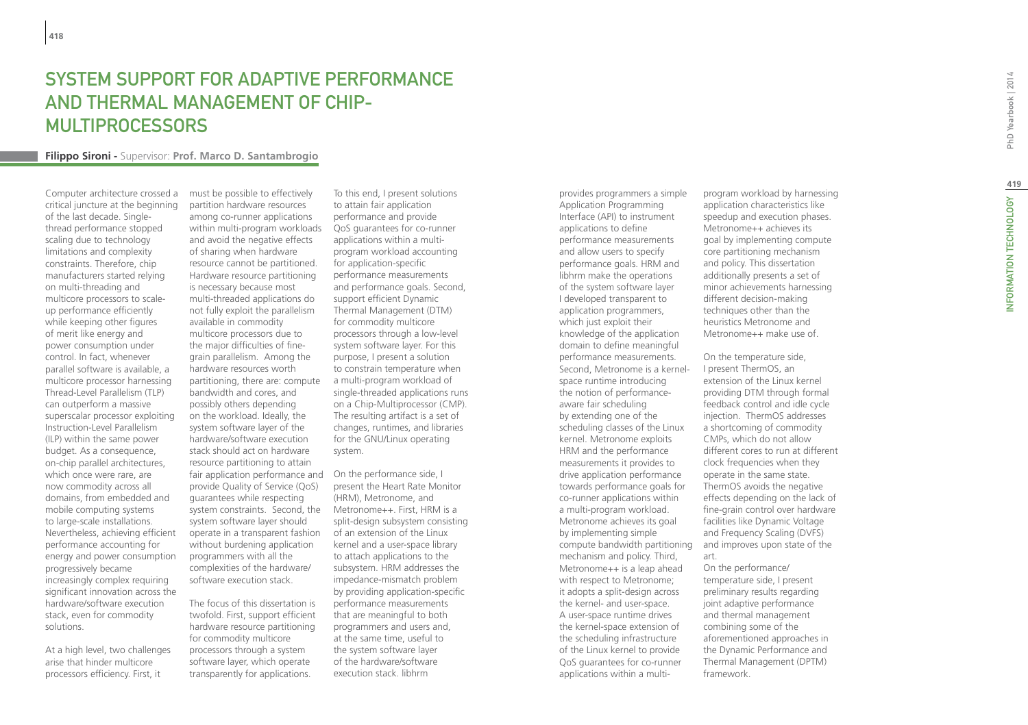# SYSTEM SUPPORT FOR ADAPTIVE PERFORMANCE AND THERMAL MANAGEMENT OF CHIP-MULTIPROCESSORS

**Filippo Sironi -** Supervisor: **Prof. Marco D. Santambrogio**

Computer architecture crossed a critical juncture at the beginning of the last decade. Single-thread performance stopped scaling due to technology limitations and complexity constraints. Therefore, chip manufacturers started relying on multi-threading and multicore processors to scale-up performance efficiently while keeping other figures of merit like energy and power consumption under control. In fact, whenever parallel software is available, a multicore processor harnessing Thread-Level Parallelism (TLP) can outperform a massive superscalar processor exploiting Instruction-Level Parallelism (ILP) within the same power budget. As a consequence, on-chip parallel architectures, which once were rare, are now commodity across all domains, from embedded and mobile computing systems to large-scale installations. Nevertheless, achieving efficient performance accounting for energy and power consumption progressively became increasingly complex requiring significant innovation across the hardware/software execution stack, even for commodity solutions.

At a high level, two challenges arise that hinder multicore processors efficiency. First, it must be possible to effectively partition hardware resources among co-runner applications within multi-program workloads and avoid the negative effects of sharing when hardware resource cannot be partitioned. Hardware resource partitioning is necessary because most multi-threaded applications do not fully exploit the parallelism available in commodity multicore processors due to the major difficulties of fine-grain parallelism. Among the hardware resources worth partitioning, there are: compute bandwidth and cores, and possibly others depending on the workload. Ideally, the system software layer of the hardware/software execution stack should act on hardware resource partitioning to attain fair application performance and provide Quality of Service (QoS) guarantees while respecting system constraints. Second, the system software layer should operate in a transparent fashion without burdening application programmers with all the complexities of the hardware/software execution stack.

The focus of this dissertation is twofold. First, support efficient hardware resource partitioning for commodity multicore processors through a system software layer, which operate transparently for applications. To this end, I present solutions to attain fair application performance and provide QoS guarantees for co-runner applications within a multi-program workload accounting for application-specific performance measurements and performance goals. Second, support efficient Dynamic Thermal Management (DTM) for commodity multicore processors through a low-level system software layer. For this purpose, I present a solution to constrain temperature when a multi-program workload of single-threaded applications runs on a Chip-Multiprocessor (CMP). The resulting artifact is a set of changes, runtimes, and libraries for the GNU/Linux operating system.

On the performance side, I present the Heart Rate Monitor (HRM), Metronome, and Metronome++. First, HRM is a split-design subsystem consisting of an extension of the Linux kernel and a user-space library to attach applications to the subsystem. HRM addresses the impedance-mismatch problem by providing application-specific performance measurements that are meaningful to both programmers and users and, at the same time, useful to the system software layer of the hardware/software execution stack. libhrm provides programmers a simple Application Programming Interface (API) to instrument applications to define performance measurements and allow users to specify performance goals. HRM and libhrm make the operations of the system software layer I developed transparent to application programmers, which just exploit their knowledge of the application domain to define meaningful performance measurements. Second, Metronome is a kernel-space runtime introducing the notion of performance-aware fair scheduling by extending one of the scheduling classes of the Linux kernel. Metronome exploits HRM and the performance measurements it provides to drive application performance towards performance goals for co-runner applications within a multi-program workload. Metronome achieves its goal by implementing simple compute bandwidth partitioning mechanism and policy. Third, Metronome++ is a leap ahead with respect to Metronome; it adopts a split-design across the kernel- and user-space. A user-space runtime drives the kernel-space extension of the scheduling infrastructure of the Linux kernel to provide QoS guarantees for co-runner applications within a multi-program workload by harnessing application characteristics like speedup and execution phases. Metronome++ achieves its goal by implementing compute core partitioning mechanism and policy. This dissertation additionally presents a set of minor achievements harnessing different decision-making techniques other than the heuristics Metronome and Metronome++ make use of.

On the temperature side, I present ThermOS, an extension of the Linux kernel providing DTM through formal feedback control and idle cycle injection. ThermOS addresses a shortcoming of commodity CMPs, which do not allow different cores to run at different clock frequencies when they operate in the same state. ThermOS avoids the negative effects depending on the lack of fine-grain control over hardware facilities like Dynamic Voltage and Frequency Scaling (DVFS) and improves upon state of the art.

On the performance/temperature side, I present preliminary results regarding joint adaptive performance and thermal management combining some of the aforementioned approaches in the Dynamic Performance and Thermal Management (DPTM) framework.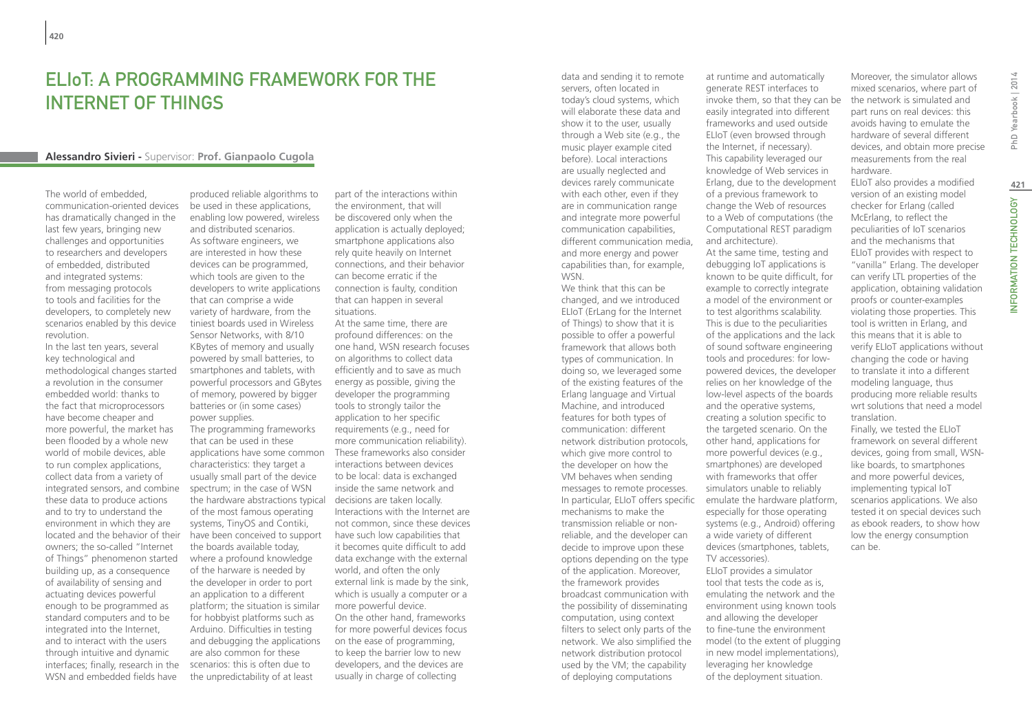# ELIoT: A Programming Framework for the Internet of Things

**Alessandro Sivieri** - Supervisor: **Prof. Gianpaolo Cugola**

The world of embedded, communication-oriented devices has dramatically changed in the last few years, bringing new challenges and opportunities to researchers and developers of embedded, distributed and integrated systems: from messaging protocols to tools and facilities for the developers, to completely new scenarios enabled by this device revolution.

In the last ten years, several key technological and methodological changes started a revolution in the consumer embedded world: thanks to the fact that microprocessors have become cheaper and more powerful, the market has been flooded by a whole new world of mobile devices, able to run complex applications, collect data from a variety of integrated sensors, and combine these data to produce actions and to try to understand the environment in which they are located and the behavior of their owners; the so-called "Internet of Things" phenomenon started building up, as a consequence of availability of sensing and actuating devices powerful enough to be programmed as standard computers and to be integrated into the Internet, and to interact with the users through intuitive and dynamic interfaces; finally, research in the WSN and embedded fields have produced reliable algorithms to be used in these applications, enabling low powered, wireless and distributed scenarios.

As software engineers, we are interested in how these devices can be programmed, which tools are given to the developers to write applications that can comprise a wide variety of hardware, from the tiniest boards used in Wireless Sensor Networks, with 8/10 KBytes of memory and usually powered by small batteries, to smartphones and tablets, with powerful processors and GBytes of memory, powered by bigger batteries or (in some cases) power supplies.

The programming frameworks that can be used in these applications have some common characteristics: they target a usually small part of the device spectrum; in the case of WSN the hardware abstractions typical of the most famous operating systems, TinyOS and Contiki, have been conceived to support the boards available today, where a profound knowledge of the harware is needed by the developer in order to port an application to a different platform; the situation is similar for hobbyist platforms such as Arduino. Difficulties in testing and debugging the applications are also common for these scenarios: this is often due to the unpredictability of at least part of the interactions within the environment, that will be discovered only when the application is actually deployed; smartphone applications also rely quite heavily on Internet connections, and their behavior can become erratic if the connection is faulty, condition that can happen in several situations.

At the same time, there are profound differences: on the one hand, WSN research focuses on algorithms to collect data efficiently and to save as much energy as possible, giving the developer the programming tools to strongly tailor the application to her specific requirements (e.g., need for more communication reliability). These frameworks also consider interactions between devices to be local: data is exchanged inside the same network and decisions are taken locally. Interactions with the Internet are not common, since these devices have such low capabilities that it becomes quite difficult to add data exchange with the external world, and often the only external link is made by the sink, which is usually a computer or a more powerful device.

On the other hand, frameworks for more powerful devices focus on the ease of programming, to keep the barrier low to new developers, and the devices are usually in charge of collecting data and sending it to remote servers, often located in today's cloud systems, which will elaborate these data and show it to the user, usually through a Web site (e.g., the music player example cited before). Local interactions are usually neglected and devices rarely communicate with each other, even if they are in communication range and integrate more powerful communication capabilities, different communication media, and more energy and power capabilities than, for example, WSN.

We think that this can be changed, and we introduced ELIoT (ErLang for the Internet of Things) to show that it is possible to offer a powerful framework that allows both types of communication. In doing so, we leveraged some of the existing features of the Erlang language and Virtual Machine, and introduced features for both types of communication: different network distribution protocols, which give more control to the developer on how the VM behaves when sending messages to remote processes. In particular, ELIoT offers specific mechanisms to make the transmission reliable or non-reliable, and the developer can decide to improve upon these options depending on the type of the application. Moreover, the framework provides broadcast communication with the possibility of disseminating computation, using context filters to select only parts of the network. We also simplified the network distribution protocol used by the VM; the capability of deploying computations at runtime and automatically generate REST interfaces to invoke them, so that they can be easily integrated into different frameworks and used outside ELIoT (even browsed through the Internet, if necessary). This capability leveraged our knowledge of Web services in Erlang, due to the development of a previous framework to change the Web of resources to a Web of computations (the Computational REST paradigm and architecture).

At the same time, testing and debugging IoT applications is known to be quite difficult, for example to correctly integrate a model of the environment or to test algorithms scalability. This is due to the peculiarities of the applications and the lack of sound software engineering tools and procedures: for low-powered devices, the developer relies on her knowledge of the low-level aspects of the boards and the operative systems, creating a solution specific to the targeted scenario. On the other hand, applications for more powerful devices (e.g., smartphones) are developed with frameworks that offer simulators unable to reliably emulate the hardware platform, especially for those operating systems (e.g., Android) offering a wide variety of different devices (smartphones, tablets, TV accessories).

ELIoT provides a simulator tool that tests the code as is, emulating the network and the environment using known tools and allowing the developer to fine-tune the environment model (to the extent of plugging in new model implementations), leveraging her knowledge of the deployment situation. Moreover, the simulator allows mixed scenarios, where part of the network is simulated and part runs on real devices: this avoids having to emulate the hardware of several different devices, and obtain more precise measurements from the real hardware.

ELIoT also provides a modified version of an existing model checker for Erlang (called McErlang, to reflect the peculiarities of IoT scenarios and the mechanisms that ELIoT provides with respect to "vanilla" Erlang. The developer can verify LTL properties of the application, obtaining validation proofs or counter-examples violating those properties. This tool is written in Erlang, and this means that it is able to verify ELIoT applications without changing the code or having to translate it into a different modeling language, thus producing more reliable results wrt solutions that need a model translation.

Finally, we tested the ELIoT framework on several different devices, going from small, WSN-like boards, to smartphones and more powerful devices, implementing typical IoT scenarios applications. We also tested it on special devices such as ebook readers, to show how low the energy consumption can be.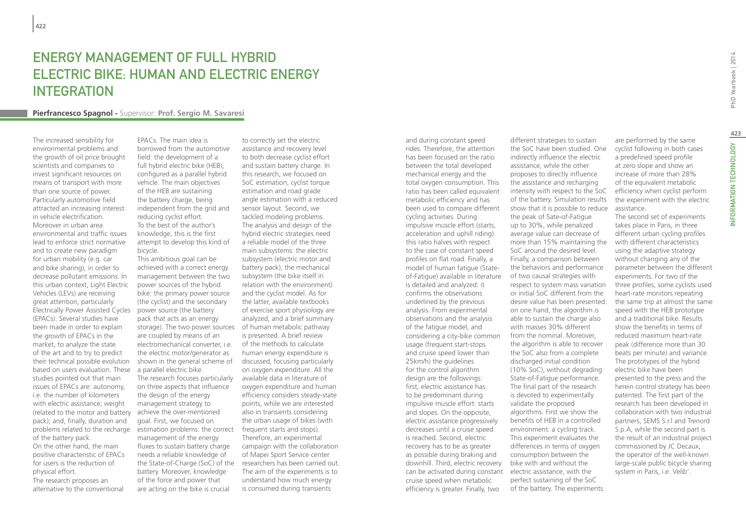# ENERGY MANAGEMENT OF FULL HYBRID ELECTRIC BIKE: HUMAN AND ELECTRIC ENERGY INTEGRATION

**Pierfrancesco Spagnol -** Supervisor: **Prof. Sergio M. Savaresi**

The increased sensibility for environmental problems and the growth of oil price brought scientists and companies to invest significant resources on means of transport with more than one source of power. Particularly automotive field attracted an increasing interest in vehicle electrification. Moreover in urban area environmental and traffic issues lead to enforce strict normative and to create new paradigm for urban mobility (e.g. car and bike sharing), in order to decrease pollutant emissions. In this urban context, Light Electric Vehicles (LEVs) are receiving great attention, particularly Electrically Power Assisted Cycles (EPACs). Several studies have been made in order to explain the growth of EPACs in the market, to analyze the state of the art and to try to predict their technical possible evolution based on users evaluation. These studies pointed out that main issues of EPACs are: autonomy, i.e. the number of kilometers with electric assistance; weight (related to the motor and battery pack); and, finally, duration and problems related to the recharge of the battery pack.
On the other hand, the main positive characteristic of EPACs for users is the reduction of physical effort.
The research proposes an alternative to the conventional EPACs. The main idea is borrowed from the automotive field: the development of a full hybrid electric bike (HEB), configured as a parallel hybrid vehicle. The main objectives of the HEB are sustaining the battery charge, being independent from the grid and reducing cyclist effort. To the best of the author's knowledge, this is the first attempt to develop this kind of bicycle.
This ambitious goal can be achieved with a correct energy management between the two power sources of the hybrid bike: the primary power source (the cyclist) and the secondary power source (the battery pack that acts as an energy storage). The two power sources are coupled by means of an electromechanical converter, i.e. the electric motor/generator as shown in the general scheme of a parallel electric bike.
The research focuses particularly on three aspects that influence the design of the energy management strategy to achieve the over-mentioned goal. First, we focused on estimation problems: the correct management of the energy fluxes to sustain battery charge needs a reliable knowledge of the State-of-Charge (SoC) of the battery. Moreover, knowledge of the force and power that are acting on the bike is crucial to correctly set the electric assistance and recovery level to both decrease cyclist effort and sustain battery charge. In this research, we focused on SoC estimation, cyclist torque estimation and road grade angle estimation with a reduced sensor layout. Second, we tackled modeling problems. The analysis and design of the hybrid electric strategies need a reliable model of the three main subsystems: the electric subsystem (electric motor and battery pack), the mechanical subsystem (the bike itself in relation with the environment) and the cyclist model. As for the latter, available textbooks of exercise sport physiology are analyzed, and a brief summary of human metabolic pathway is presented. A brief review of the methods to calculate human energy expenditure is discussed, focusing particularly on oxygen expenditure. All the available data in literature of oxygen expenditure and human efficiency considers steady-state points, while we are interested also in transients considering the urban usage of bikes (with frequent starts and stops). Therefore, an experimental campaign with the collaboration of Mapei Sport Service center researchers has been carried out. The aim of the experiments is to understand how much energy is consumed during transients and during constant speed rides. Therefore, the attention has been focused on the ratio between the total developed mechanical energy and the total oxygen consumption. This ratio has been called equivalent metabolic efficiency and has been used to compare different cycling activities. During impulsive muscle effort (starts, acceleration and uphill riding) this ratio halves with respect to the case of constant speed profiles on flat road. Finally, a model of human fatigue (State-of-Fatigue) available in literature is detailed and analyzed: it confirms the observations underlined by the previous analysis. From experimental observations and the analysis of the fatigue model, and considering a city-bike common usage (frequent start-stops and cruise speed lower than 25km/h) the guidelines for the control algorithm design are the followings: first, electric assistance has to be predominant during impulsive muscle effort: starts and slopes. On the opposite, electric assistance progressively decreases until a cruise speed is reached. Second, electric recovery has to be as greater as possible during braking and downhill. Third, electric recovery can be activated during constant cruise speed when metabolic efficiency is greater. Finally, two different strategies to sustain the SoC have been studied. One indirectly influence the electric assistance, while the other proposes to directly influence the assistance and recharging intensity with respect to the SoC of the battery. Simulation results show that it is possible to reduce the peak of Sate-of-Fatigue up to 30%, while penalized average value can decrease of more than 15% maintaining the SoC around the desired level. Finally, a comparison between the behaviors and performance of two causal strategies with respect to system mass variation or initial SoC different from the desire value has been presented: on one hand, the algorithm is able to sustain the charge also with masses 30% different from the nominal. Moreover, the algorithm is able to recover the SoC also from a complete discharged initial condition (10% SoC), without degrading State-of-Fatigue performance. The final part of the research is devoted to experimentally validate the proposed algorithms. First we show the benefits of HEB in a controlled environment: a cycling track. This experiment evaluates the differences in terms of oxygen consumption between the bike with and without the electric assistance, with the perfect sustaining of the SoC of the battery. The experiments are performed by the same cyclist following in both cases a predefined speed profile at zero slope and show an increase of more than 28% of the equivalent metabolic efficiency when cyclist perform the experiment with the electric assistance.
The second set of experiments takes place in Paris, in three different urban cycling profiles with different characteristics using the adaptive strategy without changing any of the parameter between the different experiments. For two of the three profiles, some cyclists used heart-rate monitors repeating the same trip at almost the same speed with the HEB prototype and a traditional bike. Results show the benefits in terms of reduced maximum heart-rate peak (difference more than 30 beats per minute) and variance. The prototypes of the hybrid electric bike have been presented to the press and the herein control strategy has been patented. The first part of the research has been developed in collaboration with two industrial partners, SEMS S.r.l and Trenord S.p.A, while the second part is the result of an industrial project commissioned by JC Decaux, the operator of the well-known large-scale public bicycle sharing system in Paris, i.e. Velib'.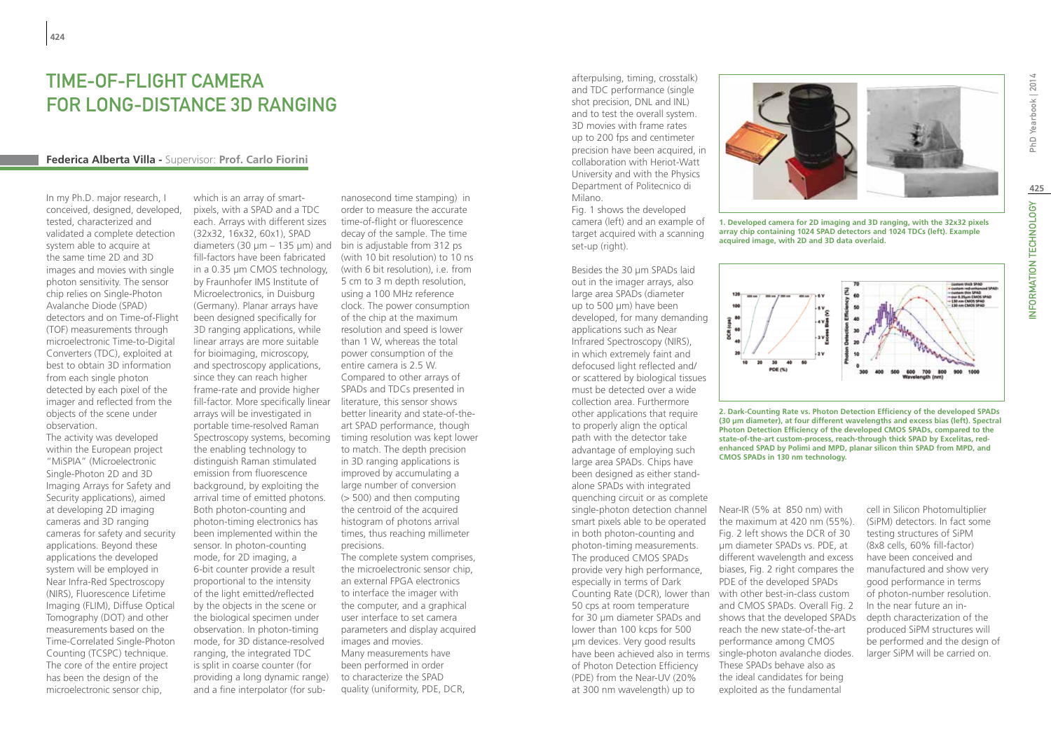# TIME-OF-FLIGHT CAMERA FOR LONG-DISTANCE 3D RANGING

**Federica Alberta Villa -** Supervisor: **Prof. Carlo Fiorini**

In my Ph.D. major research, I conceived, designed, developed, tested, characterized and validated a complete detection system able to acquire at the same time 2D and 3D images and movies with single photon sensitivity. The sensor chip relies on Single-Photon Avalanche Diode (SPAD) detectors and on Time-of-Flight (TOF) measurements through microelectronic Time-to-Digital Converters (TDC), exploited at best to obtain 3D information from each single photon detected by each pixel of the imager and reflected from the objects of the scene under observation.

The activity was developed within the European project "MiSPIA" (Microelectronic Single-Photon 2D and 3D Imaging Arrays for Safety and Security applications), aimed at developing 2D imaging cameras and 3D ranging cameras for safety and security applications. Beyond these applications the developed system will be employed in Near Infra-Red Spectroscopy (NIRS), Fluorescence Lifetime Imaging (FLIM), Diffuse Optical Tomography (DOT) and other measurements based on the Time-Correlated Single-Photon Counting (TCSPC) technique. The core of the entire project has been the design of the microelectronic sensor chip, which is an array of smart-pixels, with a SPAD and a TDC each. Arrays with different sizes (32x32, 16x32, 60x1), SPAD diameters (30 μm – 135 μm) and fill-factors have been fabricated in a 0.35 μm CMOS technology, by Fraunhofer IMS Institute of Microelectronics, in Duisburg (Germany). Planar arrays have been designed specifically for 3D ranging applications, while linear arrays are more suitable for bioimaging, microscopy, and spectroscopy applications, since they can reach higher frame-rate and provide higher fill-factor. More specifically linear arrays will be investigated in portable time-resolved Raman Spectroscopy systems, becoming the enabling technology to distinguish Raman stimulated emission from fluorescence background, by exploiting the arrival time of emitted photons. Both photon-counting and photon-timing electronics has been implemented within the sensor. In photon-counting mode, for 2D imaging, a 6-bit counter provide a result proportional to the intensity of the light emitted/reflected by the objects in the scene or the biological specimen under observation. In photon-timing mode, for 3D distance-resolved ranging, the integrated TDC is split in coarse counter (for providing a long dynamic range) and a fine interpolator (for sub-nanosecond time stamping) in order to measure the accurate time-of-flight or fluorescence decay of the sample. The time bin is adjustable from 312 ps (with 10 bit resolution) to 10 ns (with 6 bit resolution), i.e. from 5 cm to 3 m depth resolution, using a 100 MHz reference clock. The power consumption of the chip at the maximum resolution and speed is lower than 1 W, whereas the total power consumption of the entire camera is 2.5 W. Compared to other arrays of SPADs and TDCs presented in literature, this sensor shows better linearity and state-of-the-art SPAD performance, though timing resolution was kept lower to match. The depth precision in 3D ranging applications is improved by accumulating a large number of conversion (> 500) and then computing the centroid of the acquired histogram of photons arrival times, thus reaching millimeter precisions.

The complete system comprises, the microelectronic sensor chip, an external FPGA electronics to interface the imager with the computer, and a graphical user interface to set camera parameters and display acquired images and movies.

Many measurements have been performed in order to characterize the SPAD quality (uniformity, PDE, DCR, afterpulsing, timing, crosstalk) and TDC performance (single shot precision, DNL and INL) and to test the overall system. 3D movies with frame rates up to 200 fps and centimeter precision have been acquired, in collaboration with Heriot-Watt University and with the Physics Department of Politecnico di Milano.

Fig. 1 shows the developed camera (left) and an example of target acquired with a scanning set-up (right).

Besides the 30 μm SPADs laid out in the imager arrays, also large area SPADs (diameter up to 500 μm) have been developed, for many demanding applications such as Near Infrared Spectroscopy (NIRS), in which extremely faint and defocused light reflected and/or scattered by biological tissues must be detected over a wide collection area. Furthermore other applications that require to properly align the optical path with the detector take advantage of employing such large area SPADs. Chips have been designed as either stand-alone SPADs with integrated quenching circuit or as complete single-photon detection channel smart pixels able to be operated in both photon-counting and photon-timing measurements. The produced CMOS SPADs provide very high performance, especially in terms of Dark Counting Rate (DCR), lower than 50 cps at room temperature for 30 μm diameter SPADs and lower than 100 kcps for 500 μm devices. Very good results have been achieved also in terms of Photon Detection Efficiency (PDE) from the Near-UV (20% at 300 nm wavelength) up to Near-IR (5% at 850 nm) with the maximum at 420 nm (55%). Fig. 2 left shows the DCR of 30 μm diameter SPADs vs. PDE, at different wavelength and excess biases, Fig. 2 right compares the PDE of the developed SPADs with other best-in-class custom and CMOS SPADs. Overall Fig. 2 shows that the developed SPADs reach the new state-of-the-art performance among CMOS single-photon avalanche diodes. These SPADs behave also as the ideal candidates for being exploited as the fundamental cell in Silicon Photomultiplier (SiPM) detectors. In fact some testing structures of SiPM (8x8 cells, 60% fill-factor) have been conceived and manufactured and show very good performance in terms of photon-number resolution. In the near future an in-depth characterization of the produced SiPM structures will be performed and the design of larger SiPM will be carried on.

**1. Developed camera for 2D imaging and 3D ranging, with the 32x32 pixels array chip containing 1024 SPAD detectors and 1024 TDCs (left). Example acquired image, with 2D and 3D data overlaid.**

**2. Dark-Counting Rate vs. Photon Detection Efficiency of the developed SPADs (30 μm diameter), at four different wavelengths and excess bias (left). Spectral Photon Detection Efficiency of the developed CMOS SPADs, compared to the state-of-the-art custom-process, reach-through thick SPAD by Excelitas, red-enhanced SPAD by Polimi and MPD, planar silicon thin SPAD from MPD, and CMOS SPADs in 130 nm technology.**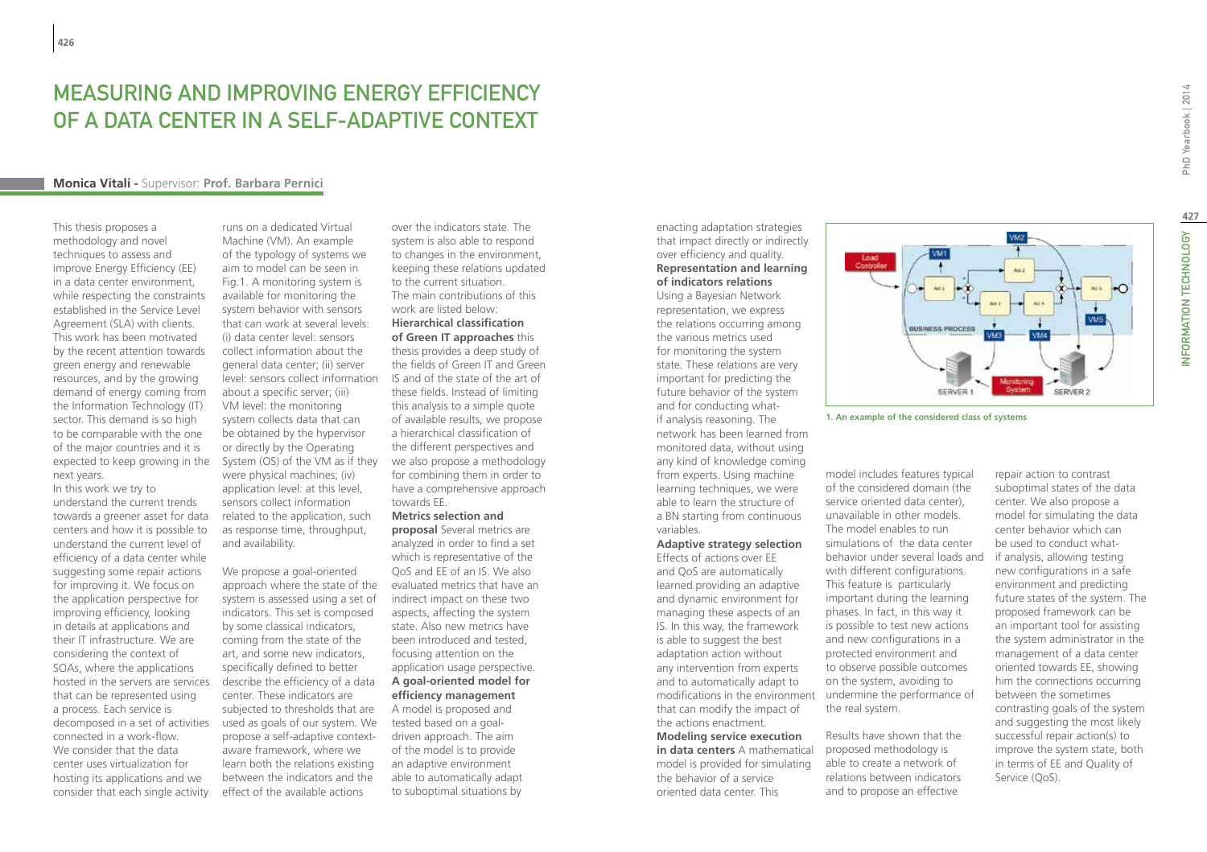# MEASURING AND IMPROVING ENERGY EFFICIENCY OF A DATA CENTER IN A SELF-ADAPTIVE CONTEXT

**Monica Vitali** - Supervisor: **Prof. Barbara Pernici**

This thesis proposes a methodology and novel techniques to assess and improve Energy Efficiency (EE) in a data center environment, while respecting the constraints established in the Service Level Agreement (SLA) with clients. This work has been motivated by the recent attention towards green energy and renewable resources, and by the growing demand of energy coming from the Information Technology (IT) sector. This demand is so high to be comparable with the one of the major countries and it is expected to keep growing in the next years.

In this work we try to understand the current trends towards a greener asset for data centers and how it is possible to understand the current level of efficiency of a data center while suggesting some repair actions for improving it. We focus on the application perspective for improving efficiency, looking in details at applications and their IT infrastructure. We are considering the context of SOAs, where the applications hosted in the servers are services that can be represented using a process. Each service is decomposed in a set of activities connected in a work-flow. We consider that the data center uses virtualization for hosting its applications and we consider that each single activity runs on a dedicated Virtual Machine (VM). An example of the typology of systems we aim to model can be seen in Fig.1. A monitoring system is available for monitoring the system behavior with sensors that can work at several levels: (i) data center level: sensors collect information about the general data center; (ii) server level: sensors collect information about a specific server; (iii) VM level: the monitoring system collects data that can be obtained by the hypervisor or directly by the Operating System (OS) of the VM as if they were physical machines; (iv) application level: at this level, sensors collect information related to the application, such as response time, throughput, and availability.

We propose a goal-oriented approach where the state of the system is assessed using a set of indicators. This set is composed by some classical indicators, coming from the state of the art, and some new indicators, specifically defined to better describe the efficiency of a data center. These indicators are subjected to thresholds that are used as goals of our system. We propose a self-adaptive context-aware framework, where we learn both the relations existing between the indicators and the effect of the available actions over the indicators state. The system is also able to respond to changes in the environment, keeping these relations updated to the current situation.

The main contributions of this work are listed below:

**Hierarchical classification of Green IT approaches** this thesis provides a deep study of the fields of Green IT and Green IS and of the state of the art of these fields. Instead of limiting this analysis to a simple quote of available results, we propose a hierarchical classification of the different perspectives and we also propose a methodology for combining them in order to have a comprehensive approach towards EE.

**Metrics selection and proposal** Several metrics are analyzed in order to find a set which is representative of the QoS and EE of an IS. We also evaluated metrics that have an indirect impact on these two aspects, affecting the system state. Also new metrics have been introduced and tested, focusing attention on the application usage perspective.

**A goal-oriented model for efficiency management** A model is proposed and tested based on a goal-driven approach. The aim of the model is to provide an adaptive environment able to automatically adapt to suboptimal situations by enacting adaptation strategies that impact directly or indirectly over efficiency and quality.

**Representation and learning of indicators relations** Using a Bayesian Network representation, we express the relations occurring among the various metrics used for monitoring the system state. These relations are very important for predicting the future behavior of the system and for conducting what-if analysis reasoning. The network has been learned from monitored data, without using any kind of knowledge coming from experts. Using machine learning techniques, we were able to learn the structure of a BN starting from continuous variables.

**Adaptive strategy selection** Effects of actions over EE and QoS are automatically learned providing an adaptive and dynamic environment for managing these aspects of an IS. In this way, the framework is able to suggest the best adaptation action without any intervention from experts and to automatically adapt to modifications in the environment that can modify the impact of the actions enactment.

**Modeling service execution in data centers** A mathematical model is provided for simulating the behavior of a service oriented data center. This model includes features typical of the considered domain (the service oriented data center), unavailable in other models. The model enables to run simulations of the data center behavior under several loads and with different configurations. This feature is particularly important during the learning phases. In fact, in this way it is possible to test new actions and new configurations in a protected environment and to observe possible outcomes on the system, avoiding to undermine the performance of the real system.

1. An example of the considered class of systems

Results have shown that the proposed methodology is able to create a network of relations between indicators and to propose an effective repair action to contrast suboptimal states of the data center. We also propose a model for simulating the data center behavior which can be used to conduct what-if analysis, allowing testing new configurations in a safe environment and predicting future states of the system. The proposed framework can be an important tool for assisting the system administrator in the management of a data center oriented towards EE, showing him the connections occurring between the sometimes contrasting goals of the system and suggesting the most likely successful repair action(s) to improve the system state, both in terms of EE and Quality of Service (QoS).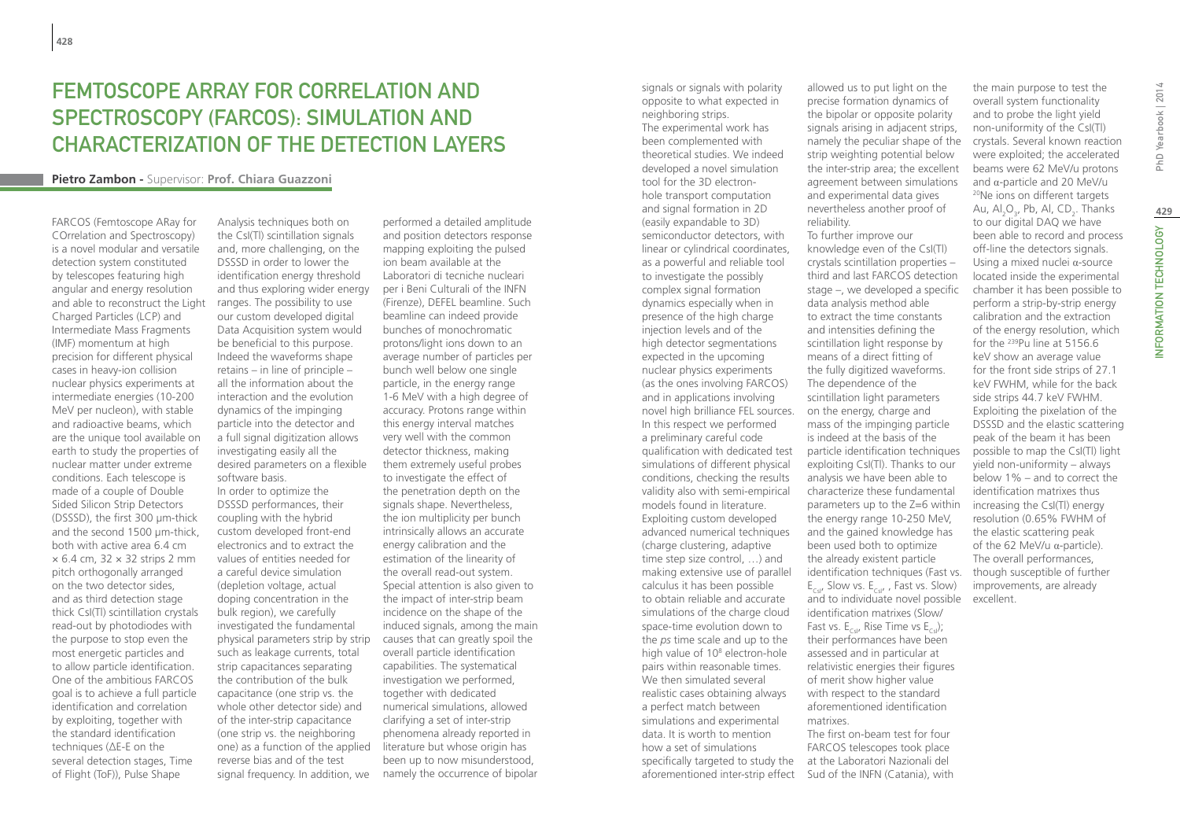# Femtoscope Array for Correlation and Spectroscopy (FARCOS): Simulation and Characterization of the Detection Layers

**Pietro Zambon** - Supervisor: **Prof. Chiara Guazzoni**

FARCOS (Femtoscope ARay for COrrelation and Spectroscopy) is a novel modular and versatile detection system constituted by telescopes featuring high angular and energy resolution and able to reconstruct the Light Charged Particles (LCP) and Intermediate Mass Fragments (IMF) momentum at high precision for different physical cases in heavy-ion collision nuclear physics experiments at intermediate energies (10-200 MeV per nucleon), with stable and radioactive beams, which are the unique tool available on earth to study the properties of nuclear matter under extreme conditions. Each telescope is made of a couple of Double Sided Silicon Strip Detectors (DSSSD), the first 300 µm-thick and the second 1500 µm-thick, both with active area 6.4 cm × 6.4 cm, 32 × 32 strips 2 mm pitch orthogonally arranged on the two detector sides, and as third detection stage thick CsI(Tl) scintillation crystals read-out by photodiodes with the purpose to stop even the most energetic particles and to allow particle identification. One of the ambitious FARCOS goal is to achieve a full particle identification and correlation by exploiting, together with the standard identification techniques (ΔE-E on the several detection stages, Time of Flight (ToF)), Pulse Shape Analysis techniques both on the CsI(Tl) scintillation signals and, more challenging, on the DSSSD in order to lower the identification energy threshold and thus exploring wider energy ranges. The possibility to use our custom developed digital Data Acquisition system would be beneficial to this purpose. Indeed the waveforms shape retains – in line of principle – all the information about the interaction and the evolution dynamics of the impinging particle into the detector and a full signal digitization allows investigating easily all the desired parameters on a flexible software basis.

In order to optimize the DSSSD performances, their coupling with the hybrid custom developed front-end electronics and to extract the values of entities needed for a careful device simulation (depletion voltage, actual doping concentration in the bulk region), we carefully investigated the fundamental physical parameters strip by strip such as leakage currents, total strip capacitances separating the contribution of the bulk capacitance (one strip vs. the whole other detector side) and of the inter-strip capacitance (one strip vs. the neighboring one) as a function of the applied reverse bias and of the test signal frequency. In addition, we performed a detailed amplitude and position detectors response mapping exploiting the pulsed ion beam available at the Laboratori di tecniche nucleari per i Beni Culturali of the INFN (Firenze), DEFEL beamline. Such beamline can indeed provide bunches of monochromatic protons/light ions down to an average number of particles per bunch well below one single particle, in the energy range 1-6 MeV with a high degree of accuracy. Protons range within this energy interval matches very well with the common detector thickness, making them extremely useful probes to investigate the effect of the penetration depth on the signals shape. Nevertheless, the ion multiplicity per bunch intrinsically allows an accurate energy calibration and the estimation of the linearity of the overall read-out system. Special attention is also given to the impact of inter-strip beam incidence on the shape of the induced signals, among the main causes that can greatly spoil the overall particle identification capabilities. The systematical investigation we performed, together with dedicated numerical simulations, allowed clarifying a set of inter-strip phenomena already reported in literature but whose origin has been up to now misunderstood, namely the occurrence of bipolar signals or signals with polarity opposite to what expected in neighboring strips.

The experimental work has been complemented with theoretical studies. We indeed developed a novel simulation tool for the 3D electron-hole transport computation and signal formation in 2D (easily expandable to 3D) semiconductor detectors, with linear or cylindrical coordinates, as a powerful and reliable tool to investigate the possibly complex signal formation dynamics especially when in presence of the high charge injection levels and of the high detector segmentations expected in the upcoming nuclear physics experiments (as the ones involving FARCOS) and in applications involving novel high brilliance FEL sources. In this respect we performed a preliminary careful code qualification with dedicated test simulations of different physical conditions, checking the results validity also with semi-empirical models found in literature. Exploiting custom developed advanced numerical techniques (charge clustering, adaptive time step size control, …) and making extensive use of parallel calculus it has been possible to obtain reliable and accurate simulations of the charge cloud space-time evolution down to the *ps* time scale and up to the high value of $10^8$ electron-hole pairs within reasonable times. We then simulated several realistic cases obtaining always a perfect match between simulations and experimental data. It is worth to mention how a set of simulations specifically targeted to study the aforementioned inter-strip effect allowed us to put light on the precise formation dynamics of the bipolar or opposite polarity signals arising in adjacent strips, namely the peculiar shape of the strip weighting potential below the inter-strip area; the excellent agreement between simulations and experimental data gives nevertheless another proof of reliability.

To further improve our knowledge even of the CsI(Tl) crystals scintillation properties – third and last FARCOS detection stage –, we developed a specific data analysis method able to extract the time constants and intensities defining the scintillation light response by means of a direct fitting of the fully digitized waveforms. The dependence of the scintillation light parameters on the energy, charge and mass of the impinging particle is indeed at the basis of the particle identification techniques exploiting CsI(Tl). Thanks to our analysis we have been able to characterize these fundamental parameters up to the Z=6 within the energy range 10-250 MeV, and the gained knowledge has been used both to optimize the already existent particle identification techniques (Fast vs. $E_{CsI}$, Slow vs. $E_{CsI}$ , Fast vs. Slow) and to individuate novel possible identification matrixes (Slow/Fast vs. $E_{CsI}$, Rise Time vs $E_{CsI}$); their performances have been assessed and in particular at relativistic energies their figures of merit show higher value with respect to the standard aforementioned identification matrixes.

The first on-beam test for four FARCOS telescopes took place at the Laboratori Nazionali del Sud of the INFN (Catania), with the main purpose to test the overall system functionality and to probe the light yield non-uniformity of the CsI(Tl) crystals. Several known reaction were exploited; the accelerated beams were 62 MeV/u protons and α-particle and 20 MeV/u $^{20}$Ne ions on different targets Au, $Al_2O_3$, Pb, Al, $CD_2$. Thanks to our digital DAQ we have been able to record and process off-line the detectors signals. Using a mixed nuclei α-source located inside the experimental chamber it has been possible to perform a strip-by-strip energy calibration and the extraction of the energy resolution, which for the $^{239}$Pu line at 5156.6 keV show an average value for the front side strips of 27.1 keV FWHM, while for the back side strips 44.7 keV FWHM. Exploiting the pixelation of the DSSSD and the elastic scattering peak of the beam it has been possible to map the CsI(Tl) light yield non-uniformity – always below 1% – and to correct the identification matrixes thus increasing the CsI(Tl) energy resolution (0.65% FWHM of the elastic scattering peak of the 62 MeV/u α-particle). The overall performances, though susceptible of further improvements, are already excellent.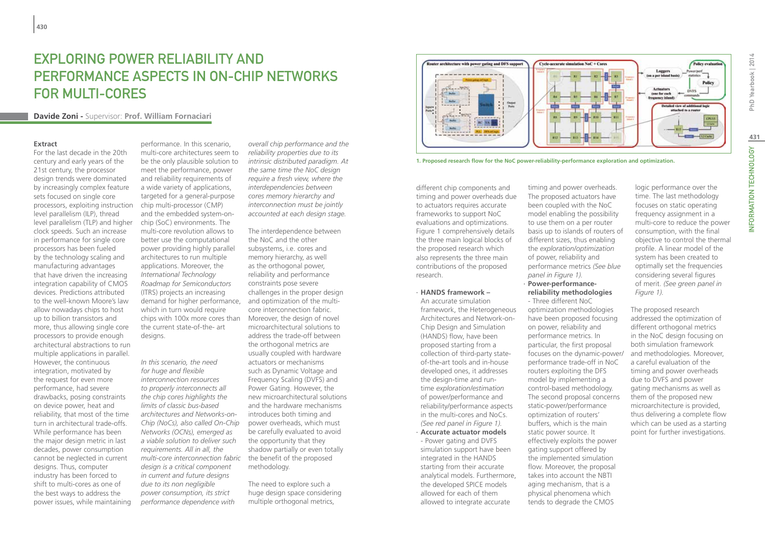# EXPLORING POWER RELIABILITY AND PERFORMANCE ASPECTS IN ON-CHIP NETWORKS FOR MULTI-CORES

**Davide Zoni** - Supervisor: **Prof. William Fornaciari**

### Extract

For the last decade in the 20th century and early years of the 21st century, the processor design trends were dominated by increasingly complex feature sets focused on single core processors, exploiting instruction level parallelism (ILP), thread level parallelism (TLP) and higher clock speeds. Such an increase in performance for single core processors has been fueled by the technology scaling and manufacturing advantages that have driven the increasing integration capability of CMOS devices. Predictions attributed to the well-known Moore's law allow nowadays chips to host up to billion transistors and more, thus allowing single core processors to provide enough architectural abstractions to run multiple applications in parallel. However, the continuous integration, motivated by the request for even more performance, had severe drawbacks, posing constraints on device power, heat and reliability, that most of the time turn in architectural trade-offs. While performance has been the major design metric in last decades, power consumption cannot be neglected in current designs. Thus, computer industry has been forced to shift to multi-cores as one of the best ways to address the power issues, while maintaining performance. In this scenario, multi-core architectures seem to be the only plausible solution to meet the performance, power and reliability requirements of a wide variety of applications, targeted for a general-purpose chip multi-processor (CMP) and the embedded system-on-chip (SoC) environments. The multi-core revolution allows to better use the computational power providing highly parallel architectures to run multiple applications. Moreover, the *International Technology Roadmap for Semiconductors* (ITRS) projects an increasing demand for higher performance, which in turn would require chips with 100x more cores than the current state-of-the- art designs.

*In this scenario, the need for huge and flexible interconnection resources to properly interconnects all the chip cores highlights the limits of classic bus-based architectures and Networks-on-Chip (NoCs), also called On-Chip Networks (OCNs), emerged as a viable solution to deliver such requirements. All in all, the multi-core interconnection fabric design is a critical component in current and future designs due to its non negligible power consumption, its strict performance dependence with overall chip performance and the reliability properties due to its intrinsic distributed paradigm. At the same time the NoC design require a fresh view, where the interdependencies between cores memory hierarchy and interconnection must be jointly accounted at each design stage.*

The interdependence between the NoC and the other subsystems, i.e. cores and memory hierarchy, as well as the orthogonal power, reliability and performance constraints pose severe challenges in the proper design and optimization of the multi-core interconnection fabric. Moreover, the design of novel microarchitectural solutions to address the trade-off between the orthogonal metrics are usually coupled with hardware actuators or mechanisms such as Dynamic Voltage and Frequency Scaling (DVFS) and Power Gating. However, the new microarchitectural solutions and the hardware mechanisms introduces both timing and power overheads, which must be carefully evaluated to avoid the opportunity that they shadow partially or even totally the benefit of the proposed methodology.

The need to explore such a huge design space considering multiple orthogonal metrics, different chip components and timing and power overheads due to actuators requires accurate frameworks to support NoC evaluations and optimizations. Figure 1 comprehensively details the three main logical blocks of the proposed research which also represents the three main contributions of the proposed research.

- **HANDS framework –** An accurate simulation framework, the Heterogeneous Architectures and Network-on-Chip Design and Simulation (HANDS) flow, have been proposed starting from a collection of third-party state-of-the-art tools and in-house developed ones, it addresses the design-time and run-time *exploration/estimation* of power/performance and reliability/performance aspects in the multi-cores and NoCs. *(See red panel in Figure 1).*
- **Accurate actuator models** - Power gating and DVFS simulation support have been integrated in the HANDS starting from their accurate analytical models. Furthermore, the developed SPICE models allowed for each of them allowed to integrate accurate timing and power overheads. The proposed actuators have been coupled with the NoC model enabling the possibility to use them on a per router basis up to islands of routers of different sizes, thus enabling the *exploration/optimization* of power, reliability and performance metrics *(See blue panel in Figure 1).*
- **Power-performance-reliability methodologies** - Three different NoC optimization methodologies have been proposed focusing on power, reliability and performance metrics. In particular, the first proposal focuses on the dynamic-power/performance trade-off in NoC routers exploiting the DFS model by implementing a control-based methodology. The second proposal concerns static-power/performance optimization of routers' buffers, which is the main static power source. It effectively exploits the power gating support offered by the implemented simulation flow. Moreover, the proposal takes into account the NBTI aging mechanism, that is a physical phenomena which tends to degrade the CMOS logic performance over the time. The last methodology focuses on static operating frequency assignment in a multi-core to reduce the power consumption, with the final objective to control the thermal profile. A linear model of the system has been created to optimally set the frequencies considering several figures of merit. *(See green panel in Figure 1).*

The proposed research addressed the optimization of different orthogonal metrics in the NoC design focusing on both simulation framework and methodologies. Moreover, a careful evaluation of the timing and power overheads due to DVFS and power gating mechanisms as well as them of the proposed new microarchitecture is provided, thus delivering a complete flow which can be used as a starting point for further investigations.

**1. Proposed research flow for the NoC power-reliability-performance exploration and optimization.**